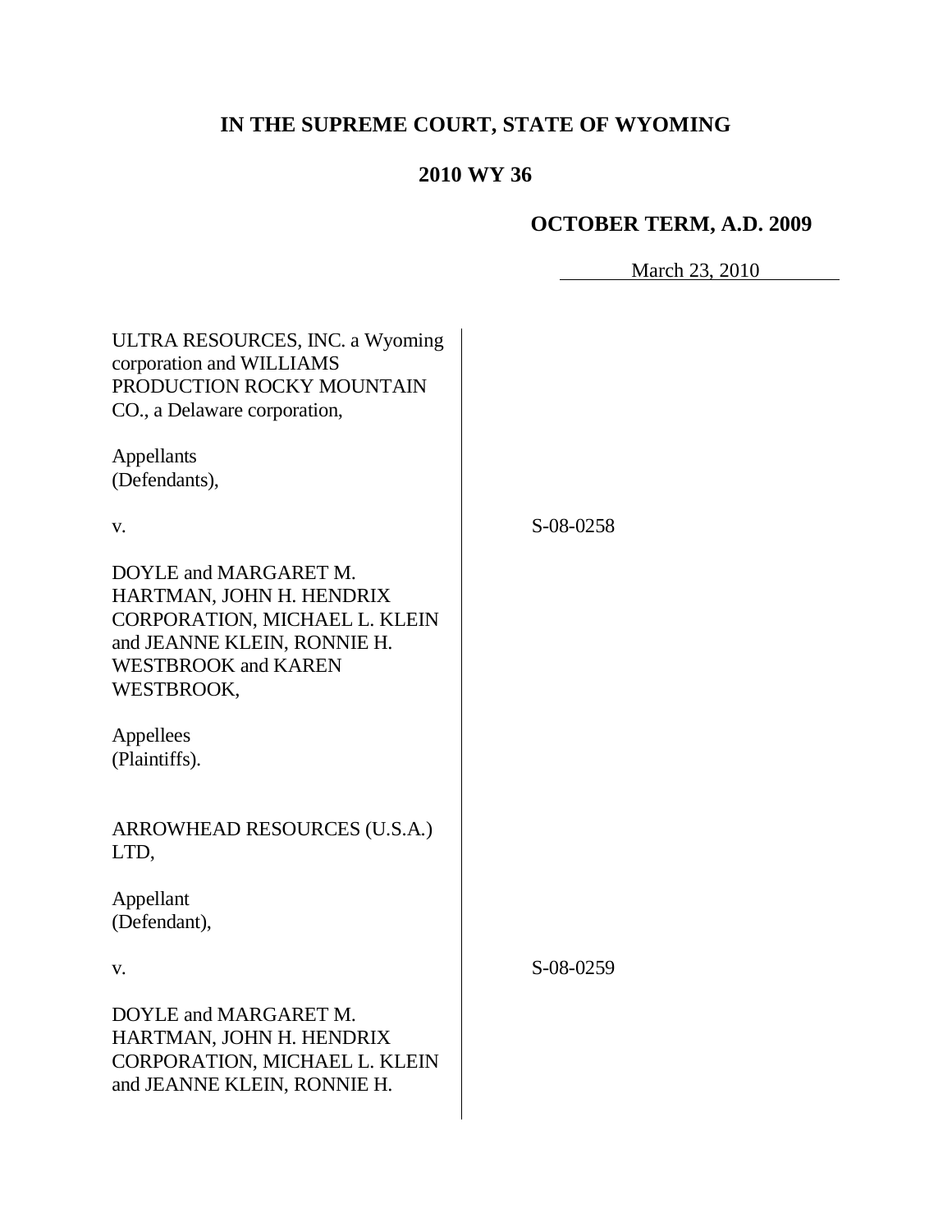# IN THE SUPREME COURT, STATE OF WYOMING

## 2010 WY 36

### OCTOBER TERM, A.D. 2009

March 23, 2010

ULTRA RESOURCES, INC. a Wyoming corporation and WILLIAMS PRODUCTION ROCKY MOUNTAIN CO., a Delaware corporation,

Appellants
(Defendants),

v.

DOYLE and MARGARET M. HARTMAN, JOHN H. HENDRIX CORPORATION, MICHAEL L. KLEIN and JEANNE KLEIN, RONNIE H. WESTBROOK and KAREN WESTBROOK,

Appellees
(Plaintiffs).

S-08-0258

ARROWHEAD RESOURCES (U.S.A.) LTD,

Appellant
(Defendant),

v.

DOYLE and MARGARET M. HARTMAN, JOHN H. HENDRIX CORPORATION, MICHAEL L. KLEIN and JEANNE KLEIN, RONNIE H.

S-08-0259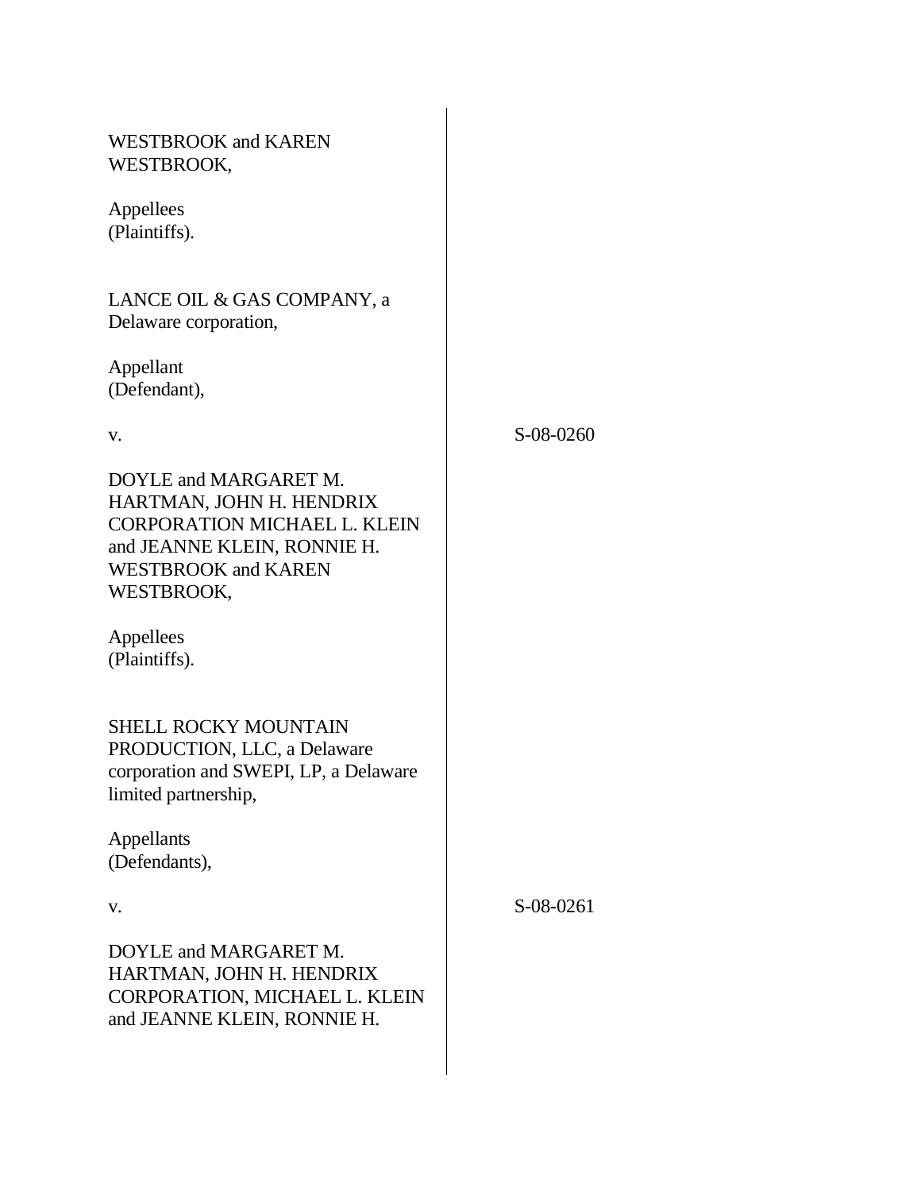WESTBROOK and KAREN WESTBROOK,

Appellees
(Plaintiffs).

LANCE OIL & GAS COMPANY, a Delaware corporation,

Appellant
(Defendant),

v. S-08-0260

DOYLE and MARGARET M. HARTMAN, JOHN H. HENDRIX CORPORATION MICHAEL L. KLEIN and JEANNE KLEIN, RONNIE H. WESTBROOK and KAREN WESTBROOK,

Appellees
(Plaintiffs).

SHELL ROCKY MOUNTAIN PRODUCTION, LLC, a Delaware corporation and SWEPI, LP, a Delaware limited partnership,

Appellants
(Defendants),

v. S-08-0261

DOYLE and MARGARET M. HARTMAN, JOHN H. HENDRIX CORPORATION, MICHAEL L. KLEIN and JEANNE KLEIN, RONNIE H.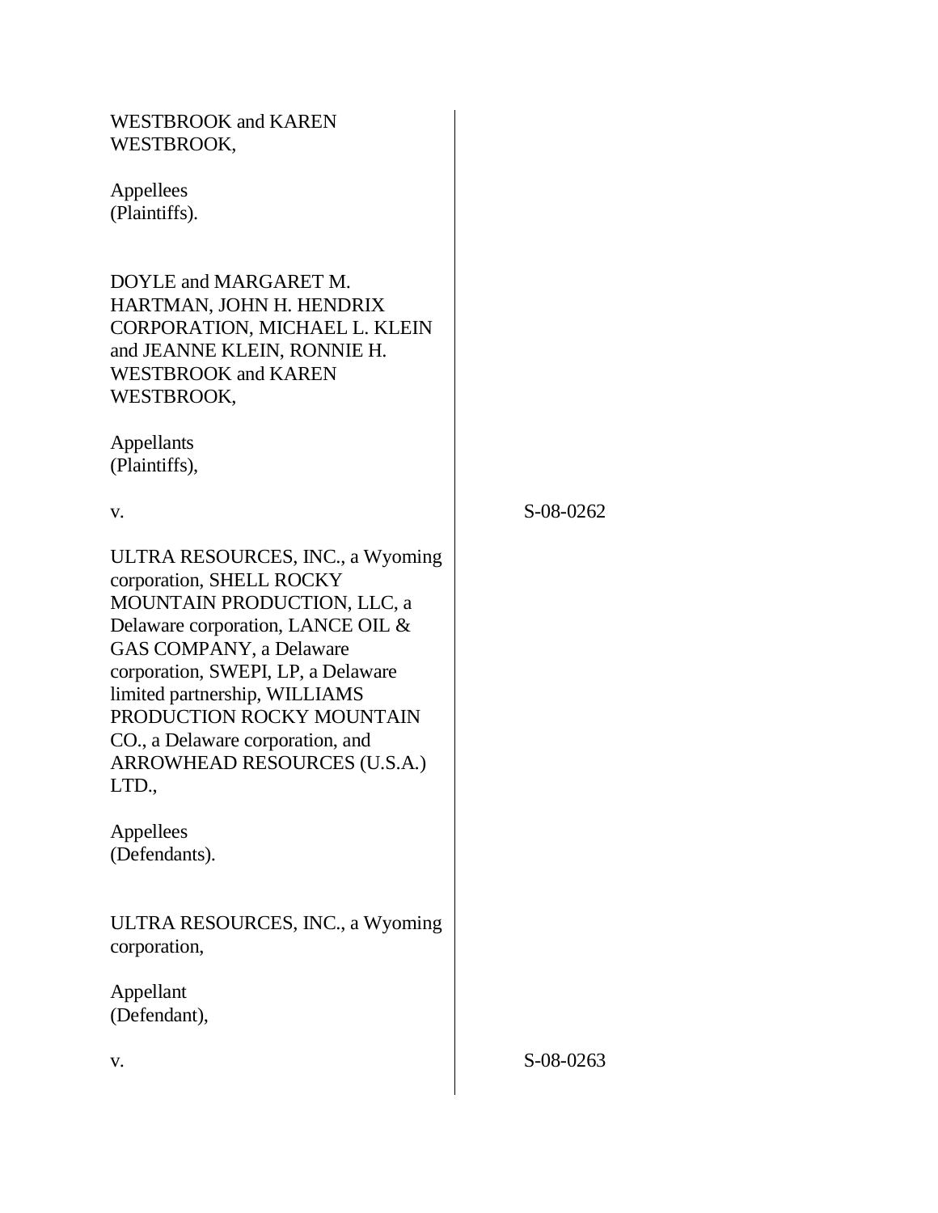WESTBROOK and KAREN WESTBROOK,

Appellees
(Plaintiffs).

DOYLE and MARGARET M. HARTMAN, JOHN H. HENDRIX CORPORATION, MICHAEL L. KLEIN and JEANNE KLEIN, RONNIE H. WESTBROOK and KAREN WESTBROOK,

Appellants
(Plaintiffs),

v. S-08-0262

ULTRA RESOURCES, INC., a Wyoming corporation, SHELL ROCKY MOUNTAIN PRODUCTION, LLC, a Delaware corporation, LANCE OIL & GAS COMPANY, a Delaware corporation, SWEPI, LP, a Delaware limited partnership, WILLIAMS PRODUCTION ROCKY MOUNTAIN CO., a Delaware corporation, and ARROWHEAD RESOURCES (U.S.A.) LTD.,

Appellees
(Defendants).

ULTRA RESOURCES, INC., a Wyoming corporation,

Appellant
(Defendant),

v. S-08-0263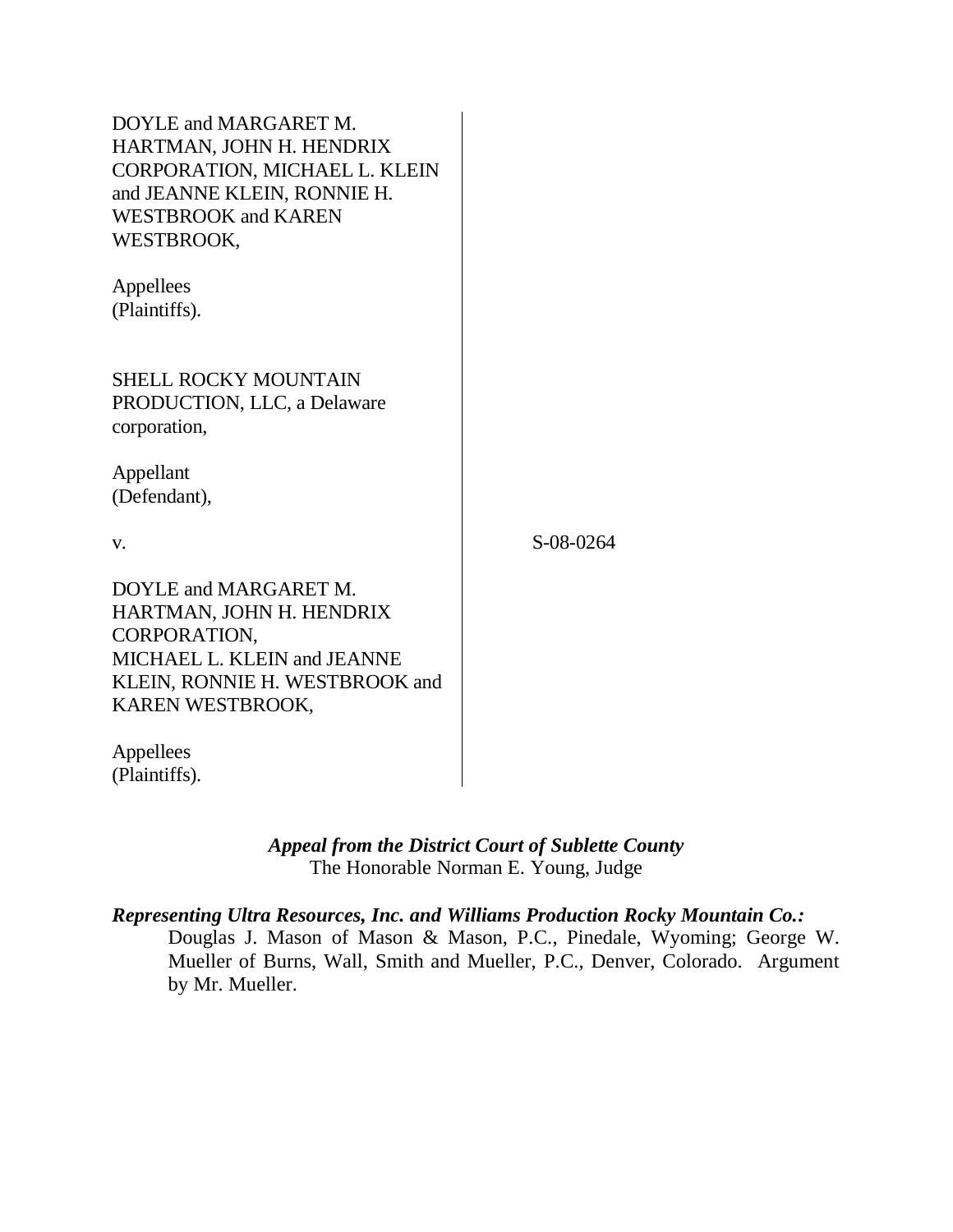DOYLE and MARGARET M. HARTMAN, JOHN H. HENDRIX CORPORATION, MICHAEL L. KLEIN and JEANNE KLEIN, RONNIE H. WESTBROOK and KAREN WESTBROOK,

Appellees
(Plaintiffs).

SHELL ROCKY MOUNTAIN PRODUCTION, LLC, a Delaware corporation,

Appellant
(Defendant),

v. S-08-0264

DOYLE and MARGARET M. HARTMAN, JOHN H. HENDRIX CORPORATION, MICHAEL L. KLEIN and JEANNE KLEIN, RONNIE H. WESTBROOK and KAREN WESTBROOK,

Appellees
(Plaintiffs).

***Appeal from the District Court of Sublette County***
The Honorable Norman E. Young, Judge

***Representing Ultra Resources, Inc. and Williams Production Rocky Mountain Co.:***
Douglas J. Mason of Mason & Mason, P.C., Pinedale, Wyoming; George W. Mueller of Burns, Wall, Smith and Mueller, P.C., Denver, Colorado. Argument by Mr. Mueller.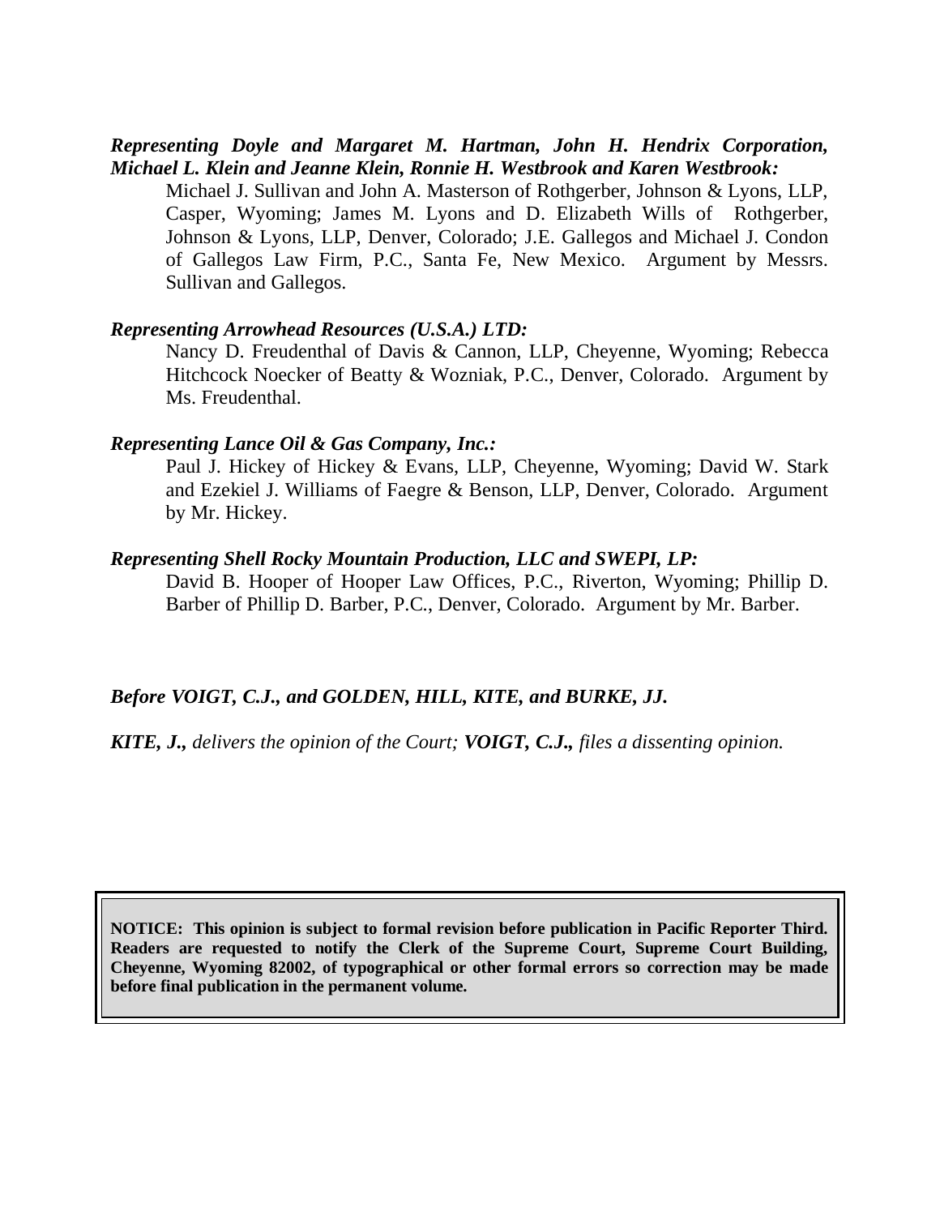***Representing Doyle and Margaret M. Hartman, John H. Hendrix Corporation, Michael L. Klein and Jeanne Klein, Ronnie H. Westbrook and Karen Westbrook:***

Michael J. Sullivan and John A. Masterson of Rothgerber, Johnson & Lyons, LLP, Casper, Wyoming; James M. Lyons and D. Elizabeth Wills of Rothgerber, Johnson & Lyons, LLP, Denver, Colorado; J.E. Gallegos and Michael J. Condon of Gallegos Law Firm, P.C., Santa Fe, New Mexico. Argument by Messrs. Sullivan and Gallegos.

***Representing Arrowhead Resources (U.S.A.) LTD:***

Nancy D. Freudenthal of Davis & Cannon, LLP, Cheyenne, Wyoming; Rebecca Hitchcock Noecker of Beatty & Wozniak, P.C., Denver, Colorado. Argument by Ms. Freudenthal.

***Representing Lance Oil & Gas Company, Inc.:***

Paul J. Hickey of Hickey & Evans, LLP, Cheyenne, Wyoming; David W. Stark and Ezekiel J. Williams of Faegre & Benson, LLP, Denver, Colorado. Argument by Mr. Hickey.

***Representing Shell Rocky Mountain Production, LLC and SWEPI, LP:***

David B. Hooper of Hooper Law Offices, P.C., Riverton, Wyoming; Phillip D. Barber of Phillip D. Barber, P.C., Denver, Colorado. Argument by Mr. Barber.

***Before VOIGT, C.J., and GOLDEN, HILL, KITE, and BURKE, JJ.***

***KITE, J.,*** *delivers the opinion of the Court;* ***VOIGT, C.J.,*** *files a dissenting opinion.*

**NOTICE: This opinion is subject to formal revision before publication in Pacific Reporter Third. Readers are requested to notify the Clerk of the Supreme Court, Supreme Court Building, Cheyenne, Wyoming 82002, of typographical or other formal errors so correction may be made before final publication in the permanent volume.**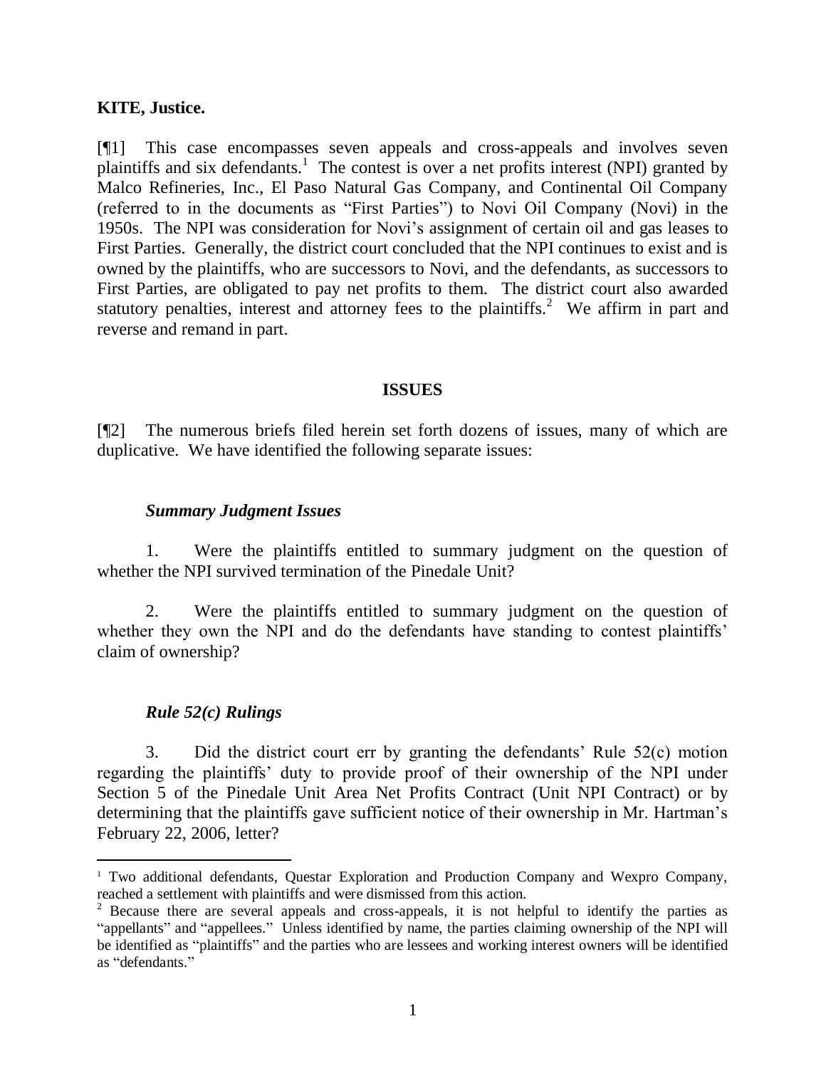**KITE, Justice.**

[¶1] This case encompasses seven appeals and cross-appeals and involves seven plaintiffs and six defendants.[1] The contest is over a net profits interest (NPI) granted by Malco Refineries, Inc., El Paso Natural Gas Company, and Continental Oil Company (referred to in the documents as "First Parties") to Novi Oil Company (Novi) in the 1950s. The NPI was consideration for Novi's assignment of certain oil and gas leases to First Parties. Generally, the district court concluded that the NPI continues to exist and is owned by the plaintiffs, who are successors to Novi, and the defendants, as successors to First Parties, are obligated to pay net profits to them. The district court also awarded statutory penalties, interest and attorney fees to the plaintiffs.[2] We affirm in part and reverse and remand in part.

## ISSUES

[¶2] The numerous briefs filed herein set forth dozens of issues, many of which are duplicative. We have identified the following separate issues:

### *Summary Judgment Issues*

1. Were the plaintiffs entitled to summary judgment on the question of whether the NPI survived termination of the Pinedale Unit?

2. Were the plaintiffs entitled to summary judgment on the question of whether they own the NPI and do the defendants have standing to contest plaintiffs' claim of ownership?

### *Rule 52(c) Rulings*

3. Did the district court err by granting the defendants' Rule 52(c) motion regarding the plaintiffs' duty to provide proof of their ownership of the NPI under Section 5 of the Pinedale Unit Area Net Profits Contract (Unit NPI Contract) or by determining that the plaintiffs gave sufficient notice of their ownership in Mr. Hartman's February 22, 2006, letter?

---

[1] Two additional defendants, Questar Exploration and Production Company and Wexpro Company, reached a settlement with plaintiffs and were dismissed from this action.

[2] Because there are several appeals and cross-appeals, it is not helpful to identify the parties as "appellants" and "appellees." Unless identified by name, the parties claiming ownership of the NPI will be identified as "plaintiffs" and the parties who are lessees and working interest owners will be identified as "defendants."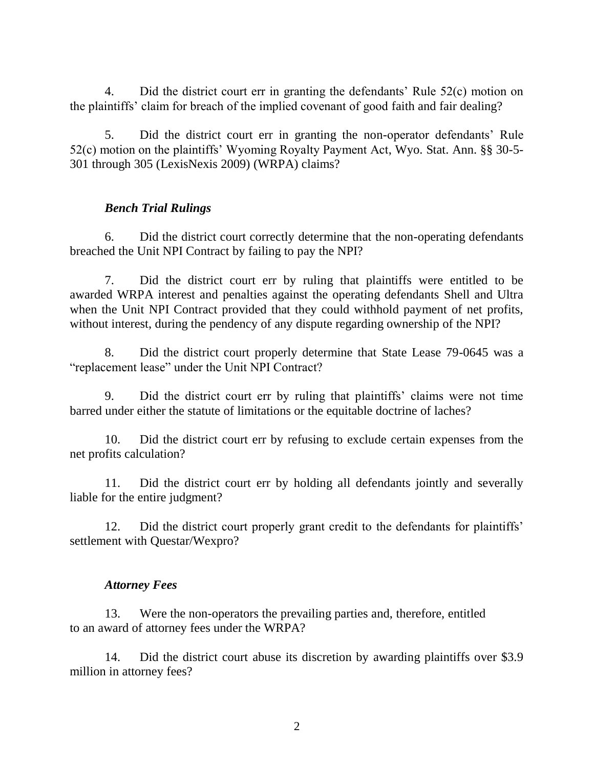4. Did the district court err in granting the defendants' Rule 52(c) motion on the plaintiffs' claim for breach of the implied covenant of good faith and fair dealing?

5. Did the district court err in granting the non-operator defendants' Rule 52(c) motion on the plaintiffs' Wyoming Royalty Payment Act, Wyo. Stat. Ann. §§ 30-5-301 through 305 (LexisNexis 2009) (WRPA) claims?

### *Bench Trial Rulings*

6. Did the district court correctly determine that the non-operating defendants breached the Unit NPI Contract by failing to pay the NPI?

7. Did the district court err by ruling that plaintiffs were entitled to be awarded WRPA interest and penalties against the operating defendants Shell and Ultra when the Unit NPI Contract provided that they could withhold payment of net profits, without interest, during the pendency of any dispute regarding ownership of the NPI?

8. Did the district court properly determine that State Lease 79-0645 was a "replacement lease" under the Unit NPI Contract?

9. Did the district court err by ruling that plaintiffs' claims were not time barred under either the statute of limitations or the equitable doctrine of laches?

10. Did the district court err by refusing to exclude certain expenses from the net profits calculation?

11. Did the district court err by holding all defendants jointly and severally liable for the entire judgment?

12. Did the district court properly grant credit to the defendants for plaintiffs' settlement with Questar/Wexpro?

### *Attorney Fees*

13. Were the non-operators the prevailing parties and, therefore, entitled to an award of attorney fees under the WRPA?

14. Did the district court abuse its discretion by awarding plaintiffs over $3.9 million in attorney fees?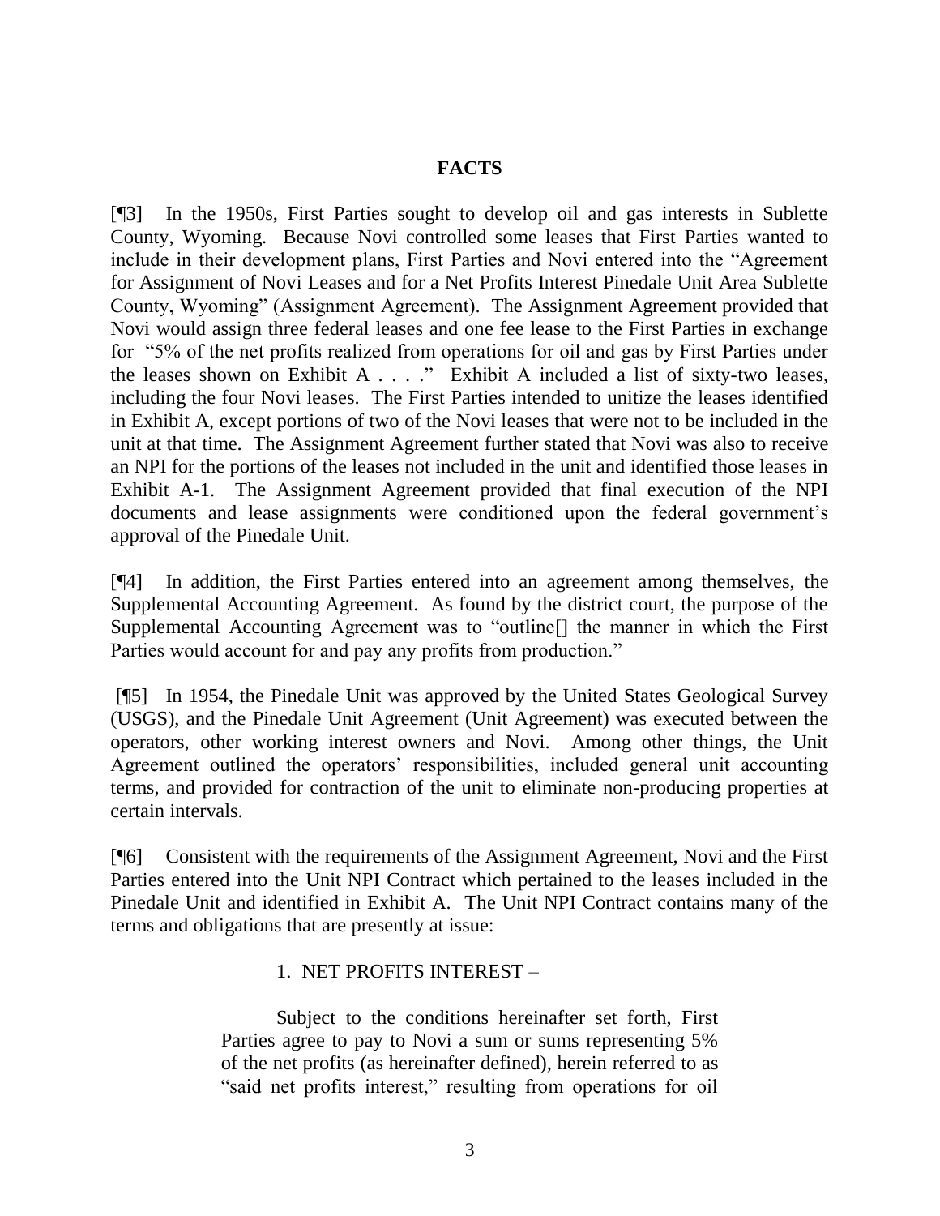## FACTS

[¶3] In the 1950s, First Parties sought to develop oil and gas interests in Sublette County, Wyoming. Because Novi controlled some leases that First Parties wanted to include in their development plans, First Parties and Novi entered into the "Agreement for Assignment of Novi Leases and for a Net Profits Interest Pinedale Unit Area Sublette County, Wyoming" (Assignment Agreement). The Assignment Agreement provided that Novi would assign three federal leases and one fee lease to the First Parties in exchange for "5% of the net profits realized from operations for oil and gas by First Parties under the leases shown on Exhibit A . . . ." Exhibit A included a list of sixty-two leases, including the four Novi leases. The First Parties intended to unitize the leases identified in Exhibit A, except portions of two of the Novi leases that were not to be included in the unit at that time. The Assignment Agreement further stated that Novi was also to receive an NPI for the portions of the leases not included in the unit and identified those leases in Exhibit A-1. The Assignment Agreement provided that final execution of the NPI documents and lease assignments were conditioned upon the federal government's approval of the Pinedale Unit.

[¶4] In addition, the First Parties entered into an agreement among themselves, the Supplemental Accounting Agreement. As found by the district court, the purpose of the Supplemental Accounting Agreement was to "outline[] the manner in which the First Parties would account for and pay any profits from production."

[¶5] In 1954, the Pinedale Unit was approved by the United States Geological Survey (USGS), and the Pinedale Unit Agreement (Unit Agreement) was executed between the operators, other working interest owners and Novi. Among other things, the Unit Agreement outlined the operators' responsibilities, included general unit accounting terms, and provided for contraction of the unit to eliminate non-producing properties at certain intervals.

[¶6] Consistent with the requirements of the Assignment Agreement, Novi and the First Parties entered into the Unit NPI Contract which pertained to the leases included in the Pinedale Unit and identified in Exhibit A. The Unit NPI Contract contains many of the terms and obligations that are presently at issue:

> 1. NET PROFITS INTEREST –
>
> Subject to the conditions hereinafter set forth, First Parties agree to pay to Novi a sum or sums representing 5% of the net profits (as hereinafter defined), herein referred to as "said net profits interest," resulting from operations for oil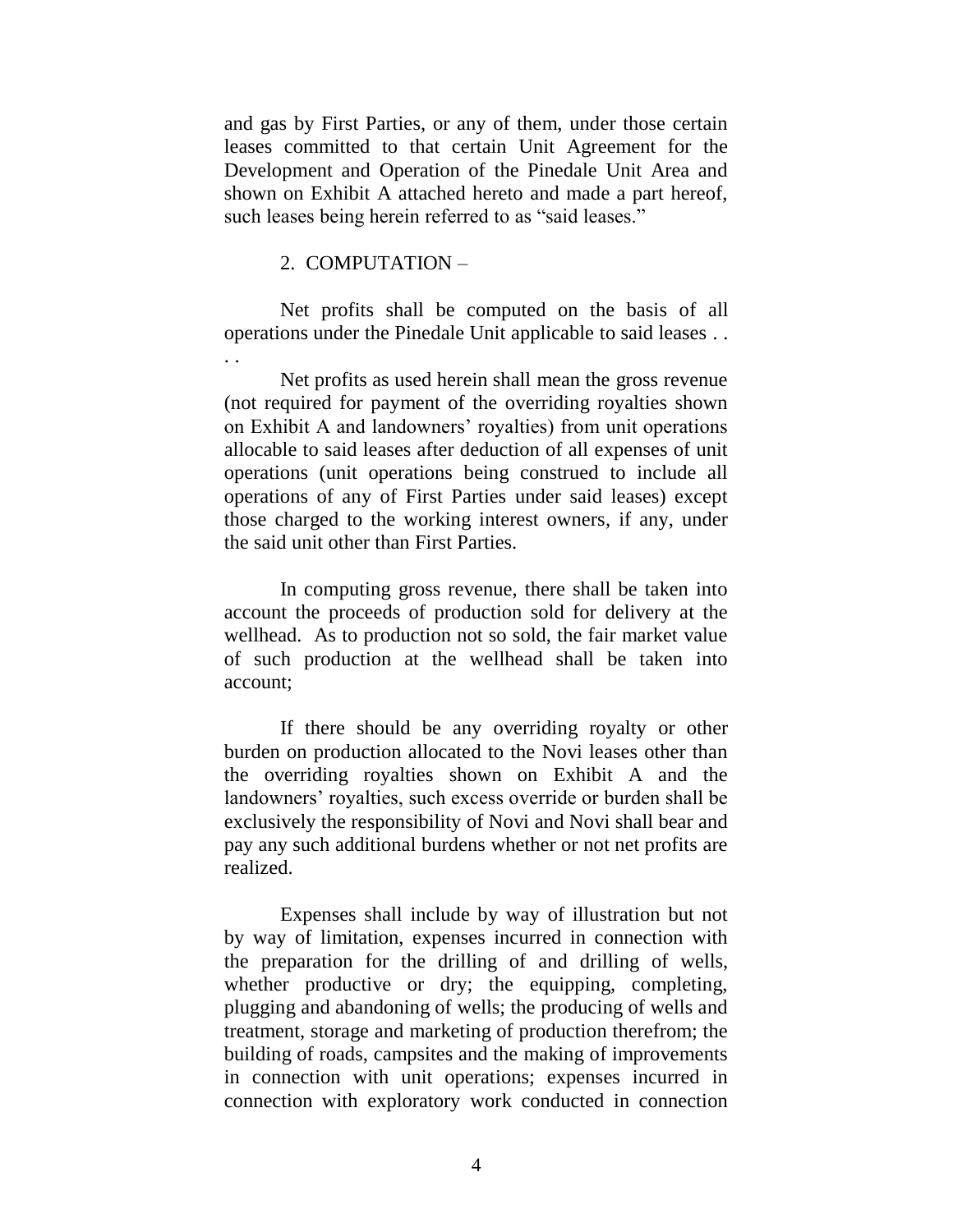and gas by First Parties, or any of them, under those certain leases committed to that certain Unit Agreement for the Development and Operation of the Pinedale Unit Area and shown on Exhibit A attached hereto and made a part hereof, such leases being herein referred to as "said leases."

2. COMPUTATION –

Net profits shall be computed on the basis of all operations under the Pinedale Unit applicable to said leases . . . .

Net profits as used herein shall mean the gross revenue (not required for payment of the overriding royalties shown on Exhibit A and landowners' royalties) from unit operations allocable to said leases after deduction of all expenses of unit operations (unit operations being construed to include all operations of any of First Parties under said leases) except those charged to the working interest owners, if any, under the said unit other than First Parties.

In computing gross revenue, there shall be taken into account the proceeds of production sold for delivery at the wellhead. As to production not so sold, the fair market value of such production at the wellhead shall be taken into account;

If there should be any overriding royalty or other burden on production allocated to the Novi leases other than the overriding royalties shown on Exhibit A and the landowners' royalties, such excess override or burden shall be exclusively the responsibility of Novi and Novi shall bear and pay any such additional burdens whether or not net profits are realized.

Expenses shall include by way of illustration but not by way of limitation, expenses incurred in connection with the preparation for the drilling of and drilling of wells, whether productive or dry; the equipping, completing, plugging and abandoning of wells; the producing of wells and treatment, storage and marketing of production therefrom; the building of roads, campsites and the making of improvements in connection with unit operations; expenses incurred in connection with exploratory work conducted in connection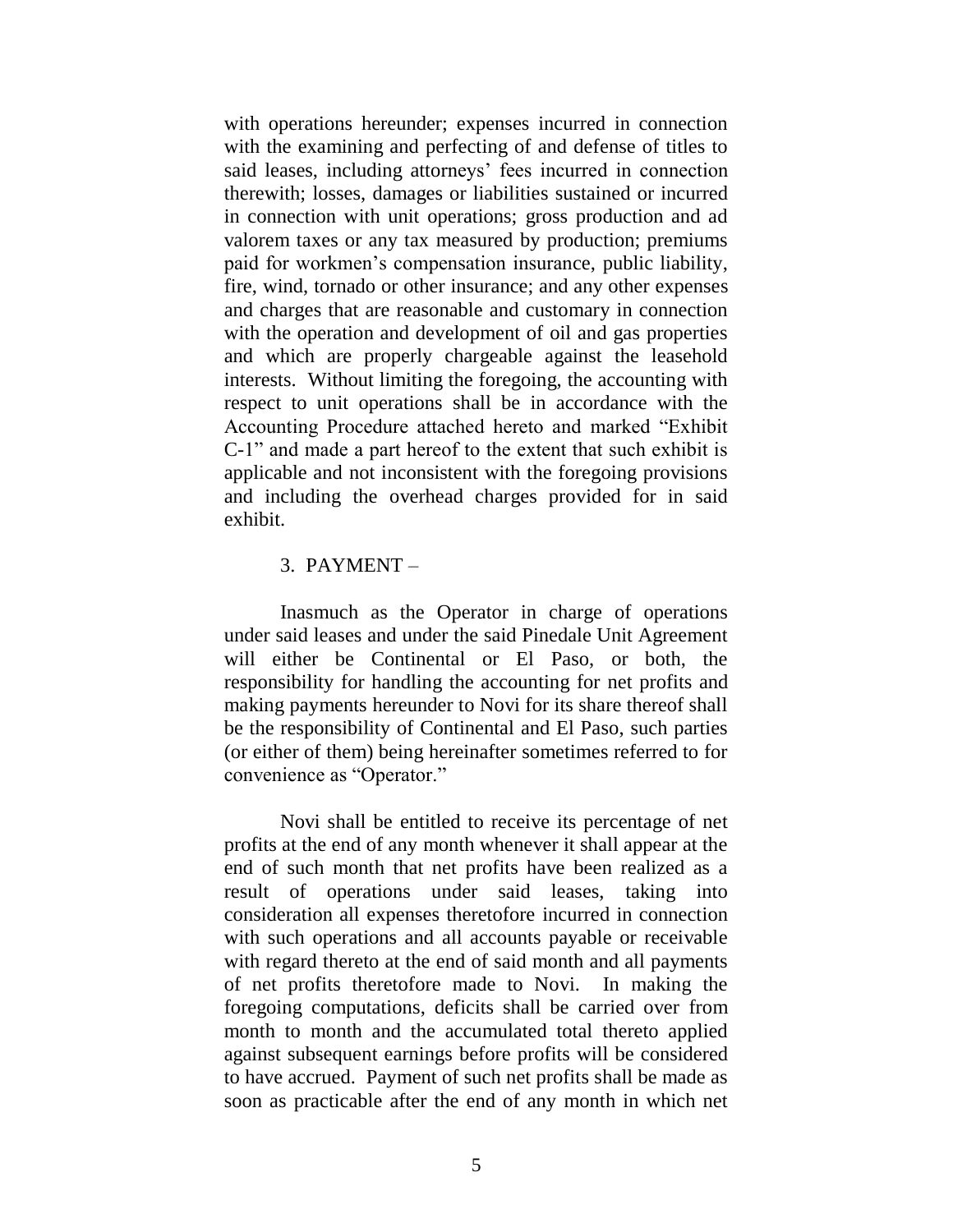with operations hereunder; expenses incurred in connection with the examining and perfecting of and defense of titles to said leases, including attorneys' fees incurred in connection therewith; losses, damages or liabilities sustained or incurred in connection with unit operations; gross production and ad valorem taxes or any tax measured by production; premiums paid for workmen's compensation insurance, public liability, fire, wind, tornado or other insurance; and any other expenses and charges that are reasonable and customary in connection with the operation and development of oil and gas properties and which are properly chargeable against the leasehold interests. Without limiting the foregoing, the accounting with respect to unit operations shall be in accordance with the Accounting Procedure attached hereto and marked "Exhibit C-1" and made a part hereof to the extent that such exhibit is applicable and not inconsistent with the foregoing provisions and including the overhead charges provided for in said exhibit.

3. PAYMENT –

Inasmuch as the Operator in charge of operations under said leases and under the said Pinedale Unit Agreement will either be Continental or El Paso, or both, the responsibility for handling the accounting for net profits and making payments hereunder to Novi for its share thereof shall be the responsibility of Continental and El Paso, such parties (or either of them) being hereinafter sometimes referred to for convenience as "Operator."

Novi shall be entitled to receive its percentage of net profits at the end of any month whenever it shall appear at the end of such month that net profits have been realized as a result of operations under said leases, taking into consideration all expenses theretofore incurred in connection with such operations and all accounts payable or receivable with regard thereto at the end of said month and all payments of net profits theretofore made to Novi. In making the foregoing computations, deficits shall be carried over from month to month and the accumulated total thereto applied against subsequent earnings before profits will be considered to have accrued. Payment of such net profits shall be made as soon as practicable after the end of any month in which net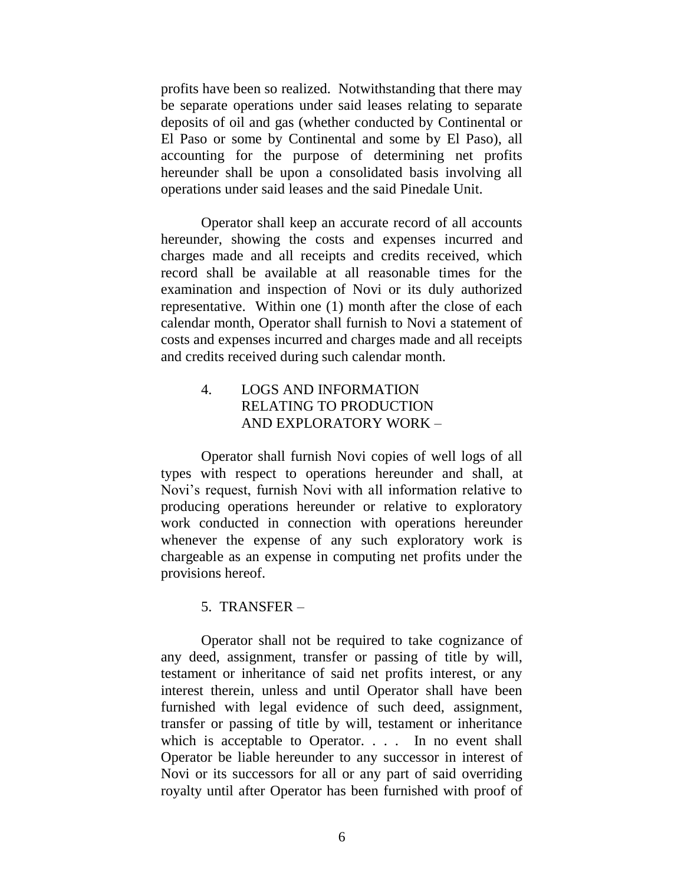profits have been so realized. Notwithstanding that there may be separate operations under said leases relating to separate deposits of oil and gas (whether conducted by Continental or El Paso or some by Continental and some by El Paso), all accounting for the purpose of determining net profits hereunder shall be upon a consolidated basis involving all operations under said leases and the said Pinedale Unit.

Operator shall keep an accurate record of all accounts hereunder, showing the costs and expenses incurred and charges made and all receipts and credits received, which record shall be available at all reasonable times for the examination and inspection of Novi or its duly authorized representative. Within one (1) month after the close of each calendar month, Operator shall furnish to Novi a statement of costs and expenses incurred and charges made and all receipts and credits received during such calendar month.

4. LOGS AND INFORMATION RELATING TO PRODUCTION AND EXPLORATORY WORK –

Operator shall furnish Novi copies of well logs of all types with respect to operations hereunder and shall, at Novi's request, furnish Novi with all information relative to producing operations hereunder or relative to exploratory work conducted in connection with operations hereunder whenever the expense of any such exploratory work is chargeable as an expense in computing net profits under the provisions hereof.

5. TRANSFER –

Operator shall not be required to take cognizance of any deed, assignment, transfer or passing of title by will, testament or inheritance of said net profits interest, or any interest therein, unless and until Operator shall have been furnished with legal evidence of such deed, assignment, transfer or passing of title by will, testament or inheritance which is acceptable to Operator. . . . In no event shall Operator be liable hereunder to any successor in interest of Novi or its successors for all or any part of said overriding royalty until after Operator has been furnished with proof of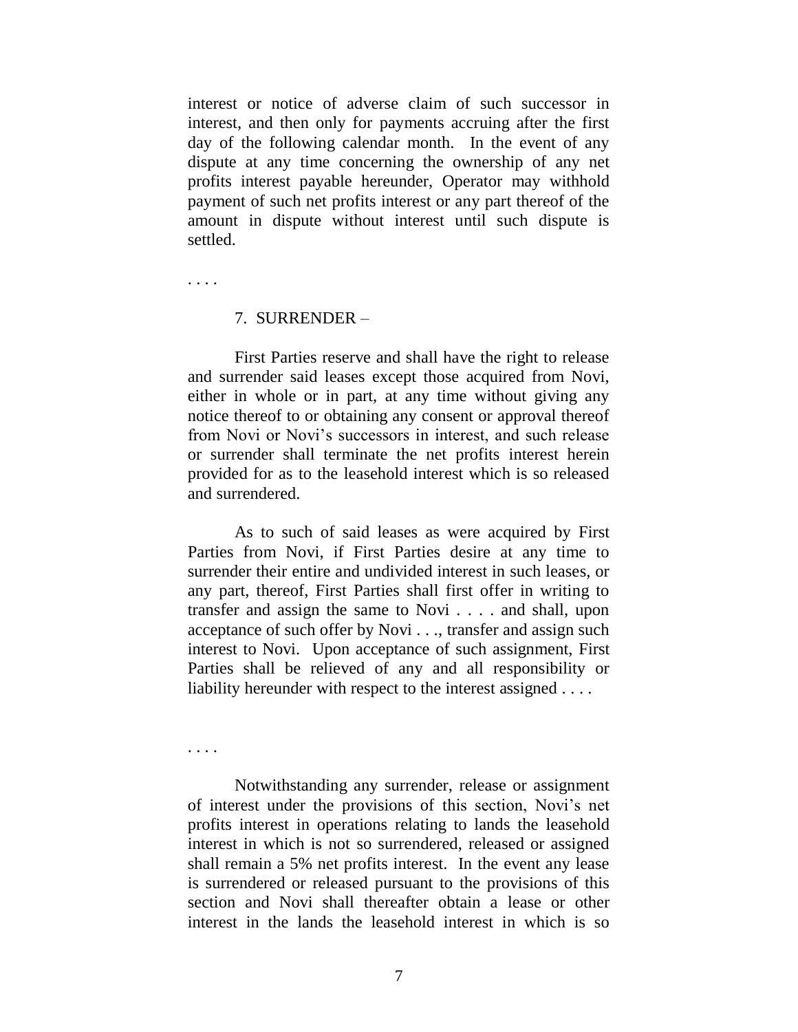interest or notice of adverse claim of such successor in interest, and then only for payments accruing after the first day of the following calendar month. In the event of any dispute at any time concerning the ownership of any net profits interest payable hereunder, Operator may withhold payment of such net profits interest or any part thereof of the amount in dispute without interest until such dispute is settled.

. . . .

7. SURRENDER –

First Parties reserve and shall have the right to release and surrender said leases except those acquired from Novi, either in whole or in part, at any time without giving any notice thereof to or obtaining any consent or approval thereof from Novi or Novi's successors in interest, and such release or surrender shall terminate the net profits interest herein provided for as to the leasehold interest which is so released and surrendered.

As to such of said leases as were acquired by First Parties from Novi, if First Parties desire at any time to surrender their entire and undivided interest in such leases, or any part, thereof, First Parties shall first offer in writing to transfer and assign the same to Novi . . . . and shall, upon acceptance of such offer by Novi . . ., transfer and assign such interest to Novi. Upon acceptance of such assignment, First Parties shall be relieved of any and all responsibility or liability hereunder with respect to the interest assigned . . . .

. . . .

Notwithstanding any surrender, release or assignment of interest under the provisions of this section, Novi's net profits interest in operations relating to lands the leasehold interest in which is not so surrendered, released or assigned shall remain a 5% net profits interest. In the event any lease is surrendered or released pursuant to the provisions of this section and Novi shall thereafter obtain a lease or other interest in the lands the leasehold interest in which is so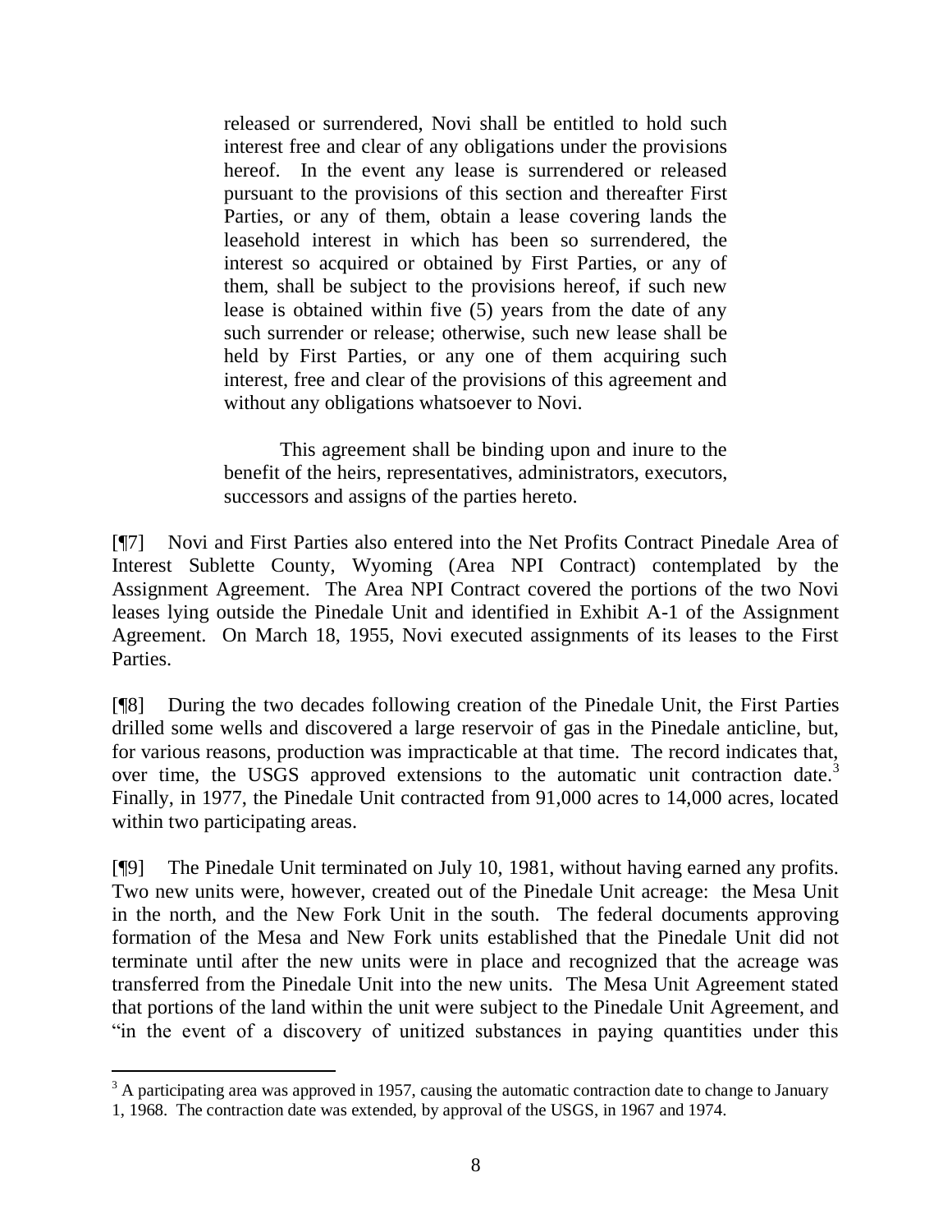> released or surrendered, Novi shall be entitled to hold such interest free and clear of any obligations under the provisions hereof. In the event any lease is surrendered or released pursuant to the provisions of this section and thereafter First Parties, or any of them, obtain a lease covering lands the leasehold interest in which has been so surrendered, the interest so acquired or obtained by First Parties, or any of them, shall be subject to the provisions hereof, if such new lease is obtained within five (5) years from the date of any such surrender or release; otherwise, such new lease shall be held by First Parties, or any one of them acquiring such interest, free and clear of the provisions of this agreement and without any obligations whatsoever to Novi.
>
> This agreement shall be binding upon and inure to the benefit of the heirs, representatives, administrators, executors, successors and assigns of the parties hereto.

[¶7] Novi and First Parties also entered into the Net Profits Contract Pinedale Area of Interest Sublette County, Wyoming (Area NPI Contract) contemplated by the Assignment Agreement. The Area NPI Contract covered the portions of the two Novi leases lying outside the Pinedale Unit and identified in Exhibit A-1 of the Assignment Agreement. On March 18, 1955, Novi executed assignments of its leases to the First Parties.

[¶8] During the two decades following creation of the Pinedale Unit, the First Parties drilled some wells and discovered a large reservoir of gas in the Pinedale anticline, but, for various reasons, production was impracticable at that time. The record indicates that, over time, the USGS approved extensions to the automatic unit contraction date.[3] Finally, in 1977, the Pinedale Unit contracted from 91,000 acres to 14,000 acres, located within two participating areas.

[¶9] The Pinedale Unit terminated on July 10, 1981, without having earned any profits. Two new units were, however, created out of the Pinedale Unit acreage: the Mesa Unit in the north, and the New Fork Unit in the south. The federal documents approving formation of the Mesa and New Fork units established that the Pinedale Unit did not terminate until after the new units were in place and recognized that the acreage was transferred from the Pinedale Unit into the new units. The Mesa Unit Agreement stated that portions of the land within the unit were subject to the Pinedale Unit Agreement, and "in the event of a discovery of unitized substances in paying quantities under this

---

[3] A participating area was approved in 1957, causing the automatic contraction date to change to January 1, 1968. The contraction date was extended, by approval of the USGS, in 1967 and 1974.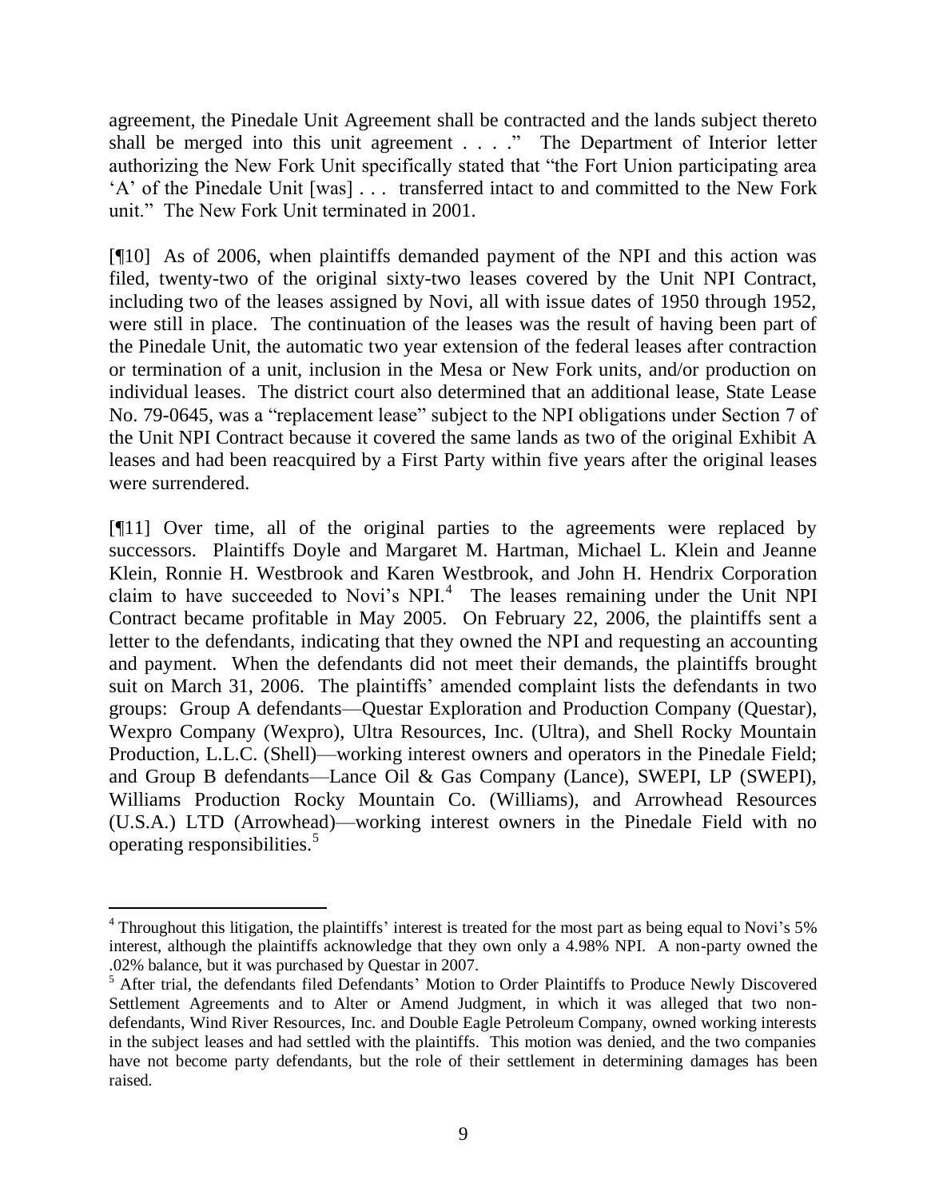agreement, the Pinedale Unit Agreement shall be contracted and the lands subject thereto shall be merged into this unit agreement . . . ." The Department of Interior letter authorizing the New Fork Unit specifically stated that "the Fort Union participating area 'A' of the Pinedale Unit [was] . . . transferred intact to and committed to the New Fork unit." The New Fork Unit terminated in 2001.

[¶10] As of 2006, when plaintiffs demanded payment of the NPI and this action was filed, twenty-two of the original sixty-two leases covered by the Unit NPI Contract, including two of the leases assigned by Novi, all with issue dates of 1950 through 1952, were still in place. The continuation of the leases was the result of having been part of the Pinedale Unit, the automatic two year extension of the federal leases after contraction or termination of a unit, inclusion in the Mesa or New Fork units, and/or production on individual leases. The district court also determined that an additional lease, State Lease No. 79-0645, was a "replacement lease" subject to the NPI obligations under Section 7 of the Unit NPI Contract because it covered the same lands as two of the original Exhibit A leases and had been reacquired by a First Party within five years after the original leases were surrendered.

[¶11] Over time, all of the original parties to the agreements were replaced by successors. Plaintiffs Doyle and Margaret M. Hartman, Michael L. Klein and Jeanne Klein, Ronnie H. Westbrook and Karen Westbrook, and John H. Hendrix Corporation claim to have succeeded to Novi's NPI.[4] The leases remaining under the Unit NPI Contract became profitable in May 2005. On February 22, 2006, the plaintiffs sent a letter to the defendants, indicating that they owned the NPI and requesting an accounting and payment. When the defendants did not meet their demands, the plaintiffs brought suit on March 31, 2006. The plaintiffs' amended complaint lists the defendants in two groups: Group A defendants—Questar Exploration and Production Company (Questar), Wexpro Company (Wexpro), Ultra Resources, Inc. (Ultra), and Shell Rocky Mountain Production, L.L.C. (Shell)—working interest owners and operators in the Pinedale Field; and Group B defendants—Lance Oil & Gas Company (Lance), SWEPI, LP (SWEPI), Williams Production Rocky Mountain Co. (Williams), and Arrowhead Resources (U.S.A.) LTD (Arrowhead)—working interest owners in the Pinedale Field with no operating responsibilities.[5]

---

[4] Throughout this litigation, the plaintiffs' interest is treated for the most part as being equal to Novi's 5% interest, although the plaintiffs acknowledge that they own only a 4.98% NPI. A non-party owned the .02% balance, but it was purchased by Questar in 2007.

[5] After trial, the defendants filed Defendants' Motion to Order Plaintiffs to Produce Newly Discovered Settlement Agreements and to Alter or Amend Judgment, in which it was alleged that two non-defendants, Wind River Resources, Inc. and Double Eagle Petroleum Company, owned working interests in the subject leases and had settled with the plaintiffs. This motion was denied, and the two companies have not become party defendants, but the role of their settlement in determining damages has been raised.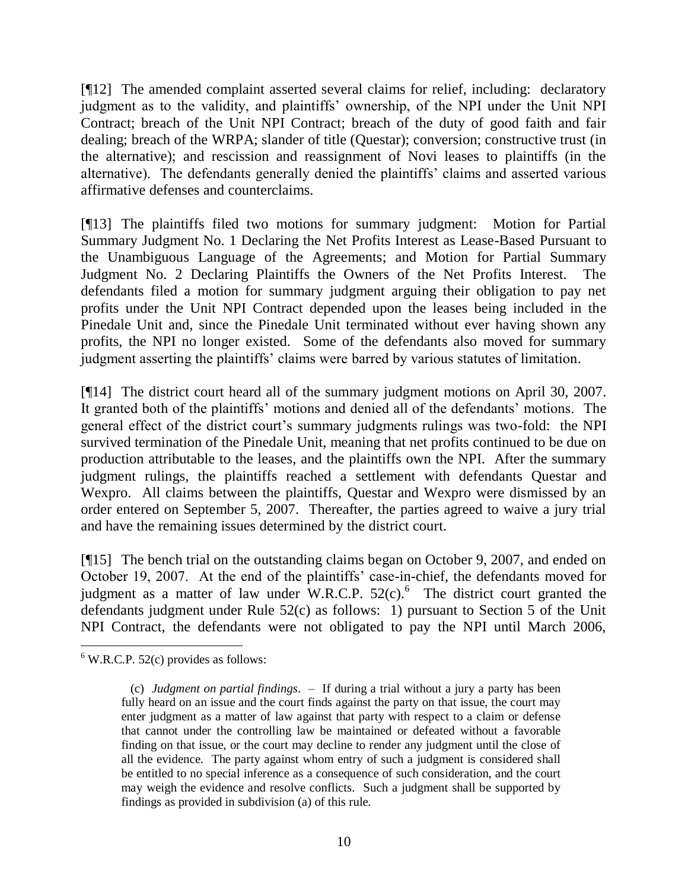[¶12] The amended complaint asserted several claims for relief, including: declaratory judgment as to the validity, and plaintiffs' ownership, of the NPI under the Unit NPI Contract; breach of the Unit NPI Contract; breach of the duty of good faith and fair dealing; breach of the WRPA; slander of title (Questar); conversion; constructive trust (in the alternative); and rescission and reassignment of Novi leases to plaintiffs (in the alternative). The defendants generally denied the plaintiffs' claims and asserted various affirmative defenses and counterclaims.

[¶13] The plaintiffs filed two motions for summary judgment: Motion for Partial Summary Judgment No. 1 Declaring the Net Profits Interest as Lease-Based Pursuant to the Unambiguous Language of the Agreements; and Motion for Partial Summary Judgment No. 2 Declaring Plaintiffs the Owners of the Net Profits Interest. The defendants filed a motion for summary judgment arguing their obligation to pay net profits under the Unit NPI Contract depended upon the leases being included in the Pinedale Unit and, since the Pinedale Unit terminated without ever having shown any profits, the NPI no longer existed. Some of the defendants also moved for summary judgment asserting the plaintiffs' claims were barred by various statutes of limitation.

[¶14] The district court heard all of the summary judgment motions on April 30, 2007. It granted both of the plaintiffs' motions and denied all of the defendants' motions. The general effect of the district court's summary judgments rulings was two-fold: the NPI survived termination of the Pinedale Unit, meaning that net profits continued to be due on production attributable to the leases, and the plaintiffs own the NPI. After the summary judgment rulings, the plaintiffs reached a settlement with defendants Questar and Wexpro. All claims between the plaintiffs, Questar and Wexpro were dismissed by an order entered on September 5, 2007. Thereafter, the parties agreed to waive a jury trial and have the remaining issues determined by the district court.

[¶15] The bench trial on the outstanding claims began on October 9, 2007, and ended on October 19, 2007. At the end of the plaintiffs' case-in-chief, the defendants moved for judgment as a matter of law under W.R.C.P. 52(c).[6] The district court granted the defendants judgment under Rule 52(c) as follows: 1) pursuant to Section 5 of the Unit NPI Contract, the defendants were not obligated to pay the NPI until March 2006,

---

[6] W.R.C.P. 52(c) provides as follows:

> (c) *Judgment on partial findings*. – If during a trial without a jury a party has been fully heard on an issue and the court finds against the party on that issue, the court may enter judgment as a matter of law against that party with respect to a claim or defense that cannot under the controlling law be maintained or defeated without a favorable finding on that issue, or the court may decline to render any judgment until the close of all the evidence. The party against whom entry of such a judgment is considered shall be entitled to no special inference as a consequence of such consideration, and the court may weigh the evidence and resolve conflicts. Such a judgment shall be supported by findings as provided in subdivision (a) of this rule.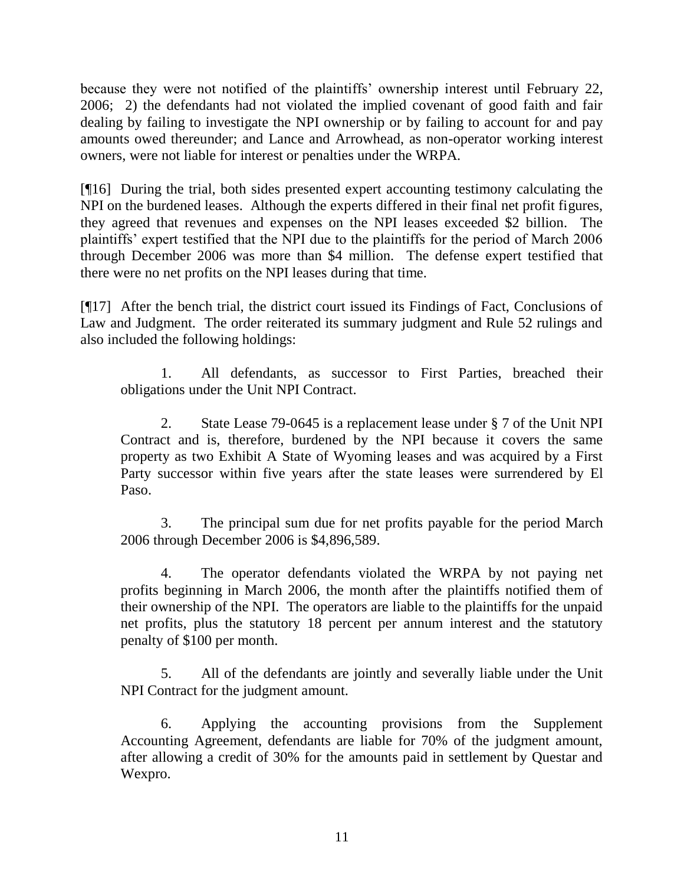because they were not notified of the plaintiffs' ownership interest until February 22, 2006; 2) the defendants had not violated the implied covenant of good faith and fair dealing by failing to investigate the NPI ownership or by failing to account for and pay amounts owed thereunder; and Lance and Arrowhead, as non-operator working interest owners, were not liable for interest or penalties under the WRPA.

[¶16] During the trial, both sides presented expert accounting testimony calculating the NPI on the burdened leases. Although the experts differed in their final net profit figures, they agreed that revenues and expenses on the NPI leases exceeded $2 billion. The plaintiffs' expert testified that the NPI due to the plaintiffs for the period of March 2006 through December 2006 was more than $4 million. The defense expert testified that there were no net profits on the NPI leases during that time.

[¶17] After the bench trial, the district court issued its Findings of Fact, Conclusions of Law and Judgment. The order reiterated its summary judgment and Rule 52 rulings and also included the following holdings:

> 1. All defendants, as successor to First Parties, breached their obligations under the Unit NPI Contract.
>
> 2. State Lease 79-0645 is a replacement lease under § 7 of the Unit NPI Contract and is, therefore, burdened by the NPI because it covers the same property as two Exhibit A State of Wyoming leases and was acquired by a First Party successor within five years after the state leases were surrendered by El Paso.
>
> 3. The principal sum due for net profits payable for the period March 2006 through December 2006 is $4,896,589.
>
> 4. The operator defendants violated the WRPA by not paying net profits beginning in March 2006, the month after the plaintiffs notified them of their ownership of the NPI. The operators are liable to the plaintiffs for the unpaid net profits, plus the statutory 18 percent per annum interest and the statutory penalty of $100 per month.
>
> 5. All of the defendants are jointly and severally liable under the Unit NPI Contract for the judgment amount.
>
> 6. Applying the accounting provisions from the Supplement Accounting Agreement, defendants are liable for 70% of the judgment amount, after allowing a credit of 30% for the amounts paid in settlement by Questar and Wexpro.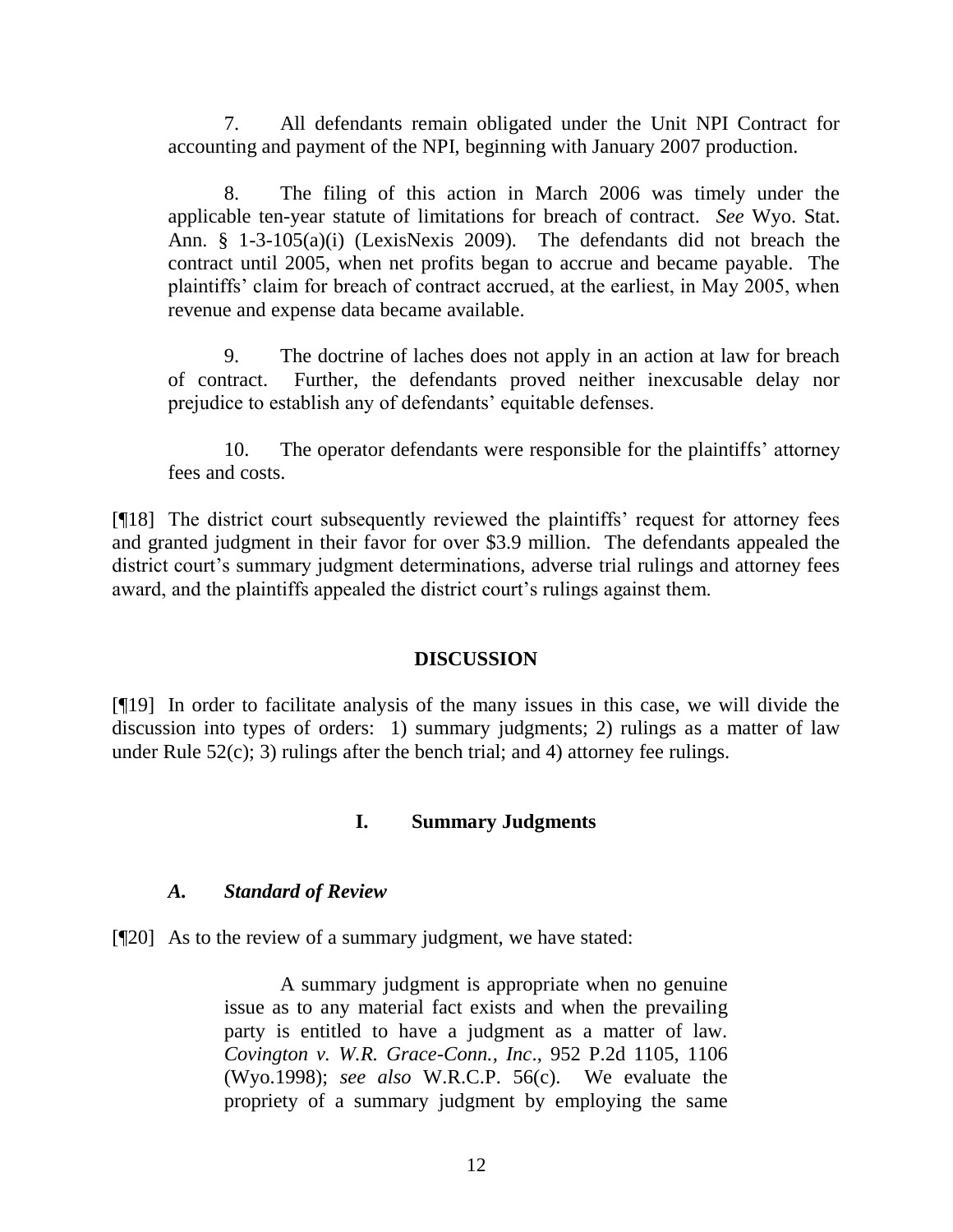7. All defendants remain obligated under the Unit NPI Contract for accounting and payment of the NPI, beginning with January 2007 production.

8. The filing of this action in March 2006 was timely under the applicable ten-year statute of limitations for breach of contract. *See* Wyo. Stat. Ann. § 1-3-105(a)(i) (LexisNexis 2009). The defendants did not breach the contract until 2005, when net profits began to accrue and became payable. The plaintiffs' claim for breach of contract accrued, at the earliest, in May 2005, when revenue and expense data became available.

9. The doctrine of laches does not apply in an action at law for breach of contract. Further, the defendants proved neither inexcusable delay nor prejudice to establish any of defendants' equitable defenses.

10. The operator defendants were responsible for the plaintiffs' attorney fees and costs.

[¶18] The district court subsequently reviewed the plaintiffs' request for attorney fees and granted judgment in their favor for over $3.9 million. The defendants appealed the district court's summary judgment determinations, adverse trial rulings and attorney fees award, and the plaintiffs appealed the district court's rulings against them.

## DISCUSSION

[¶19] In order to facilitate analysis of the many issues in this case, we will divide the discussion into types of orders: 1) summary judgments; 2) rulings as a matter of law under Rule 52(c); 3) rulings after the bench trial; and 4) attorney fee rulings.

### I. Summary Judgments

#### *A. Standard of Review*

[¶20] As to the review of a summary judgment, we have stated:

> A summary judgment is appropriate when no genuine issue as to any material fact exists and when the prevailing party is entitled to have a judgment as a matter of law. *Covington v. W.R. Grace-Conn., Inc*., 952 P.2d 1105, 1106 (Wyo.1998); *see also* W.R.C.P. 56(c). We evaluate the propriety of a summary judgment by employing the same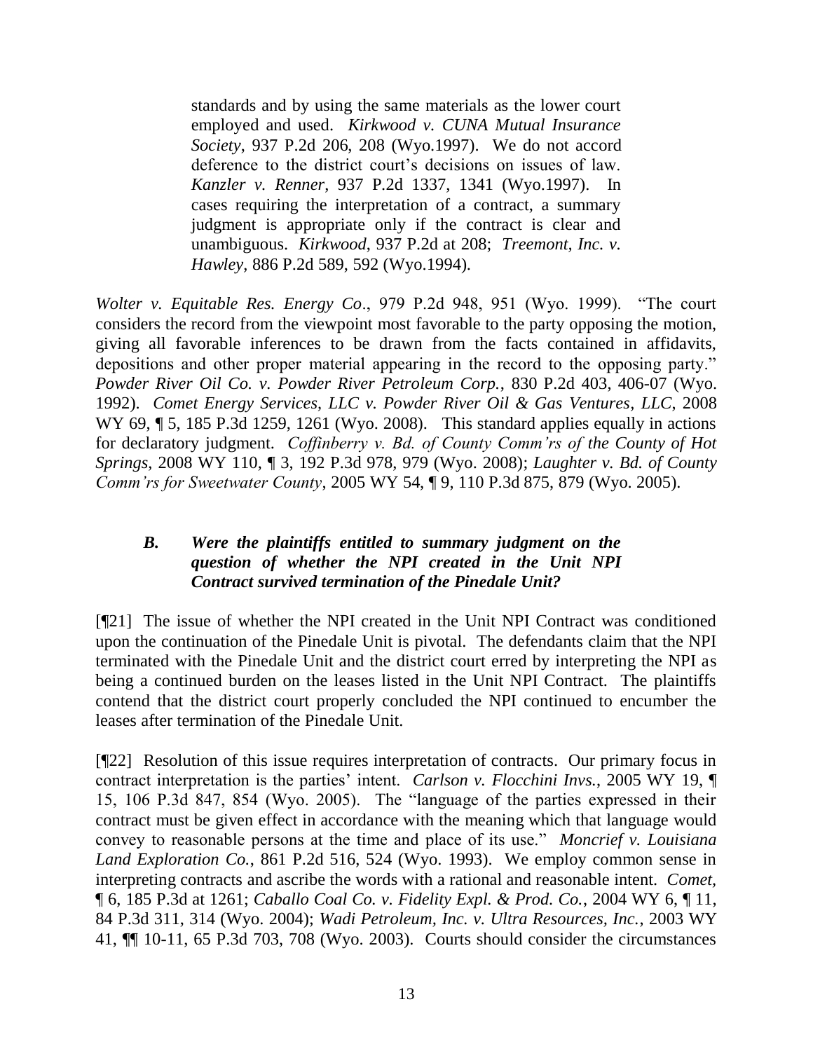> standards and by using the same materials as the lower court employed and used. *Kirkwood v. CUNA Mutual Insurance Society*, 937 P.2d 206, 208 (Wyo.1997). We do not accord deference to the district court's decisions on issues of law. *Kanzler v. Renner*, 937 P.2d 1337, 1341 (Wyo.1997). In cases requiring the interpretation of a contract, a summary judgment is appropriate only if the contract is clear and unambiguous. *Kirkwood*, 937 P.2d at 208; *Treemont, Inc. v. Hawley*, 886 P.2d 589, 592 (Wyo.1994).

*Wolter v. Equitable Res. Energy Co*., 979 P.2d 948, 951 (Wyo. 1999). "The court considers the record from the viewpoint most favorable to the party opposing the motion, giving all favorable inferences to be drawn from the facts contained in affidavits, depositions and other proper material appearing in the record to the opposing party." *Powder River Oil Co. v. Powder River Petroleum Corp.*, 830 P.2d 403, 406-07 (Wyo. 1992). *Comet Energy Services, LLC v. Powder River Oil & Gas Ventures, LLC*, 2008 WY 69, ¶ 5, 185 P.3d 1259, 1261 (Wyo. 2008). This standard applies equally in actions for declaratory judgment. *Coffinberry v. Bd. of County Comm'rs of the County of Hot Springs*, 2008 WY 110, ¶ 3, 192 P.3d 978, 979 (Wyo. 2008); *Laughter v. Bd. of County Comm'rs for Sweetwater County*, 2005 WY 54, ¶ 9, 110 P.3d 875, 879 (Wyo. 2005).

### *B. Were the plaintiffs entitled to summary judgment on the question of whether the NPI created in the Unit NPI Contract survived termination of the Pinedale Unit?*

[¶21] The issue of whether the NPI created in the Unit NPI Contract was conditioned upon the continuation of the Pinedale Unit is pivotal. The defendants claim that the NPI terminated with the Pinedale Unit and the district court erred by interpreting the NPI as being a continued burden on the leases listed in the Unit NPI Contract. The plaintiffs contend that the district court properly concluded the NPI continued to encumber the leases after termination of the Pinedale Unit.

[¶22] Resolution of this issue requires interpretation of contracts. Our primary focus in contract interpretation is the parties' intent. *Carlson v. Flocchini Invs.*, 2005 WY 19, ¶ 15, 106 P.3d 847, 854 (Wyo. 2005). The "language of the parties expressed in their contract must be given effect in accordance with the meaning which that language would convey to reasonable persons at the time and place of its use." *Moncrief v. Louisiana Land Exploration Co.*, 861 P.2d 516, 524 (Wyo. 1993). We employ common sense in interpreting contracts and ascribe the words with a rational and reasonable intent. *Comet*, ¶ 6, 185 P.3d at 1261; *Caballo Coal Co. v. Fidelity Expl. & Prod. Co.*, 2004 WY 6, ¶ 11, 84 P.3d 311, 314 (Wyo. 2004); *Wadi Petroleum, Inc. v. Ultra Resources, Inc.*, 2003 WY 41, ¶¶ 10-11, 65 P.3d 703, 708 (Wyo. 2003). Courts should consider the circumstances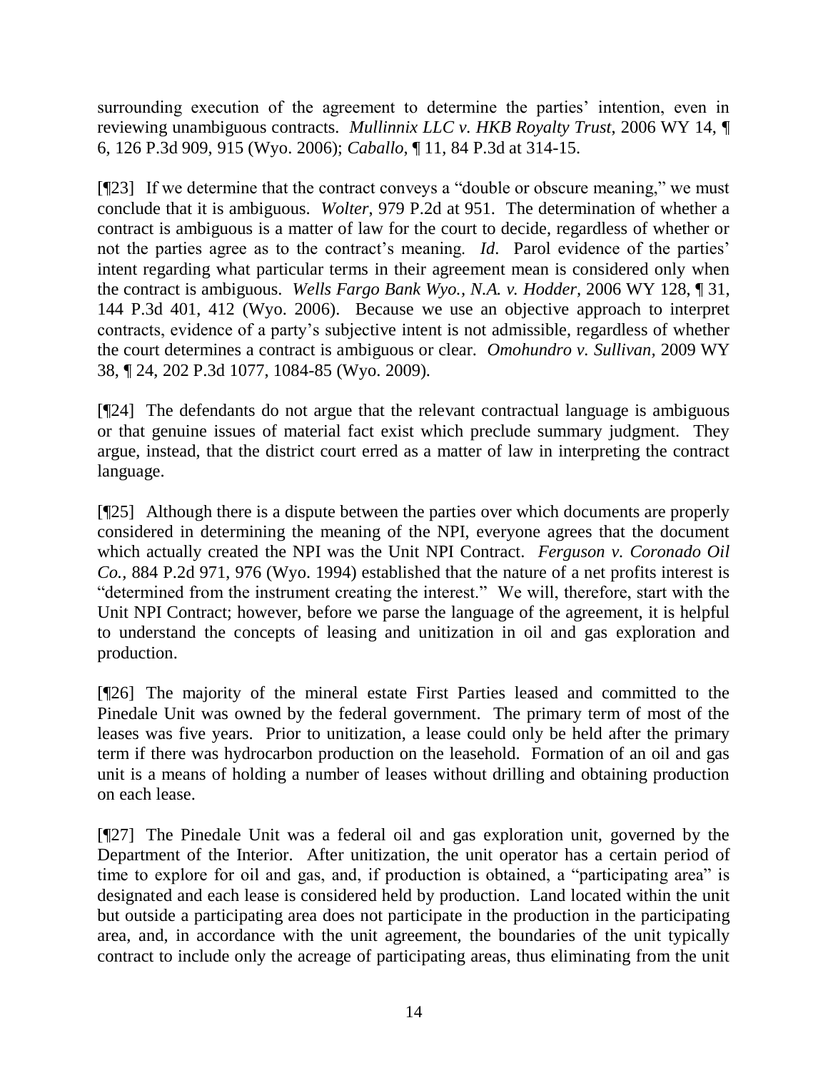surrounding execution of the agreement to determine the parties' intention, even in reviewing unambiguous contracts. *Mullinnix LLC v. HKB Royalty Trust*, 2006 WY 14, ¶ 6, 126 P.3d 909, 915 (Wyo. 2006); *Caballo*, ¶ 11, 84 P.3d at 314-15.

[¶23] If we determine that the contract conveys a "double or obscure meaning," we must conclude that it is ambiguous. *Wolter*, 979 P.2d at 951. The determination of whether a contract is ambiguous is a matter of law for the court to decide, regardless of whether or not the parties agree as to the contract's meaning. *Id*. Parol evidence of the parties' intent regarding what particular terms in their agreement mean is considered only when the contract is ambiguous. *Wells Fargo Bank Wyo., N.A. v. Hodder,* 2006 WY 128, ¶ 31, 144 P.3d 401, 412 (Wyo. 2006). Because we use an objective approach to interpret contracts, evidence of a party's subjective intent is not admissible, regardless of whether the court determines a contract is ambiguous or clear. *Omohundro v. Sullivan,* 2009 WY 38, ¶ 24, 202 P.3d 1077, 1084-85 (Wyo. 2009).

[¶24] The defendants do not argue that the relevant contractual language is ambiguous or that genuine issues of material fact exist which preclude summary judgment. They argue, instead, that the district court erred as a matter of law in interpreting the contract language.

[¶25] Although there is a dispute between the parties over which documents are properly considered in determining the meaning of the NPI, everyone agrees that the document which actually created the NPI was the Unit NPI Contract. *Ferguson v. Coronado Oil Co.*, 884 P.2d 971, 976 (Wyo. 1994) established that the nature of a net profits interest is "determined from the instrument creating the interest." We will, therefore, start with the Unit NPI Contract; however, before we parse the language of the agreement, it is helpful to understand the concepts of leasing and unitization in oil and gas exploration and production.

[¶26] The majority of the mineral estate First Parties leased and committed to the Pinedale Unit was owned by the federal government. The primary term of most of the leases was five years. Prior to unitization, a lease could only be held after the primary term if there was hydrocarbon production on the leasehold. Formation of an oil and gas unit is a means of holding a number of leases without drilling and obtaining production on each lease.

[¶27] The Pinedale Unit was a federal oil and gas exploration unit, governed by the Department of the Interior. After unitization, the unit operator has a certain period of time to explore for oil and gas, and, if production is obtained, a "participating area" is designated and each lease is considered held by production. Land located within the unit but outside a participating area does not participate in the production in the participating area, and, in accordance with the unit agreement, the boundaries of the unit typically contract to include only the acreage of participating areas, thus eliminating from the unit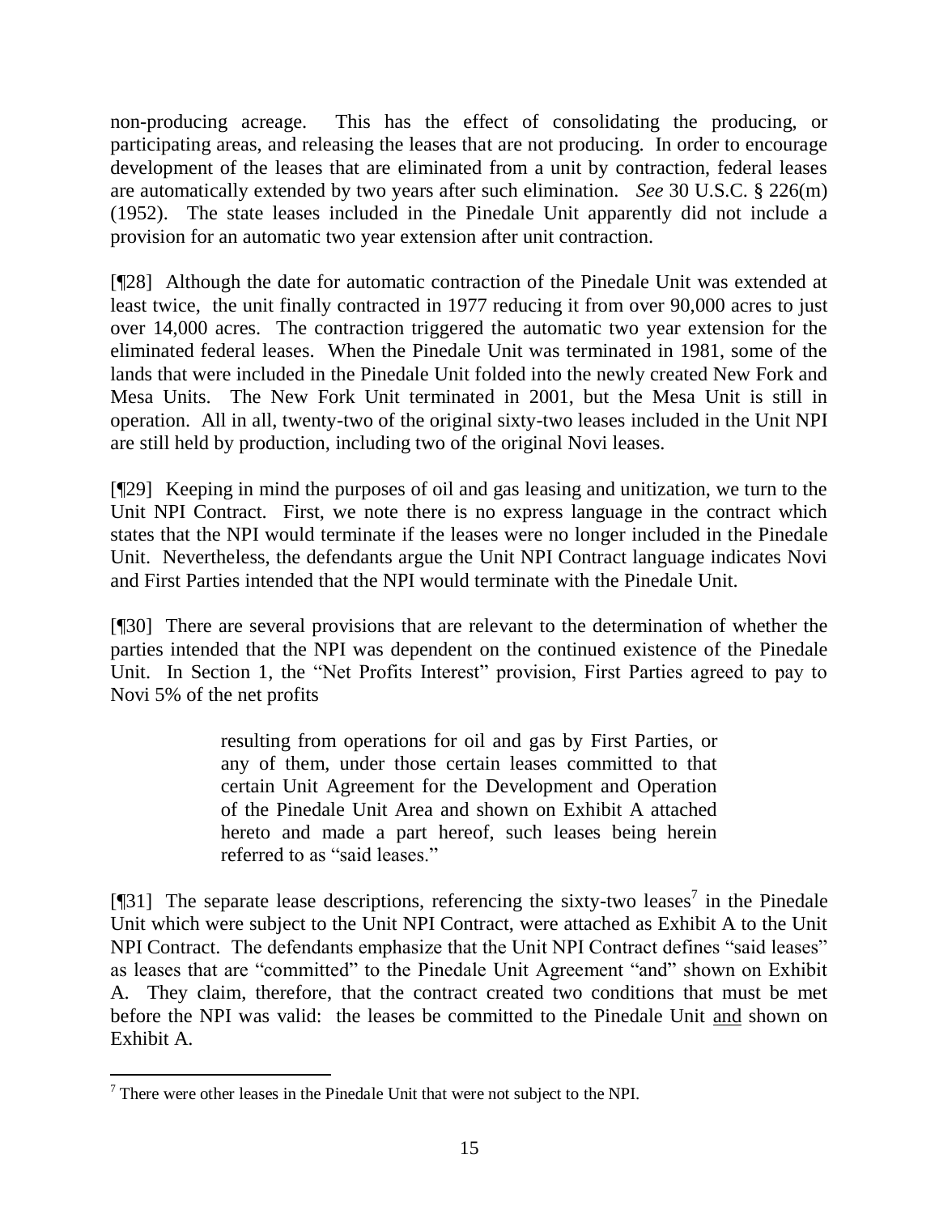non-producing acreage. This has the effect of consolidating the producing, or participating areas, and releasing the leases that are not producing. In order to encourage development of the leases that are eliminated from a unit by contraction, federal leases are automatically extended by two years after such elimination. *See* 30 U.S.C. § 226(m) (1952). The state leases included in the Pinedale Unit apparently did not include a provision for an automatic two year extension after unit contraction.

[¶28] Although the date for automatic contraction of the Pinedale Unit was extended at least twice, the unit finally contracted in 1977 reducing it from over 90,000 acres to just over 14,000 acres. The contraction triggered the automatic two year extension for the eliminated federal leases. When the Pinedale Unit was terminated in 1981, some of the lands that were included in the Pinedale Unit folded into the newly created New Fork and Mesa Units. The New Fork Unit terminated in 2001, but the Mesa Unit is still in operation. All in all, twenty-two of the original sixty-two leases included in the Unit NPI are still held by production, including two of the original Novi leases.

[¶29] Keeping in mind the purposes of oil and gas leasing and unitization, we turn to the Unit NPI Contract. First, we note there is no express language in the contract which states that the NPI would terminate if the leases were no longer included in the Pinedale Unit. Nevertheless, the defendants argue the Unit NPI Contract language indicates Novi and First Parties intended that the NPI would terminate with the Pinedale Unit.

[¶30] There are several provisions that are relevant to the determination of whether the parties intended that the NPI was dependent on the continued existence of the Pinedale Unit. In Section 1, the "Net Profits Interest" provision, First Parties agreed to pay to Novi 5% of the net profits

> resulting from operations for oil and gas by First Parties, or any of them, under those certain leases committed to that certain Unit Agreement for the Development and Operation of the Pinedale Unit Area and shown on Exhibit A attached hereto and made a part hereof, such leases being herein referred to as "said leases."

[¶31] The separate lease descriptions, referencing the sixty-two leases[7] in the Pinedale Unit which were subject to the Unit NPI Contract, were attached as Exhibit A to the Unit NPI Contract. The defendants emphasize that the Unit NPI Contract defines "said leases" as leases that are "committed" to the Pinedale Unit Agreement "and" shown on Exhibit A. They claim, therefore, that the contract created two conditions that must be met before the NPI was valid: the leases be committed to the Pinedale Unit and shown on Exhibit A.

[7] There were other leases in the Pinedale Unit that were not subject to the NPI.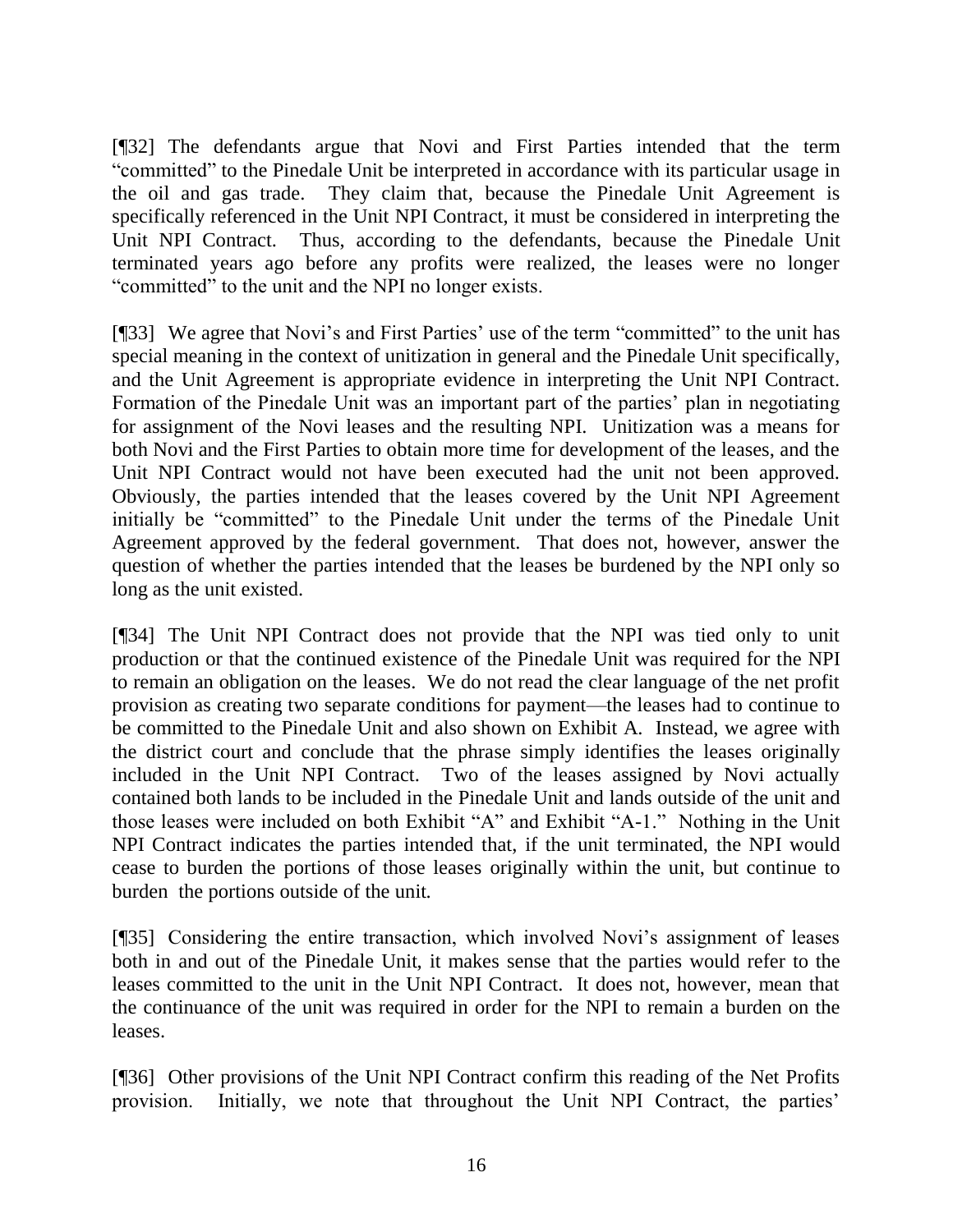[¶32] The defendants argue that Novi and First Parties intended that the term "committed" to the Pinedale Unit be interpreted in accordance with its particular usage in the oil and gas trade. They claim that, because the Pinedale Unit Agreement is specifically referenced in the Unit NPI Contract, it must be considered in interpreting the Unit NPI Contract. Thus, according to the defendants, because the Pinedale Unit terminated years ago before any profits were realized, the leases were no longer "committed" to the unit and the NPI no longer exists.

[¶33] We agree that Novi's and First Parties' use of the term "committed" to the unit has special meaning in the context of unitization in general and the Pinedale Unit specifically, and the Unit Agreement is appropriate evidence in interpreting the Unit NPI Contract. Formation of the Pinedale Unit was an important part of the parties' plan in negotiating for assignment of the Novi leases and the resulting NPI. Unitization was a means for both Novi and the First Parties to obtain more time for development of the leases, and the Unit NPI Contract would not have been executed had the unit not been approved. Obviously, the parties intended that the leases covered by the Unit NPI Agreement initially be "committed" to the Pinedale Unit under the terms of the Pinedale Unit Agreement approved by the federal government. That does not, however, answer the question of whether the parties intended that the leases be burdened by the NPI only so long as the unit existed.

[¶34] The Unit NPI Contract does not provide that the NPI was tied only to unit production or that the continued existence of the Pinedale Unit was required for the NPI to remain an obligation on the leases. We do not read the clear language of the net profit provision as creating two separate conditions for payment—the leases had to continue to be committed to the Pinedale Unit and also shown on Exhibit A. Instead, we agree with the district court and conclude that the phrase simply identifies the leases originally included in the Unit NPI Contract. Two of the leases assigned by Novi actually contained both lands to be included in the Pinedale Unit and lands outside of the unit and those leases were included on both Exhibit "A" and Exhibit "A-1." Nothing in the Unit NPI Contract indicates the parties intended that, if the unit terminated, the NPI would cease to burden the portions of those leases originally within the unit, but continue to burden the portions outside of the unit.

[¶35] Considering the entire transaction, which involved Novi's assignment of leases both in and out of the Pinedale Unit, it makes sense that the parties would refer to the leases committed to the unit in the Unit NPI Contract. It does not, however, mean that the continuance of the unit was required in order for the NPI to remain a burden on the leases.

[¶36] Other provisions of the Unit NPI Contract confirm this reading of the Net Profits provision. Initially, we note that throughout the Unit NPI Contract, the parties'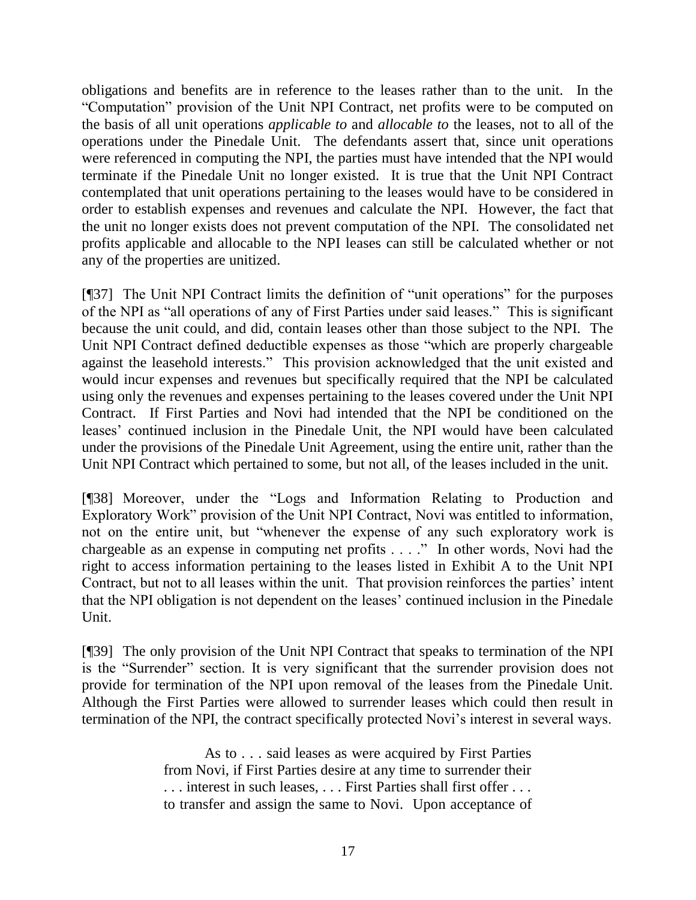obligations and benefits are in reference to the leases rather than to the unit. In the "Computation" provision of the Unit NPI Contract, net profits were to be computed on the basis of all unit operations *applicable to* and *allocable to* the leases, not to all of the operations under the Pinedale Unit. The defendants assert that, since unit operations were referenced in computing the NPI, the parties must have intended that the NPI would terminate if the Pinedale Unit no longer existed. It is true that the Unit NPI Contract contemplated that unit operations pertaining to the leases would have to be considered in order to establish expenses and revenues and calculate the NPI. However, the fact that the unit no longer exists does not prevent computation of the NPI. The consolidated net profits applicable and allocable to the NPI leases can still be calculated whether or not any of the properties are unitized.

[¶37] The Unit NPI Contract limits the definition of "unit operations" for the purposes of the NPI as "all operations of any of First Parties under said leases." This is significant because the unit could, and did, contain leases other than those subject to the NPI. The Unit NPI Contract defined deductible expenses as those "which are properly chargeable against the leasehold interests." This provision acknowledged that the unit existed and would incur expenses and revenues but specifically required that the NPI be calculated using only the revenues and expenses pertaining to the leases covered under the Unit NPI Contract. If First Parties and Novi had intended that the NPI be conditioned on the leases' continued inclusion in the Pinedale Unit, the NPI would have been calculated under the provisions of the Pinedale Unit Agreement, using the entire unit, rather than the Unit NPI Contract which pertained to some, but not all, of the leases included in the unit.

[¶38] Moreover, under the "Logs and Information Relating to Production and Exploratory Work" provision of the Unit NPI Contract, Novi was entitled to information, not on the entire unit, but "whenever the expense of any such exploratory work is chargeable as an expense in computing net profits . . . ." In other words, Novi had the right to access information pertaining to the leases listed in Exhibit A to the Unit NPI Contract, but not to all leases within the unit. That provision reinforces the parties' intent that the NPI obligation is not dependent on the leases' continued inclusion in the Pinedale Unit.

[¶39] The only provision of the Unit NPI Contract that speaks to termination of the NPI is the "Surrender" section. It is very significant that the surrender provision does not provide for termination of the NPI upon removal of the leases from the Pinedale Unit. Although the First Parties were allowed to surrender leases which could then result in termination of the NPI, the contract specifically protected Novi's interest in several ways.

> As to . . . said leases as were acquired by First Parties from Novi, if First Parties desire at any time to surrender their . . . interest in such leases, . . . First Parties shall first offer . . . to transfer and assign the same to Novi. Upon acceptance of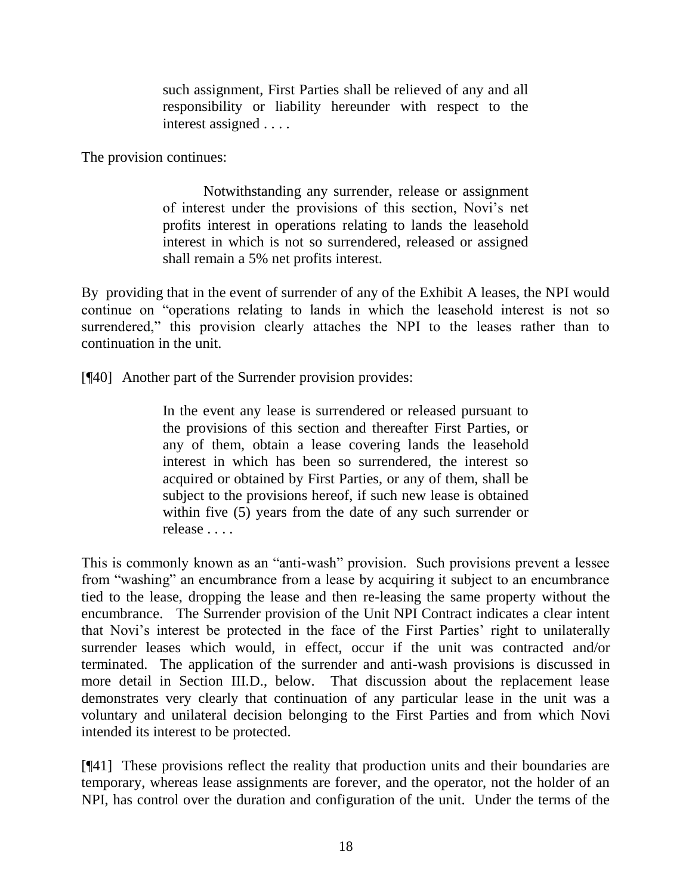> such assignment, First Parties shall be relieved of any and all responsibility or liability hereunder with respect to the interest assigned . . . .

The provision continues:

> Notwithstanding any surrender, release or assignment of interest under the provisions of this section, Novi's net profits interest in operations relating to lands the leasehold interest in which is not so surrendered, released or assigned shall remain a 5% net profits interest.

By providing that in the event of surrender of any of the Exhibit A leases, the NPI would continue on "operations relating to lands in which the leasehold interest is not so surrendered," this provision clearly attaches the NPI to the leases rather than to continuation in the unit.

[¶40] Another part of the Surrender provision provides:

> In the event any lease is surrendered or released pursuant to the provisions of this section and thereafter First Parties, or any of them, obtain a lease covering lands the leasehold interest in which has been so surrendered, the interest so acquired or obtained by First Parties, or any of them, shall be subject to the provisions hereof, if such new lease is obtained within five (5) years from the date of any such surrender or release . . . .

This is commonly known as an "anti-wash" provision. Such provisions prevent a lessee from "washing" an encumbrance from a lease by acquiring it subject to an encumbrance tied to the lease, dropping the lease and then re-leasing the same property without the encumbrance. The Surrender provision of the Unit NPI Contract indicates a clear intent that Novi's interest be protected in the face of the First Parties' right to unilaterally surrender leases which would, in effect, occur if the unit was contracted and/or terminated. The application of the surrender and anti-wash provisions is discussed in more detail in Section III.D., below. That discussion about the replacement lease demonstrates very clearly that continuation of any particular lease in the unit was a voluntary and unilateral decision belonging to the First Parties and from which Novi intended its interest to be protected.

[¶41] These provisions reflect the reality that production units and their boundaries are temporary, whereas lease assignments are forever, and the operator, not the holder of an NPI, has control over the duration and configuration of the unit. Under the terms of the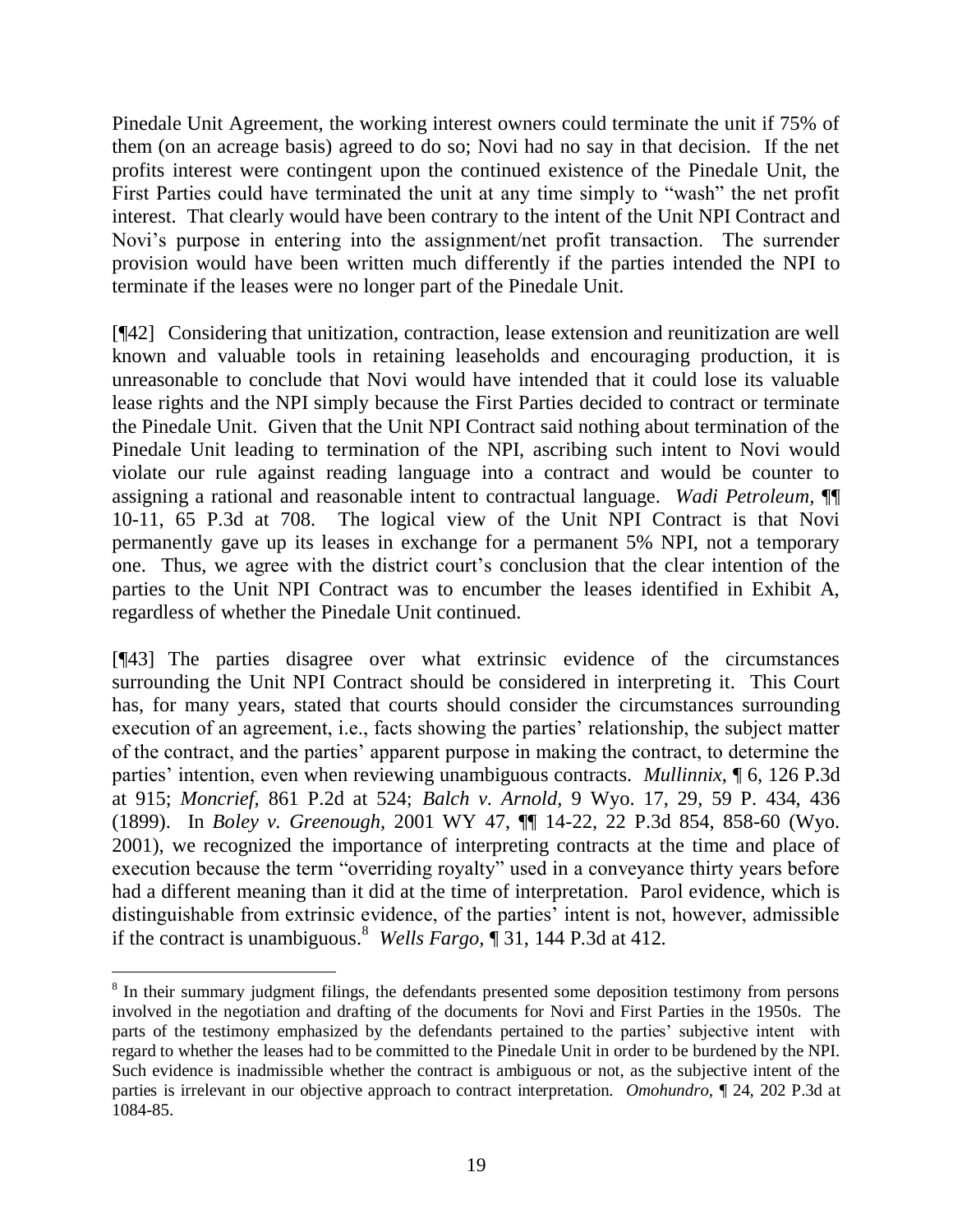Pinedale Unit Agreement, the working interest owners could terminate the unit if 75% of them (on an acreage basis) agreed to do so; Novi had no say in that decision. If the net profits interest were contingent upon the continued existence of the Pinedale Unit, the First Parties could have terminated the unit at any time simply to "wash" the net profit interest. That clearly would have been contrary to the intent of the Unit NPI Contract and Novi's purpose in entering into the assignment/net profit transaction. The surrender provision would have been written much differently if the parties intended the NPI to terminate if the leases were no longer part of the Pinedale Unit.

[¶42] Considering that unitization, contraction, lease extension and reunitization are well known and valuable tools in retaining leaseholds and encouraging production, it is unreasonable to conclude that Novi would have intended that it could lose its valuable lease rights and the NPI simply because the First Parties decided to contract or terminate the Pinedale Unit. Given that the Unit NPI Contract said nothing about termination of the Pinedale Unit leading to termination of the NPI, ascribing such intent to Novi would violate our rule against reading language into a contract and would be counter to assigning a rational and reasonable intent to contractual language. *Wadi Petroleum*, ¶¶ 10-11, 65 P.3d at 708. The logical view of the Unit NPI Contract is that Novi permanently gave up its leases in exchange for a permanent 5% NPI, not a temporary one. Thus, we agree with the district court's conclusion that the clear intention of the parties to the Unit NPI Contract was to encumber the leases identified in Exhibit A, regardless of whether the Pinedale Unit continued.

[¶43] The parties disagree over what extrinsic evidence of the circumstances surrounding the Unit NPI Contract should be considered in interpreting it. This Court has, for many years, stated that courts should consider the circumstances surrounding execution of an agreement, i.e., facts showing the parties' relationship, the subject matter of the contract, and the parties' apparent purpose in making the contract, to determine the parties' intention, even when reviewing unambiguous contracts. *Mullinnix*, ¶ 6, 126 P.3d at 915; *Moncrief*, 861 P.2d at 524; *Balch v. Arnold*, 9 Wyo. 17, 29, 59 P. 434, 436 (1899). In *Boley v. Greenough*, 2001 WY 47, ¶¶ 14-22, 22 P.3d 854, 858-60 (Wyo. 2001), we recognized the importance of interpreting contracts at the time and place of execution because the term "overriding royalty" used in a conveyance thirty years before had a different meaning than it did at the time of interpretation. Parol evidence, which is distinguishable from extrinsic evidence, of the parties' intent is not, however, admissible if the contract is unambiguous.[8] *Wells Fargo*, ¶ 31, 144 P.3d at 412.

[8] In their summary judgment filings, the defendants presented some deposition testimony from persons involved in the negotiation and drafting of the documents for Novi and First Parties in the 1950s. The parts of the testimony emphasized by the defendants pertained to the parties' subjective intent with regard to whether the leases had to be committed to the Pinedale Unit in order to be burdened by the NPI. Such evidence is inadmissible whether the contract is ambiguous or not, as the subjective intent of the parties is irrelevant in our objective approach to contract interpretation. *Omohundro*, ¶ 24, 202 P.3d at 1084-85.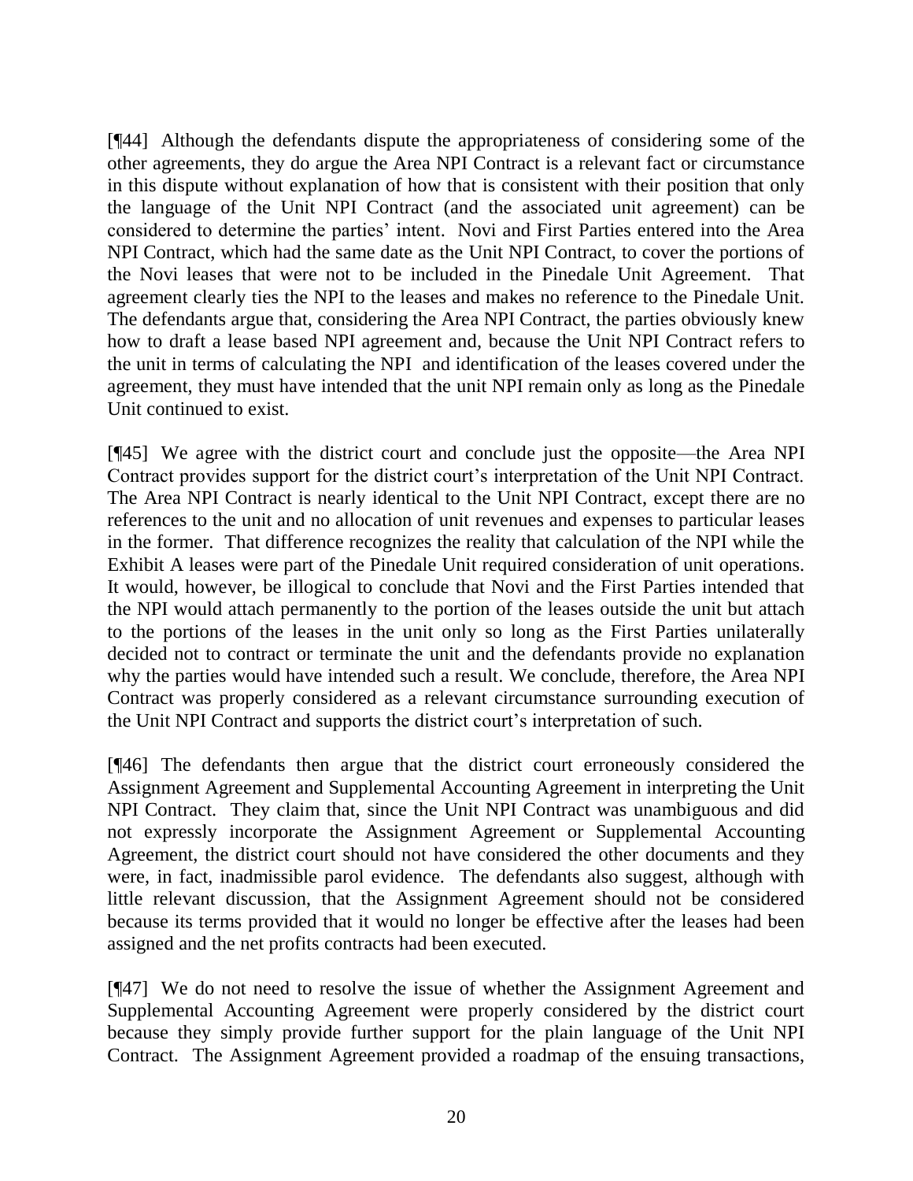[¶44] Although the defendants dispute the appropriateness of considering some of the other agreements, they do argue the Area NPI Contract is a relevant fact or circumstance in this dispute without explanation of how that is consistent with their position that only the language of the Unit NPI Contract (and the associated unit agreement) can be considered to determine the parties' intent. Novi and First Parties entered into the Area NPI Contract, which had the same date as the Unit NPI Contract, to cover the portions of the Novi leases that were not to be included in the Pinedale Unit Agreement. That agreement clearly ties the NPI to the leases and makes no reference to the Pinedale Unit. The defendants argue that, considering the Area NPI Contract, the parties obviously knew how to draft a lease based NPI agreement and, because the Unit NPI Contract refers to the unit in terms of calculating the NPI and identification of the leases covered under the agreement, they must have intended that the unit NPI remain only as long as the Pinedale Unit continued to exist.

[¶45] We agree with the district court and conclude just the opposite—the Area NPI Contract provides support for the district court's interpretation of the Unit NPI Contract. The Area NPI Contract is nearly identical to the Unit NPI Contract, except there are no references to the unit and no allocation of unit revenues and expenses to particular leases in the former. That difference recognizes the reality that calculation of the NPI while the Exhibit A leases were part of the Pinedale Unit required consideration of unit operations. It would, however, be illogical to conclude that Novi and the First Parties intended that the NPI would attach permanently to the portion of the leases outside the unit but attach to the portions of the leases in the unit only so long as the First Parties unilaterally decided not to contract or terminate the unit and the defendants provide no explanation why the parties would have intended such a result. We conclude, therefore, the Area NPI Contract was properly considered as a relevant circumstance surrounding execution of the Unit NPI Contract and supports the district court's interpretation of such.

[¶46] The defendants then argue that the district court erroneously considered the Assignment Agreement and Supplemental Accounting Agreement in interpreting the Unit NPI Contract. They claim that, since the Unit NPI Contract was unambiguous and did not expressly incorporate the Assignment Agreement or Supplemental Accounting Agreement, the district court should not have considered the other documents and they were, in fact, inadmissible parol evidence. The defendants also suggest, although with little relevant discussion, that the Assignment Agreement should not be considered because its terms provided that it would no longer be effective after the leases had been assigned and the net profits contracts had been executed.

[¶47] We do not need to resolve the issue of whether the Assignment Agreement and Supplemental Accounting Agreement were properly considered by the district court because they simply provide further support for the plain language of the Unit NPI Contract. The Assignment Agreement provided a roadmap of the ensuing transactions,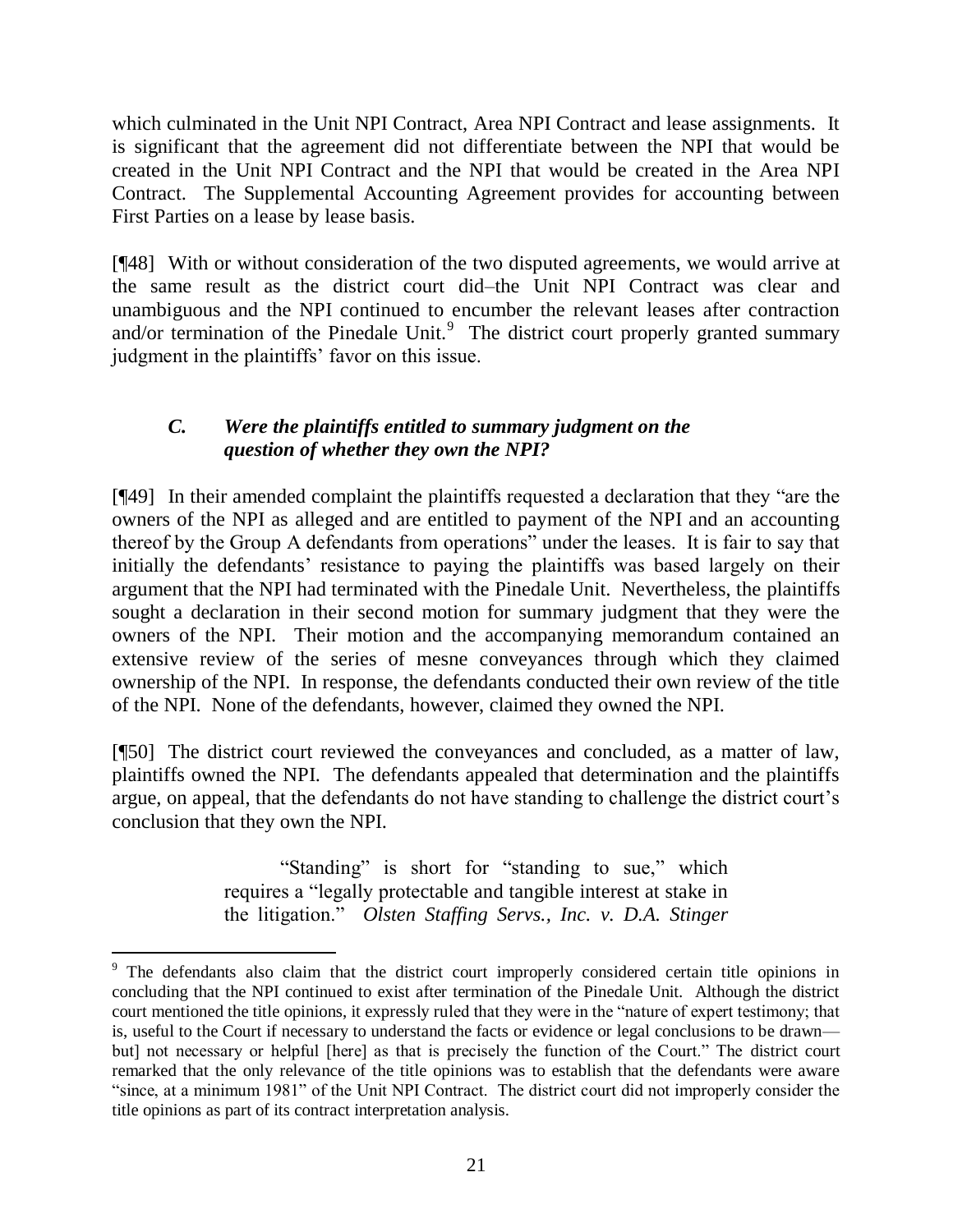which culminated in the Unit NPI Contract, Area NPI Contract and lease assignments. It is significant that the agreement did not differentiate between the NPI that would be created in the Unit NPI Contract and the NPI that would be created in the Area NPI Contract. The Supplemental Accounting Agreement provides for accounting between First Parties on a lease by lease basis.

[¶48] With or without consideration of the two disputed agreements, we would arrive at the same result as the district court did–the Unit NPI Contract was clear and unambiguous and the NPI continued to encumber the relevant leases after contraction and/or termination of the Pinedale Unit.[9] The district court properly granted summary judgment in the plaintiffs' favor on this issue.

### *C. Were the plaintiffs entitled to summary judgment on the question of whether they own the NPI?*

[¶49] In their amended complaint the plaintiffs requested a declaration that they "are the owners of the NPI as alleged and are entitled to payment of the NPI and an accounting thereof by the Group A defendants from operations" under the leases. It is fair to say that initially the defendants' resistance to paying the plaintiffs was based largely on their argument that the NPI had terminated with the Pinedale Unit. Nevertheless, the plaintiffs sought a declaration in their second motion for summary judgment that they were the owners of the NPI. Their motion and the accompanying memorandum contained an extensive review of the series of mesne conveyances through which they claimed ownership of the NPI. In response, the defendants conducted their own review of the title of the NPI. None of the defendants, however, claimed they owned the NPI.

[¶50] The district court reviewed the conveyances and concluded, as a matter of law, plaintiffs owned the NPI. The defendants appealed that determination and the plaintiffs argue, on appeal, that the defendants do not have standing to challenge the district court's conclusion that they own the NPI.

> "Standing" is short for "standing to sue," which requires a "legally protectable and tangible interest at stake in the litigation." *Olsten Staffing Servs., Inc. v. D.A. Stinger*

---

[9] The defendants also claim that the district court improperly considered certain title opinions in concluding that the NPI continued to exist after termination of the Pinedale Unit. Although the district court mentioned the title opinions, it expressly ruled that they were in the "nature of expert testimony; that is, useful to the Court if necessary to understand the facts or evidence or legal conclusions to be drawn— but] not necessary or helpful [here] as that is precisely the function of the Court." The district court remarked that the only relevance of the title opinions was to establish that the defendants were aware "since, at a minimum 1981" of the Unit NPI Contract. The district court did not improperly consider the title opinions as part of its contract interpretation analysis.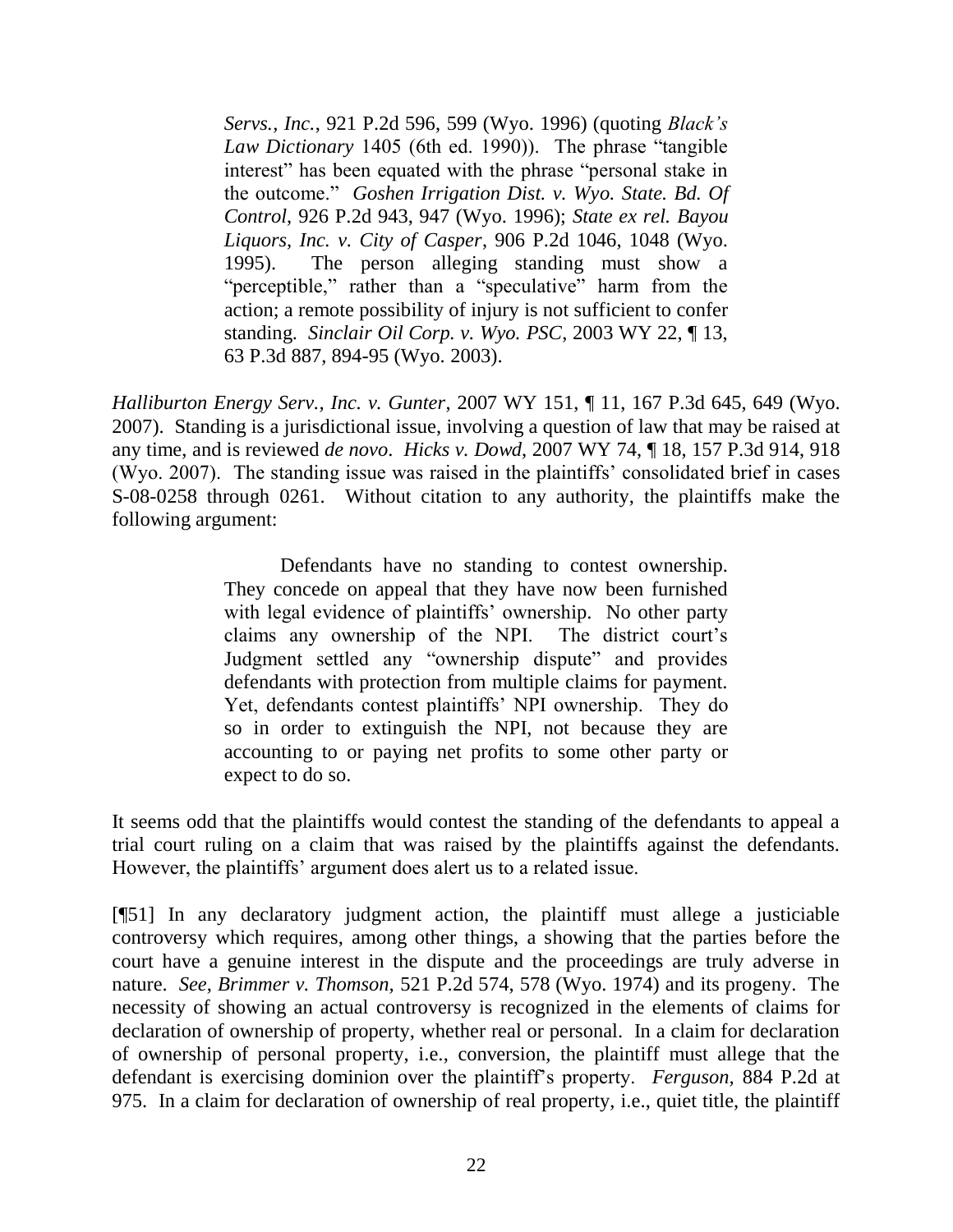> *Servs., Inc.*, 921 P.2d 596, 599 (Wyo. 1996) (quoting *Black's Law Dictionary* 1405 (6th ed. 1990)). The phrase "tangible interest" has been equated with the phrase "personal stake in the outcome." *Goshen Irrigation Dist. v. Wyo. State. Bd. Of Control*, 926 P.2d 943, 947 (Wyo. 1996); *State ex rel. Bayou Liquors, Inc. v. City of Casper*, 906 P.2d 1046, 1048 (Wyo. 1995). The person alleging standing must show a "perceptible," rather than a "speculative" harm from the action; a remote possibility of injury is not sufficient to confer standing. *Sinclair Oil Corp. v. Wyo. PSC*, 2003 WY 22, ¶ 13, 63 P.3d 887, 894-95 (Wyo. 2003).

*Halliburton Energy Serv., Inc. v. Gunter*, 2007 WY 151, ¶ 11, 167 P.3d 645, 649 (Wyo. 2007). Standing is a jurisdictional issue, involving a question of law that may be raised at any time, and is reviewed *de novo*. *Hicks v. Dowd*, 2007 WY 74, ¶ 18, 157 P.3d 914, 918 (Wyo. 2007). The standing issue was raised in the plaintiffs' consolidated brief in cases S-08-0258 through 0261. Without citation to any authority, the plaintiffs make the following argument:

> Defendants have no standing to contest ownership. They concede on appeal that they have now been furnished with legal evidence of plaintiffs' ownership. No other party claims any ownership of the NPI. The district court's Judgment settled any "ownership dispute" and provides defendants with protection from multiple claims for payment. Yet, defendants contest plaintiffs' NPI ownership. They do so in order to extinguish the NPI, not because they are accounting to or paying net profits to some other party or expect to do so.

It seems odd that the plaintiffs would contest the standing of the defendants to appeal a trial court ruling on a claim that was raised by the plaintiffs against the defendants. However, the plaintiffs' argument does alert us to a related issue.

[¶51] In any declaratory judgment action, the plaintiff must allege a justiciable controversy which requires, among other things, a showing that the parties before the court have a genuine interest in the dispute and the proceedings are truly adverse in nature. *See*, *Brimmer v. Thomson*, 521 P.2d 574, 578 (Wyo. 1974) and its progeny. The necessity of showing an actual controversy is recognized in the elements of claims for declaration of ownership of property, whether real or personal. In a claim for declaration of ownership of personal property, i.e., conversion, the plaintiff must allege that the defendant is exercising dominion over the plaintiff's property. *Ferguson*, 884 P.2d at 975. In a claim for declaration of ownership of real property, i.e., quiet title, the plaintiff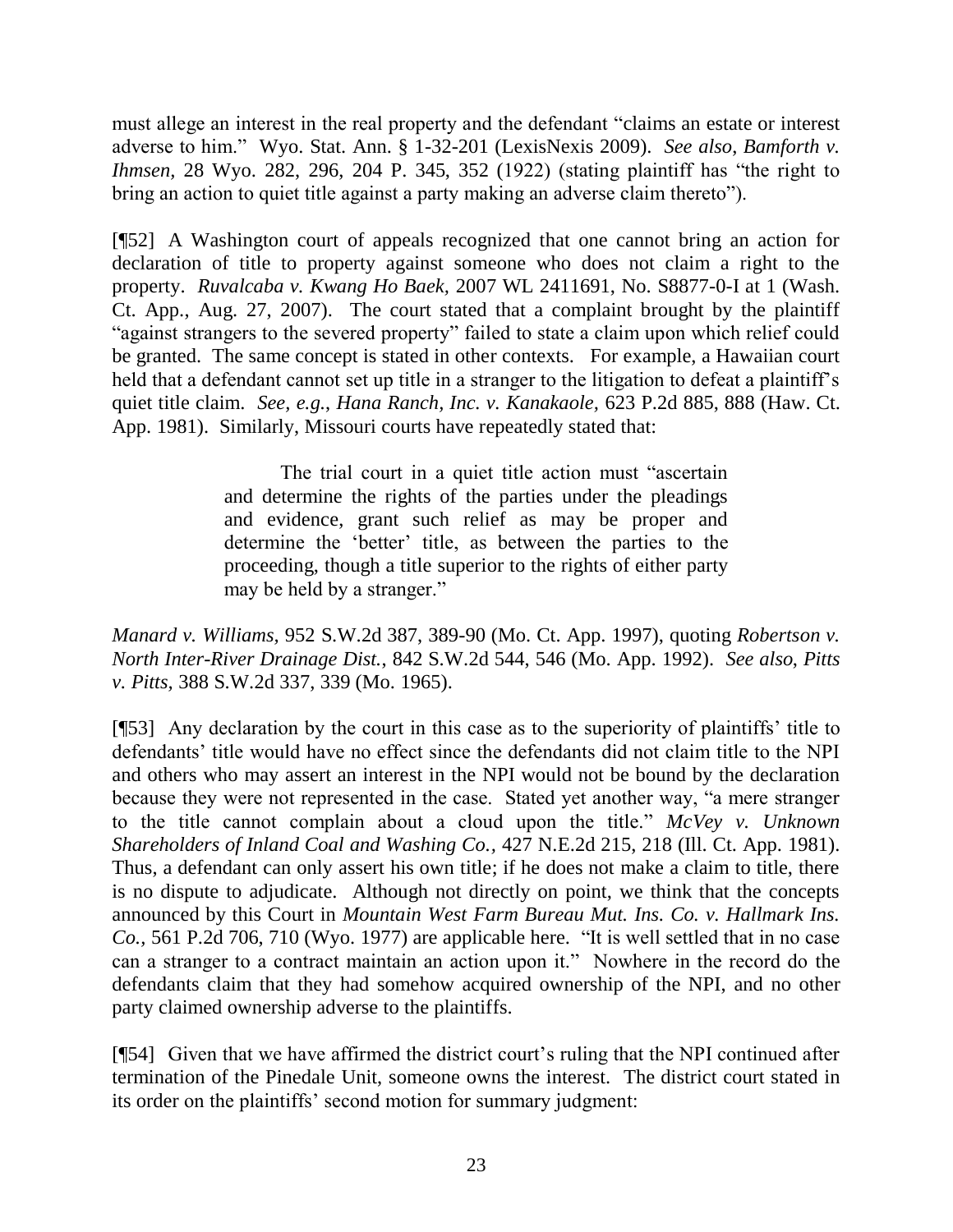must allege an interest in the real property and the defendant "claims an estate or interest adverse to him." Wyo. Stat. Ann. § 1-32-201 (LexisNexis 2009). *See also, Bamforth v. Ihmsen,* 28 Wyo. 282, 296, 204 P. 345, 352 (1922) (stating plaintiff has "the right to bring an action to quiet title against a party making an adverse claim thereto").

[¶52] A Washington court of appeals recognized that one cannot bring an action for declaration of title to property against someone who does not claim a right to the property. *Ruvalcaba v. Kwang Ho Baek,* 2007 WL 2411691, No. S8877-0-I at 1 (Wash. Ct. App., Aug. 27, 2007). The court stated that a complaint brought by the plaintiff "against strangers to the severed property" failed to state a claim upon which relief could be granted. The same concept is stated in other contexts. For example, a Hawaiian court held that a defendant cannot set up title in a stranger to the litigation to defeat a plaintiff's quiet title claim. *See, e.g.*, *Hana Ranch, Inc. v. Kanakaole,* 623 P.2d 885, 888 (Haw. Ct. App. 1981). Similarly, Missouri courts have repeatedly stated that:

> The trial court in a quiet title action must "ascertain and determine the rights of the parties under the pleadings and evidence, grant such relief as may be proper and determine the 'better' title, as between the parties to the proceeding, though a title superior to the rights of either party may be held by a stranger."

*Manard v. Williams,* 952 S.W.2d 387, 389-90 (Mo. Ct. App. 1997), quoting *Robertson v. North Inter-River Drainage Dist.*, 842 S.W.2d 544, 546 (Mo. App. 1992). *See also, Pitts v. Pitts,* 388 S.W.2d 337, 339 (Mo. 1965).

[¶53] Any declaration by the court in this case as to the superiority of plaintiffs' title to defendants' title would have no effect since the defendants did not claim title to the NPI and others who may assert an interest in the NPI would not be bound by the declaration because they were not represented in the case. Stated yet another way, "a mere stranger to the title cannot complain about a cloud upon the title." *McVey v. Unknown Shareholders of Inland Coal and Washing Co.*, 427 N.E.2d 215, 218 (Ill. Ct. App. 1981). Thus, a defendant can only assert his own title; if he does not make a claim to title, there is no dispute to adjudicate. Although not directly on point, we think that the concepts announced by this Court in *Mountain West Farm Bureau Mut. Ins. Co. v. Hallmark Ins. Co.*, 561 P.2d 706, 710 (Wyo. 1977) are applicable here. "It is well settled that in no case can a stranger to a contract maintain an action upon it." Nowhere in the record do the defendants claim that they had somehow acquired ownership of the NPI, and no other party claimed ownership adverse to the plaintiffs.

[¶54] Given that we have affirmed the district court's ruling that the NPI continued after termination of the Pinedale Unit, someone owns the interest. The district court stated in its order on the plaintiffs' second motion for summary judgment: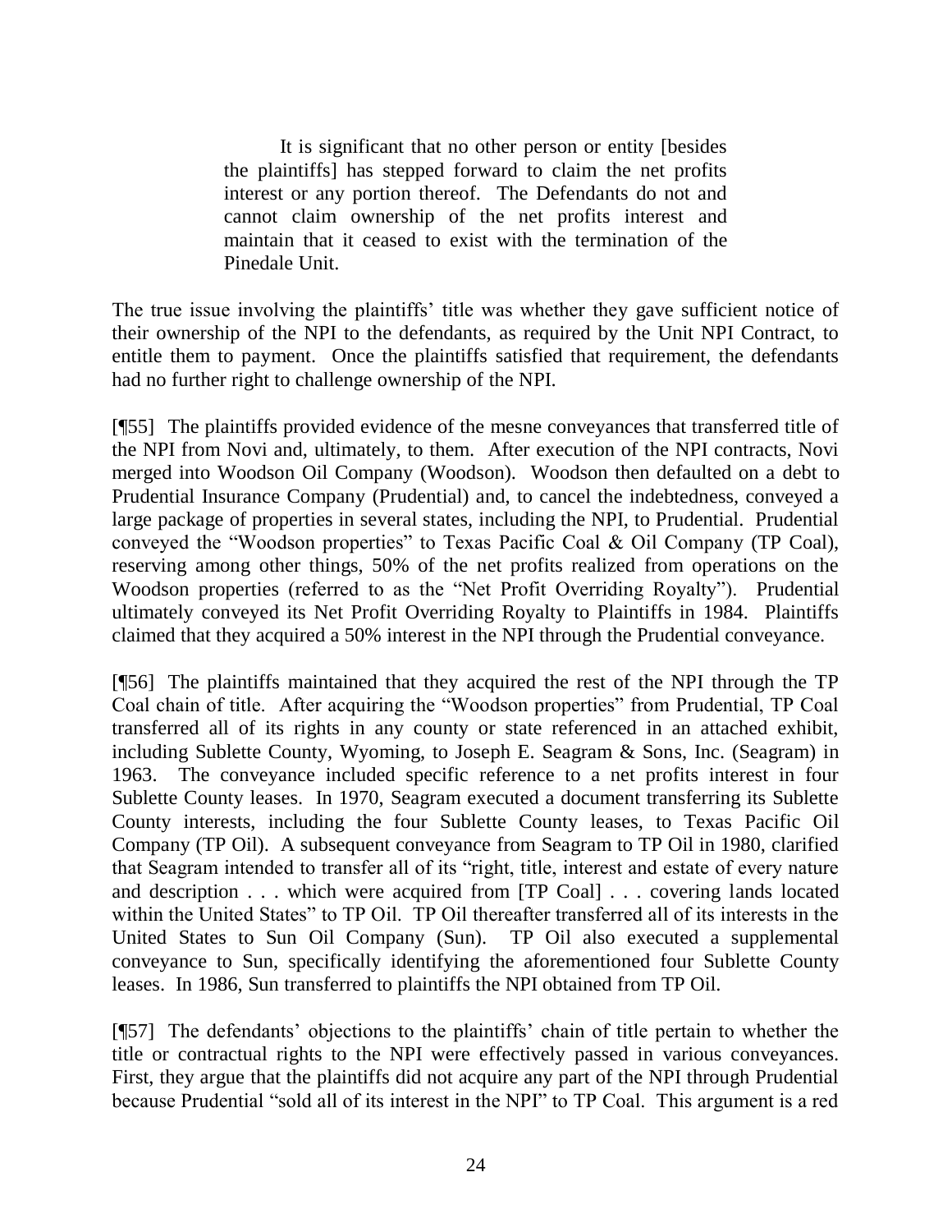> It is significant that no other person or entity [besides the plaintiffs] has stepped forward to claim the net profits interest or any portion thereof. The Defendants do not and cannot claim ownership of the net profits interest and maintain that it ceased to exist with the termination of the Pinedale Unit.

The true issue involving the plaintiffs' title was whether they gave sufficient notice of their ownership of the NPI to the defendants, as required by the Unit NPI Contract, to entitle them to payment. Once the plaintiffs satisfied that requirement, the defendants had no further right to challenge ownership of the NPI.

[¶55] The plaintiffs provided evidence of the mesne conveyances that transferred title of the NPI from Novi and, ultimately, to them. After execution of the NPI contracts, Novi merged into Woodson Oil Company (Woodson). Woodson then defaulted on a debt to Prudential Insurance Company (Prudential) and, to cancel the indebtedness, conveyed a large package of properties in several states, including the NPI, to Prudential. Prudential conveyed the "Woodson properties" to Texas Pacific Coal & Oil Company (TP Coal), reserving among other things, 50% of the net profits realized from operations on the Woodson properties (referred to as the "Net Profit Overriding Royalty"). Prudential ultimately conveyed its Net Profit Overriding Royalty to Plaintiffs in 1984. Plaintiffs claimed that they acquired a 50% interest in the NPI through the Prudential conveyance.

[¶56] The plaintiffs maintained that they acquired the rest of the NPI through the TP Coal chain of title. After acquiring the "Woodson properties" from Prudential, TP Coal transferred all of its rights in any county or state referenced in an attached exhibit, including Sublette County, Wyoming, to Joseph E. Seagram & Sons, Inc. (Seagram) in 1963. The conveyance included specific reference to a net profits interest in four Sublette County leases. In 1970, Seagram executed a document transferring its Sublette County interests, including the four Sublette County leases, to Texas Pacific Oil Company (TP Oil). A subsequent conveyance from Seagram to TP Oil in 1980, clarified that Seagram intended to transfer all of its "right, title, interest and estate of every nature and description . . . which were acquired from [TP Coal] . . . covering lands located within the United States" to TP Oil. TP Oil thereafter transferred all of its interests in the United States to Sun Oil Company (Sun). TP Oil also executed a supplemental conveyance to Sun, specifically identifying the aforementioned four Sublette County leases. In 1986, Sun transferred to plaintiffs the NPI obtained from TP Oil.

[¶57] The defendants' objections to the plaintiffs' chain of title pertain to whether the title or contractual rights to the NPI were effectively passed in various conveyances. First, they argue that the plaintiffs did not acquire any part of the NPI through Prudential because Prudential "sold all of its interest in the NPI" to TP Coal. This argument is a red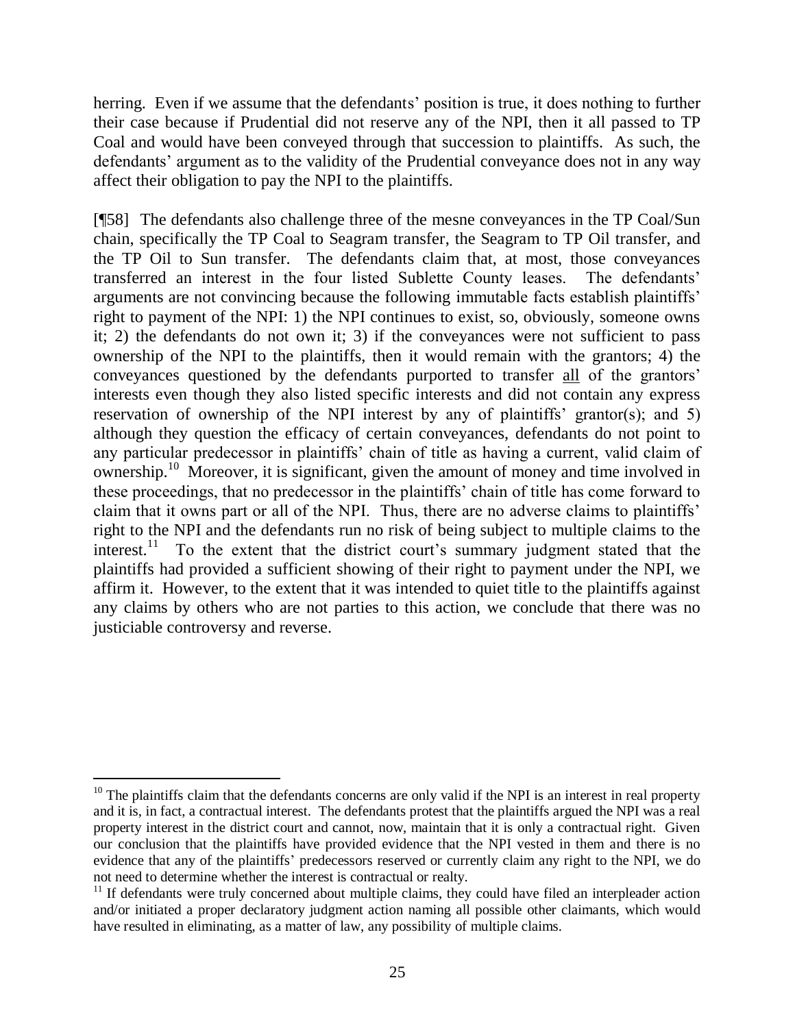herring. Even if we assume that the defendants' position is true, it does nothing to further their case because if Prudential did not reserve any of the NPI, then it all passed to TP Coal and would have been conveyed through that succession to plaintiffs. As such, the defendants' argument as to the validity of the Prudential conveyance does not in any way affect their obligation to pay the NPI to the plaintiffs.

[¶58] The defendants also challenge three of the mesne conveyances in the TP Coal/Sun chain, specifically the TP Coal to Seagram transfer, the Seagram to TP Oil transfer, and the TP Oil to Sun transfer. The defendants claim that, at most, those conveyances transferred an interest in the four listed Sublette County leases. The defendants' arguments are not convincing because the following immutable facts establish plaintiffs' right to payment of the NPI: 1) the NPI continues to exist, so, obviously, someone owns it; 2) the defendants do not own it; 3) if the conveyances were not sufficient to pass ownership of the NPI to the plaintiffs, then it would remain with the grantors; 4) the conveyances questioned by the defendants purported to transfer all of the grantors' interests even though they also listed specific interests and did not contain any express reservation of ownership of the NPI interest by any of plaintiffs' grantor(s); and 5) although they question the efficacy of certain conveyances, defendants do not point to any particular predecessor in plaintiffs' chain of title as having a current, valid claim of ownership.[10] Moreover, it is significant, given the amount of money and time involved in these proceedings, that no predecessor in the plaintiffs' chain of title has come forward to claim that it owns part or all of the NPI. Thus, there are no adverse claims to plaintiffs' right to the NPI and the defendants run no risk of being subject to multiple claims to the interest.[11] To the extent that the district court's summary judgment stated that the plaintiffs had provided a sufficient showing of their right to payment under the NPI, we affirm it. However, to the extent that it was intended to quiet title to the plaintiffs against any claims by others who are not parties to this action, we conclude that there was no justiciable controversy and reverse.

---

[10] The plaintiffs claim that the defendants concerns are only valid if the NPI is an interest in real property and it is, in fact, a contractual interest. The defendants protest that the plaintiffs argued the NPI was a real property interest in the district court and cannot, now, maintain that it is only a contractual right. Given our conclusion that the plaintiffs have provided evidence that the NPI vested in them and there is no evidence that any of the plaintiffs' predecessors reserved or currently claim any right to the NPI, we do not need to determine whether the interest is contractual or realty.

[11] If defendants were truly concerned about multiple claims, they could have filed an interpleader action and/or initiated a proper declaratory judgment action naming all possible other claimants, which would have resulted in eliminating, as a matter of law, any possibility of multiple claims.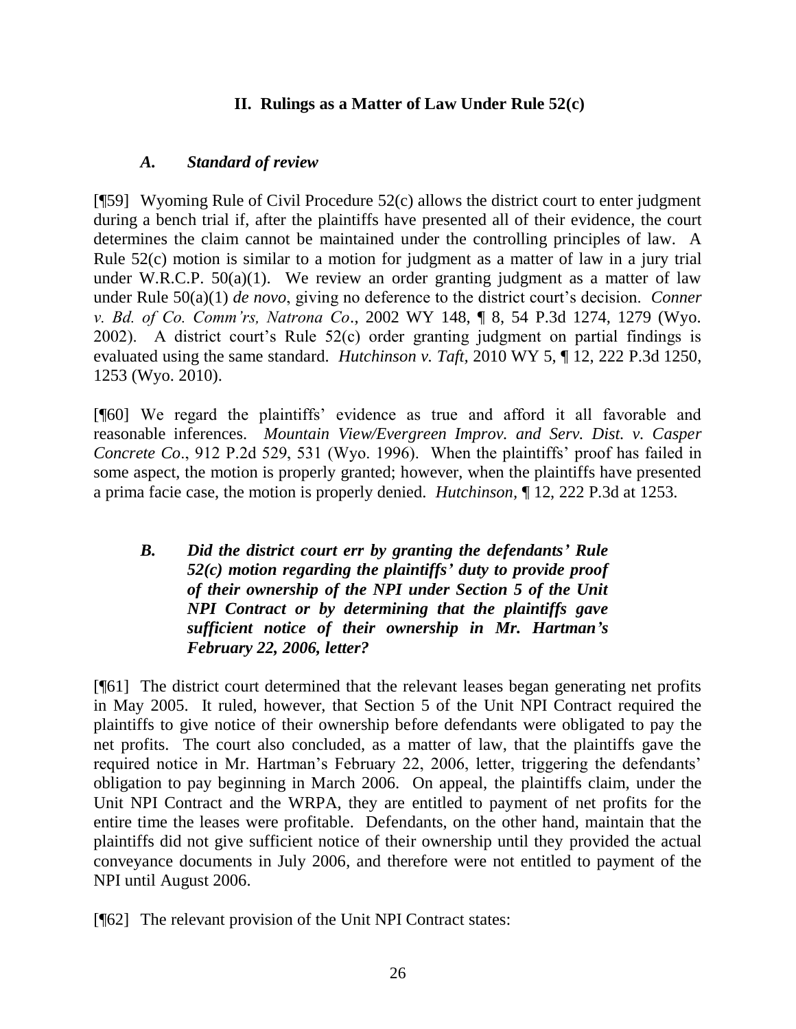## II. Rulings as a Matter of Law Under Rule 52(c)

### *A. Standard of review*

[¶59] Wyoming Rule of Civil Procedure 52(c) allows the district court to enter judgment during a bench trial if, after the plaintiffs have presented all of their evidence, the court determines the claim cannot be maintained under the controlling principles of law. A Rule 52(c) motion is similar to a motion for judgment as a matter of law in a jury trial under W.R.C.P. 50(a)(1). We review an order granting judgment as a matter of law under Rule 50(a)(1) *de novo*, giving no deference to the district court's decision. *Conner v. Bd. of Co. Comm'rs, Natrona Co*., 2002 WY 148, ¶ 8, 54 P.3d 1274, 1279 (Wyo. 2002). A district court's Rule 52(c) order granting judgment on partial findings is evaluated using the same standard. *Hutchinson v. Taft*, 2010 WY 5, ¶ 12, 222 P.3d 1250, 1253 (Wyo. 2010).

[¶60] We regard the plaintiffs' evidence as true and afford it all favorable and reasonable inferences. *Mountain View/Evergreen Improv. and Serv. Dist. v. Casper Concrete Co*., 912 P.2d 529, 531 (Wyo. 1996). When the plaintiffs' proof has failed in some aspect, the motion is properly granted; however, when the plaintiffs have presented a prima facie case, the motion is properly denied. *Hutchinson*, ¶ 12, 222 P.3d at 1253.

### *B. Did the district court err by granting the defendants' Rule 52(c) motion regarding the plaintiffs' duty to provide proof of their ownership of the NPI under Section 5 of the Unit NPI Contract or by determining that the plaintiffs gave sufficient notice of their ownership in Mr. Hartman's February 22, 2006, letter?*

[¶61] The district court determined that the relevant leases began generating net profits in May 2005. It ruled, however, that Section 5 of the Unit NPI Contract required the plaintiffs to give notice of their ownership before defendants were obligated to pay the net profits. The court also concluded, as a matter of law, that the plaintiffs gave the required notice in Mr. Hartman's February 22, 2006, letter, triggering the defendants' obligation to pay beginning in March 2006. On appeal, the plaintiffs claim, under the Unit NPI Contract and the WRPA, they are entitled to payment of net profits for the entire time the leases were profitable. Defendants, on the other hand, maintain that the plaintiffs did not give sufficient notice of their ownership until they provided the actual conveyance documents in July 2006, and therefore were not entitled to payment of the NPI until August 2006.

[¶62] The relevant provision of the Unit NPI Contract states: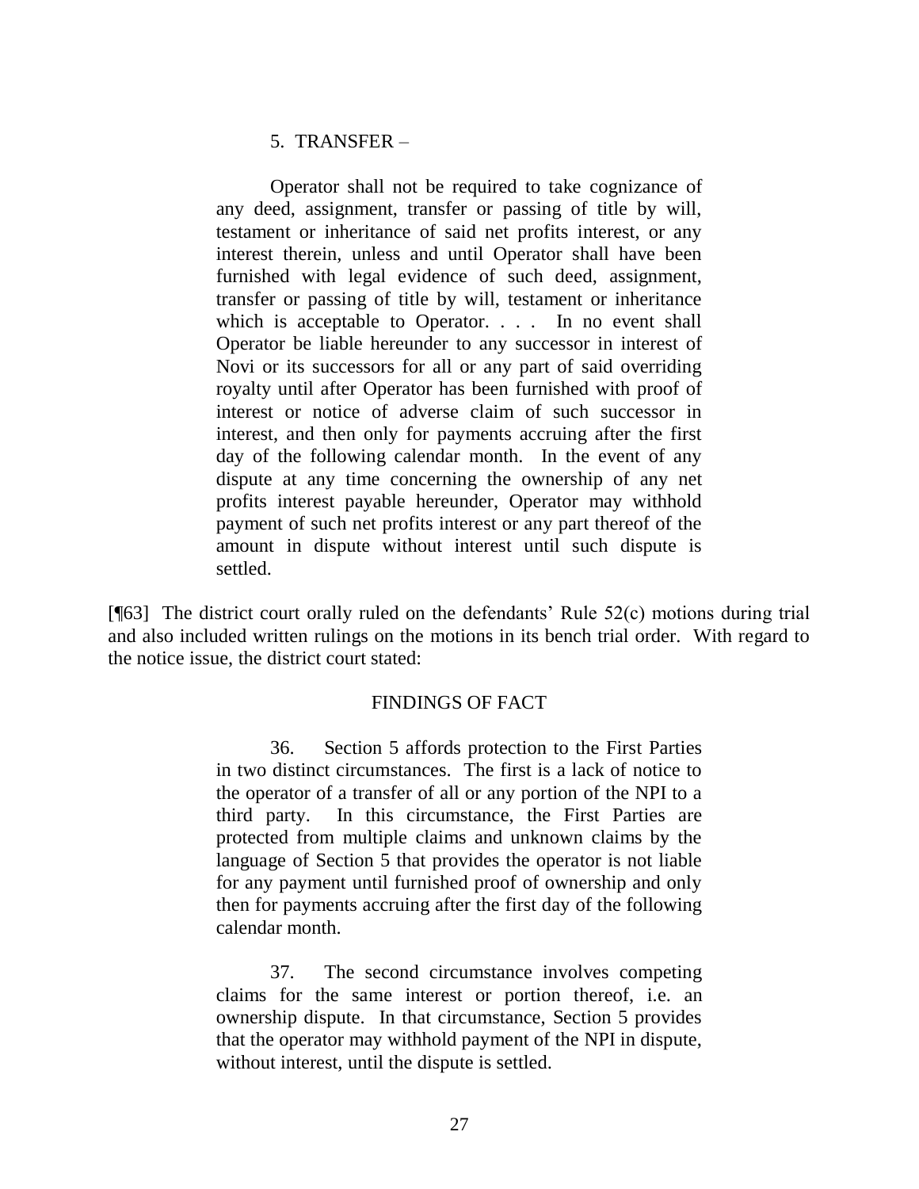> 5. TRANSFER –
>
> Operator shall not be required to take cognizance of any deed, assignment, transfer or passing of title by will, testament or inheritance of said net profits interest, or any interest therein, unless and until Operator shall have been furnished with legal evidence of such deed, assignment, transfer or passing of title by will, testament or inheritance which is acceptable to Operator. . . . In no event shall Operator be liable hereunder to any successor in interest of Novi or its successors for all or any part of said overriding royalty until after Operator has been furnished with proof of interest or notice of adverse claim of such successor in interest, and then only for payments accruing after the first day of the following calendar month. In the event of any dispute at any time concerning the ownership of any net profits interest payable hereunder, Operator may withhold payment of such net profits interest or any part thereof of the amount in dispute without interest until such dispute is settled.

[¶63] The district court orally ruled on the defendants' Rule 52(c) motions during trial and also included written rulings on the motions in its bench trial order. With regard to the notice issue, the district court stated:

> FINDINGS OF FACT
>
> 36. Section 5 affords protection to the First Parties in two distinct circumstances. The first is a lack of notice to the operator of a transfer of all or any portion of the NPI to a third party. In this circumstance, the First Parties are protected from multiple claims and unknown claims by the language of Section 5 that provides the operator is not liable for any payment until furnished proof of ownership and only then for payments accruing after the first day of the following calendar month.
>
> 37. The second circumstance involves competing claims for the same interest or portion thereof, i.e. an ownership dispute. In that circumstance, Section 5 provides that the operator may withhold payment of the NPI in dispute, without interest, until the dispute is settled.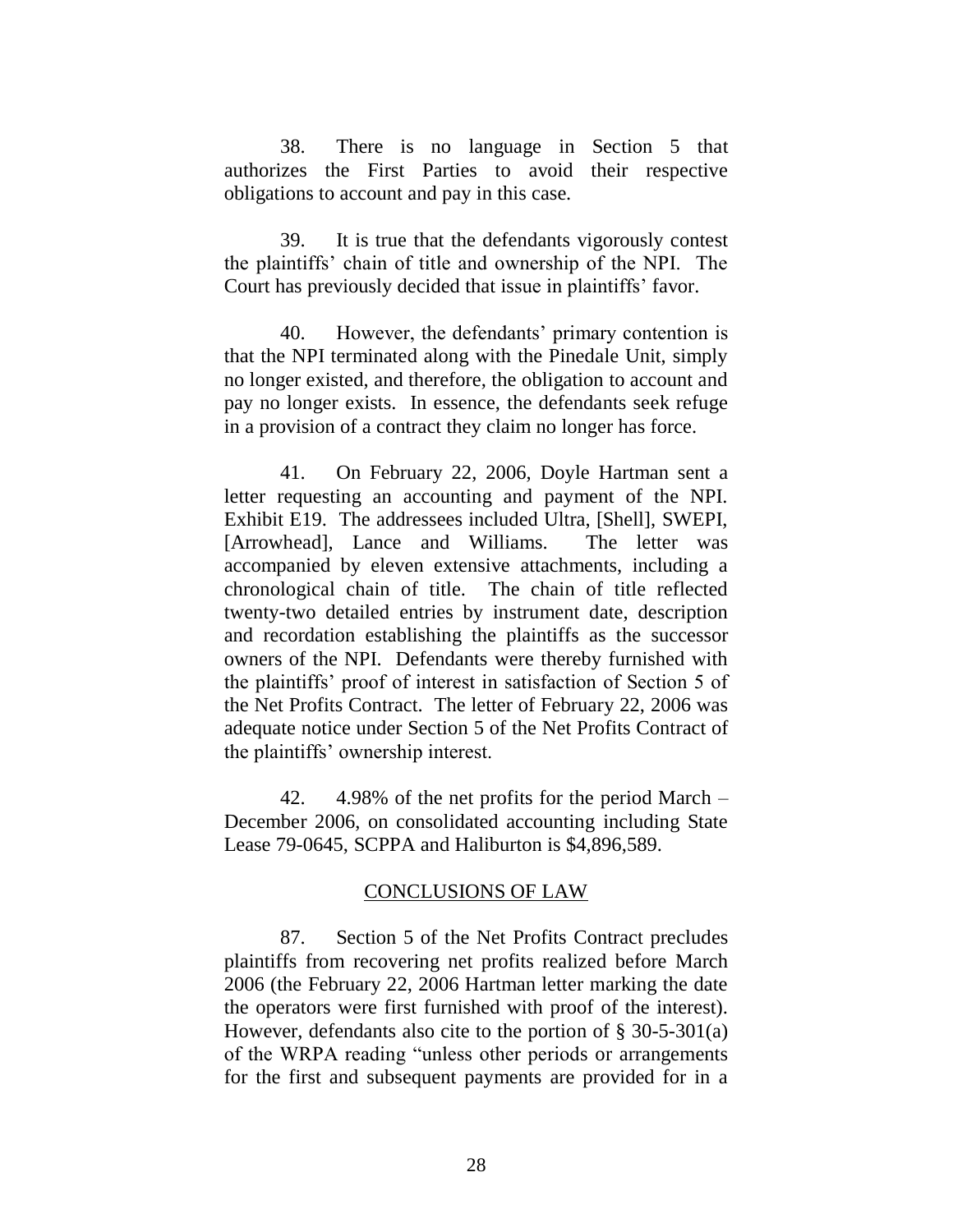38. There is no language in Section 5 that authorizes the First Parties to avoid their respective obligations to account and pay in this case.

39. It is true that the defendants vigorously contest the plaintiffs' chain of title and ownership of the NPI. The Court has previously decided that issue in plaintiffs' favor.

40. However, the defendants' primary contention is that the NPI terminated along with the Pinedale Unit, simply no longer existed, and therefore, the obligation to account and pay no longer exists. In essence, the defendants seek refuge in a provision of a contract they claim no longer has force.

41. On February 22, 2006, Doyle Hartman sent a letter requesting an accounting and payment of the NPI. Exhibit E19. The addressees included Ultra, [Shell], SWEPI, [Arrowhead], Lance and Williams. The letter was accompanied by eleven extensive attachments, including a chronological chain of title. The chain of title reflected twenty-two detailed entries by instrument date, description and recordation establishing the plaintiffs as the successor owners of the NPI. Defendants were thereby furnished with the plaintiffs' proof of interest in satisfaction of Section 5 of the Net Profits Contract. The letter of February 22, 2006 was adequate notice under Section 5 of the Net Profits Contract of the plaintiffs' ownership interest.

42. 4.98% of the net profits for the period March – December 2006, on consolidated accounting including State Lease 79-0645, SCPPA and Haliburton is $4,896,589.

## CONCLUSIONS OF LAW

87. Section 5 of the Net Profits Contract precludes plaintiffs from recovering net profits realized before March 2006 (the February 22, 2006 Hartman letter marking the date the operators were first furnished with proof of the interest). However, defendants also cite to the portion of § 30-5-301(a) of the WRPA reading "unless other periods or arrangements for the first and subsequent payments are provided for in a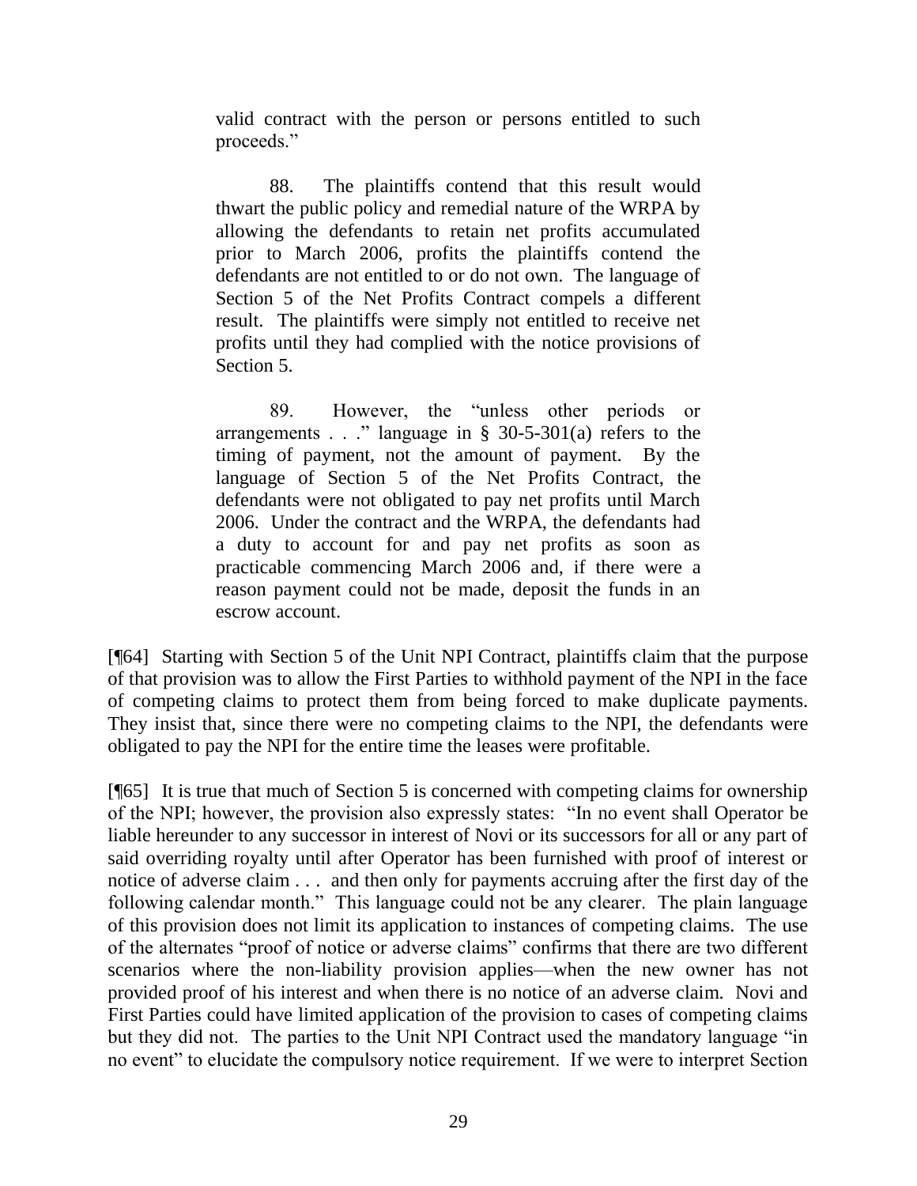> valid contract with the person or persons entitled to such proceeds."
>
> 88. The plaintiffs contend that this result would thwart the public policy and remedial nature of the WRPA by allowing the defendants to retain net profits accumulated prior to March 2006, profits the plaintiffs contend the defendants are not entitled to or do not own. The language of Section 5 of the Net Profits Contract compels a different result. The plaintiffs were simply not entitled to receive net profits until they had complied with the notice provisions of Section 5.
>
> 89. However, the "unless other periods or arrangements . . ." language in § 30-5-301(a) refers to the timing of payment, not the amount of payment. By the language of Section 5 of the Net Profits Contract, the defendants were not obligated to pay net profits until March 2006. Under the contract and the WRPA, the defendants had a duty to account for and pay net profits as soon as practicable commencing March 2006 and, if there were a reason payment could not be made, deposit the funds in an escrow account.

[¶64] Starting with Section 5 of the Unit NPI Contract, plaintiffs claim that the purpose of that provision was to allow the First Parties to withhold payment of the NPI in the face of competing claims to protect them from being forced to make duplicate payments. They insist that, since there were no competing claims to the NPI, the defendants were obligated to pay the NPI for the entire time the leases were profitable.

[¶65] It is true that much of Section 5 is concerned with competing claims for ownership of the NPI; however, the provision also expressly states: "In no event shall Operator be liable hereunder to any successor in interest of Novi or its successors for all or any part of said overriding royalty until after Operator has been furnished with proof of interest or notice of adverse claim . . . and then only for payments accruing after the first day of the following calendar month." This language could not be any clearer. The plain language of this provision does not limit its application to instances of competing claims. The use of the alternates "proof of notice or adverse claims" confirms that there are two different scenarios where the non-liability provision applies—when the new owner has not provided proof of his interest and when there is no notice of an adverse claim. Novi and First Parties could have limited application of the provision to cases of competing claims but they did not. The parties to the Unit NPI Contract used the mandatory language "in no event" to elucidate the compulsory notice requirement. If we were to interpret Section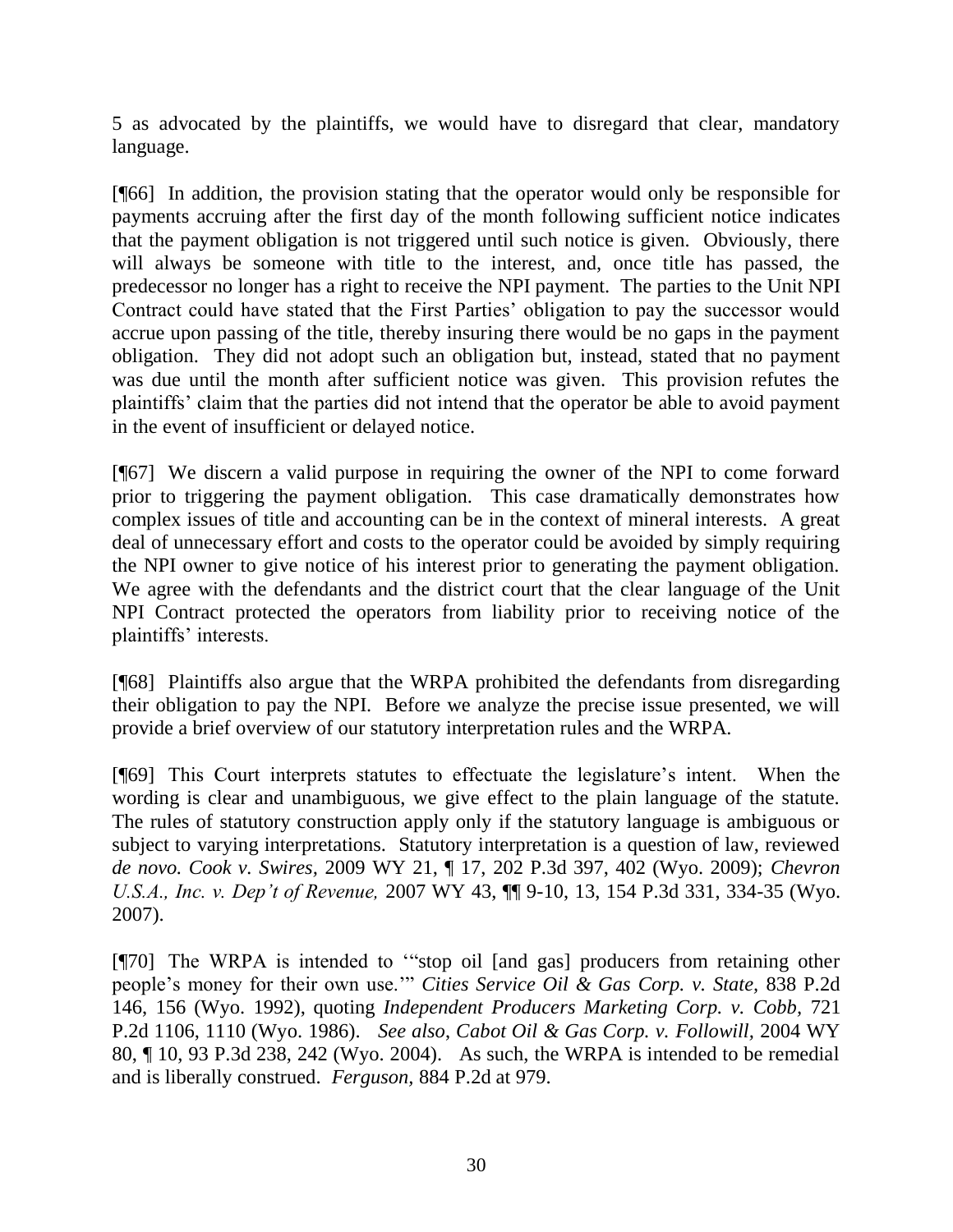5 as advocated by the plaintiffs, we would have to disregard that clear, mandatory language.

[¶66] In addition, the provision stating that the operator would only be responsible for payments accruing after the first day of the month following sufficient notice indicates that the payment obligation is not triggered until such notice is given. Obviously, there will always be someone with title to the interest, and, once title has passed, the predecessor no longer has a right to receive the NPI payment. The parties to the Unit NPI Contract could have stated that the First Parties' obligation to pay the successor would accrue upon passing of the title, thereby insuring there would be no gaps in the payment obligation. They did not adopt such an obligation but, instead, stated that no payment was due until the month after sufficient notice was given. This provision refutes the plaintiffs' claim that the parties did not intend that the operator be able to avoid payment in the event of insufficient or delayed notice.

[¶67] We discern a valid purpose in requiring the owner of the NPI to come forward prior to triggering the payment obligation. This case dramatically demonstrates how complex issues of title and accounting can be in the context of mineral interests. A great deal of unnecessary effort and costs to the operator could be avoided by simply requiring the NPI owner to give notice of his interest prior to generating the payment obligation. We agree with the defendants and the district court that the clear language of the Unit NPI Contract protected the operators from liability prior to receiving notice of the plaintiffs' interests.

[¶68] Plaintiffs also argue that the WRPA prohibited the defendants from disregarding their obligation to pay the NPI. Before we analyze the precise issue presented, we will provide a brief overview of our statutory interpretation rules and the WRPA.

[¶69] This Court interprets statutes to effectuate the legislature's intent. When the wording is clear and unambiguous, we give effect to the plain language of the statute. The rules of statutory construction apply only if the statutory language is ambiguous or subject to varying interpretations. Statutory interpretation is a question of law, reviewed *de novo. Cook v. Swires*, 2009 WY 21, ¶ 17, 202 P.3d 397, 402 (Wyo. 2009); *Chevron U.S.A., Inc. v. Dep't of Revenue,* 2007 WY 43, ¶¶ 9-10, 13, 154 P.3d 331, 334-35 (Wyo. 2007).

[¶70] The WRPA is intended to '"stop oil [and gas] producers from retaining other people's money for their own use.'" *Cities Service Oil & Gas Corp. v. State,* 838 P.2d 146, 156 (Wyo. 1992), quoting *Independent Producers Marketing Corp. v. Cobb*, 721 P.2d 1106, 1110 (Wyo. 1986). *See also*, *Cabot Oil & Gas Corp. v. Followill*, 2004 WY 80, ¶ 10, 93 P.3d 238, 242 (Wyo. 2004). As such, the WRPA is intended to be remedial and is liberally construed. *Ferguson,* 884 P.2d at 979.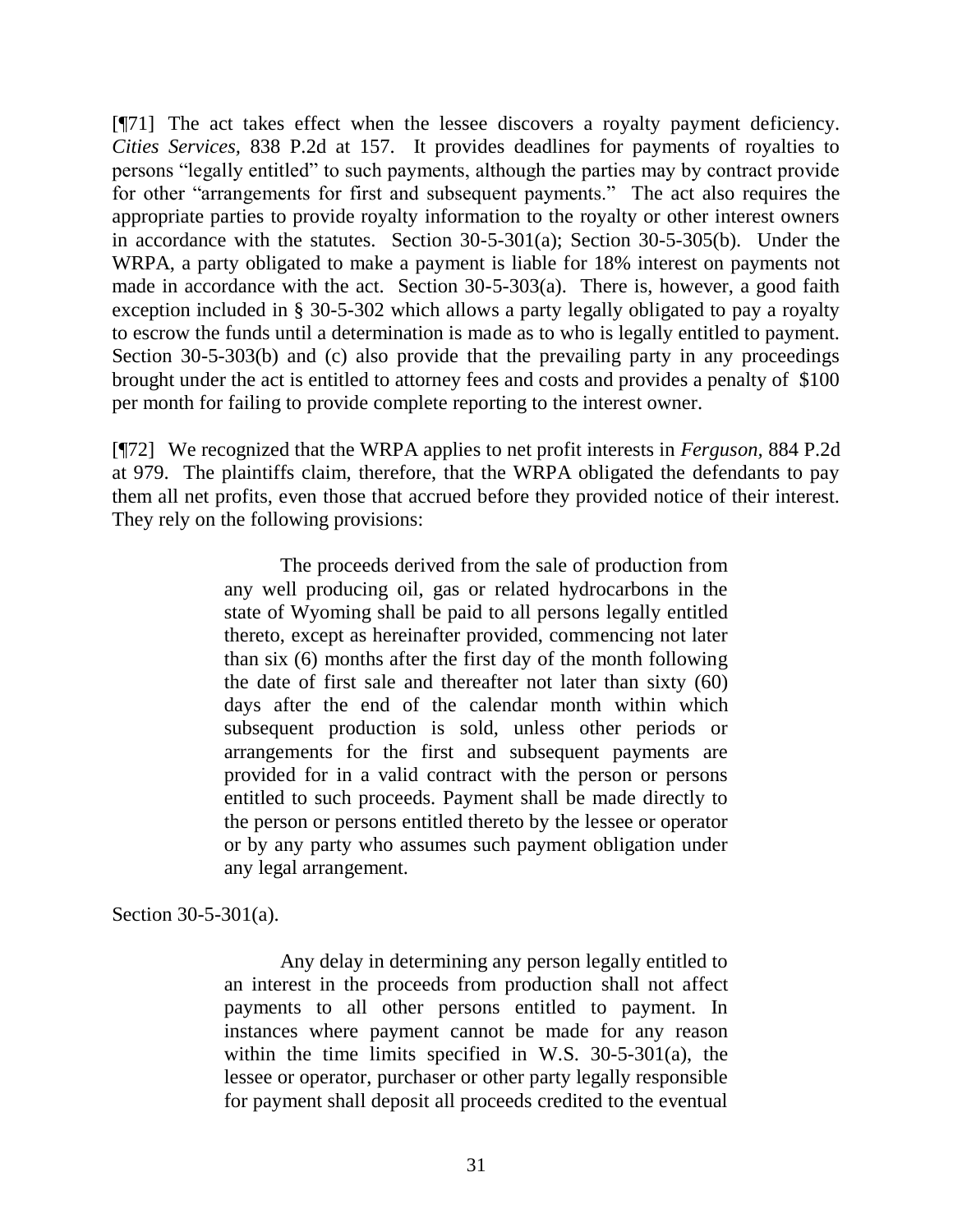[¶71] The act takes effect when the lessee discovers a royalty payment deficiency. *Cities Services*, 838 P.2d at 157. It provides deadlines for payments of royalties to persons "legally entitled" to such payments, although the parties may by contract provide for other "arrangements for first and subsequent payments." The act also requires the appropriate parties to provide royalty information to the royalty or other interest owners in accordance with the statutes. Section 30-5-301(a); Section 30-5-305(b). Under the WRPA, a party obligated to make a payment is liable for 18% interest on payments not made in accordance with the act. Section 30-5-303(a). There is, however, a good faith exception included in § 30-5-302 which allows a party legally obligated to pay a royalty to escrow the funds until a determination is made as to who is legally entitled to payment. Section 30-5-303(b) and (c) also provide that the prevailing party in any proceedings brought under the act is entitled to attorney fees and costs and provides a penalty of $100 per month for failing to provide complete reporting to the interest owner.

[¶72] We recognized that the WRPA applies to net profit interests in *Ferguson*, 884 P.2d at 979. The plaintiffs claim, therefore, that the WRPA obligated the defendants to pay them all net profits, even those that accrued before they provided notice of their interest. They rely on the following provisions:

> The proceeds derived from the sale of production from any well producing oil, gas or related hydrocarbons in the state of Wyoming shall be paid to all persons legally entitled thereto, except as hereinafter provided, commencing not later than six (6) months after the first day of the month following the date of first sale and thereafter not later than sixty (60) days after the end of the calendar month within which subsequent production is sold, unless other periods or arrangements for the first and subsequent payments are provided for in a valid contract with the person or persons entitled to such proceeds. Payment shall be made directly to the person or persons entitled thereto by the lessee or operator or by any party who assumes such payment obligation under any legal arrangement.

Section 30-5-301(a).

> Any delay in determining any person legally entitled to an interest in the proceeds from production shall not affect payments to all other persons entitled to payment. In instances where payment cannot be made for any reason within the time limits specified in W.S. 30-5-301(a), the lessee or operator, purchaser or other party legally responsible for payment shall deposit all proceeds credited to the eventual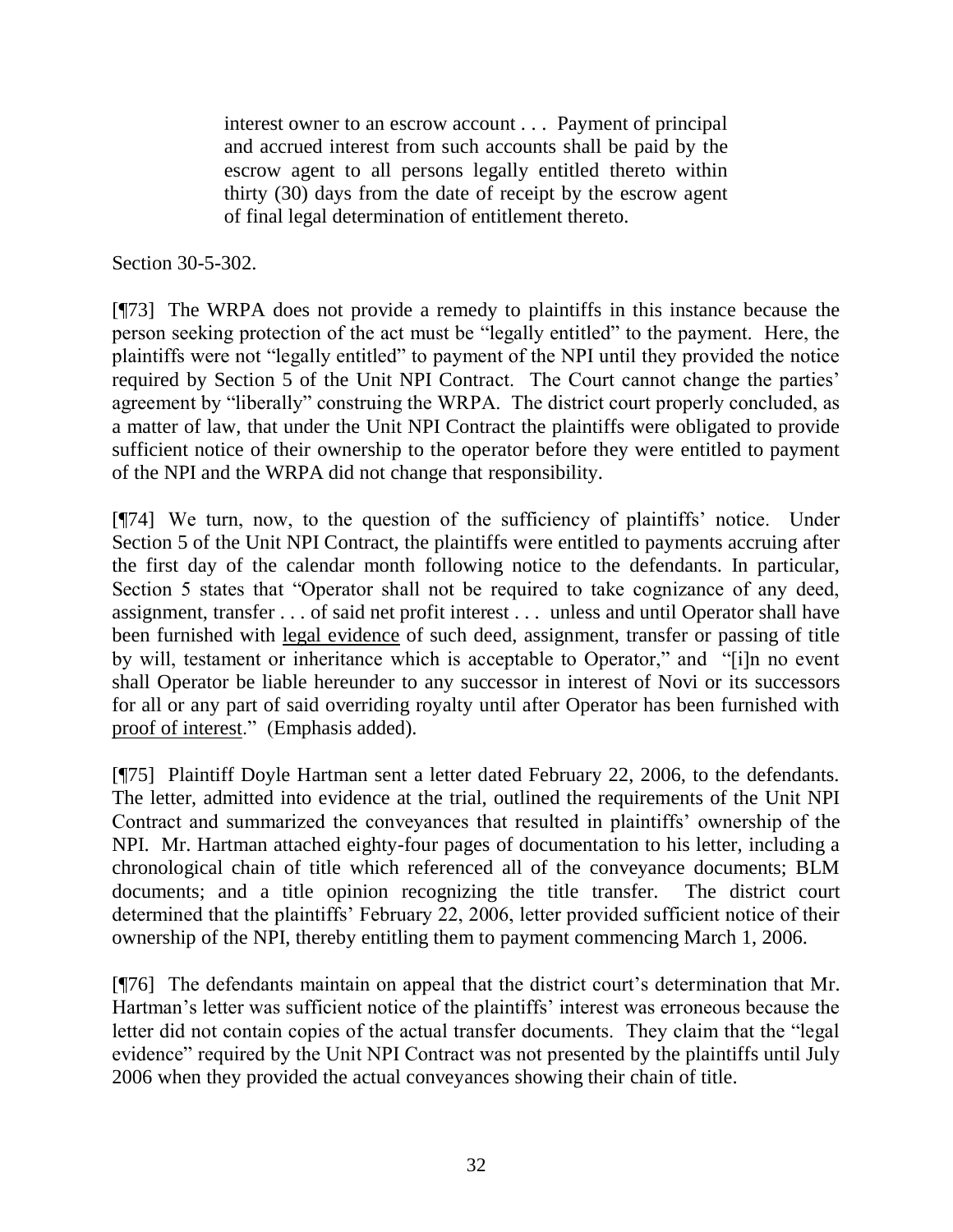> interest owner to an escrow account . . . Payment of principal and accrued interest from such accounts shall be paid by the escrow agent to all persons legally entitled thereto within thirty (30) days from the date of receipt by the escrow agent of final legal determination of entitlement thereto.

Section 30-5-302.

[¶73] The WRPA does not provide a remedy to plaintiffs in this instance because the person seeking protection of the act must be "legally entitled" to the payment. Here, the plaintiffs were not "legally entitled" to payment of the NPI until they provided the notice required by Section 5 of the Unit NPI Contract. The Court cannot change the parties' agreement by "liberally" construing the WRPA. The district court properly concluded, as a matter of law, that under the Unit NPI Contract the plaintiffs were obligated to provide sufficient notice of their ownership to the operator before they were entitled to payment of the NPI and the WRPA did not change that responsibility.

[¶74] We turn, now, to the question of the sufficiency of plaintiffs' notice. Under Section 5 of the Unit NPI Contract, the plaintiffs were entitled to payments accruing after the first day of the calendar month following notice to the defendants. In particular, Section 5 states that "Operator shall not be required to take cognizance of any deed, assignment, transfer . . . of said net profit interest . . . unless and until Operator shall have been furnished with <u>legal evidence</u> of such deed, assignment, transfer or passing of title by will, testament or inheritance which is acceptable to Operator," and "[i]n no event shall Operator be liable hereunder to any successor in interest of Novi or its successors for all or any part of said overriding royalty until after Operator has been furnished with <u>proof of interest</u>." (Emphasis added).

[¶75] Plaintiff Doyle Hartman sent a letter dated February 22, 2006, to the defendants. The letter, admitted into evidence at the trial, outlined the requirements of the Unit NPI Contract and summarized the conveyances that resulted in plaintiffs' ownership of the NPI. Mr. Hartman attached eighty-four pages of documentation to his letter, including a chronological chain of title which referenced all of the conveyance documents; BLM documents; and a title opinion recognizing the title transfer. The district court determined that the plaintiffs' February 22, 2006, letter provided sufficient notice of their ownership of the NPI, thereby entitling them to payment commencing March 1, 2006.

[¶76] The defendants maintain on appeal that the district court's determination that Mr. Hartman's letter was sufficient notice of the plaintiffs' interest was erroneous because the letter did not contain copies of the actual transfer documents. They claim that the "legal evidence" required by the Unit NPI Contract was not presented by the plaintiffs until July 2006 when they provided the actual conveyances showing their chain of title.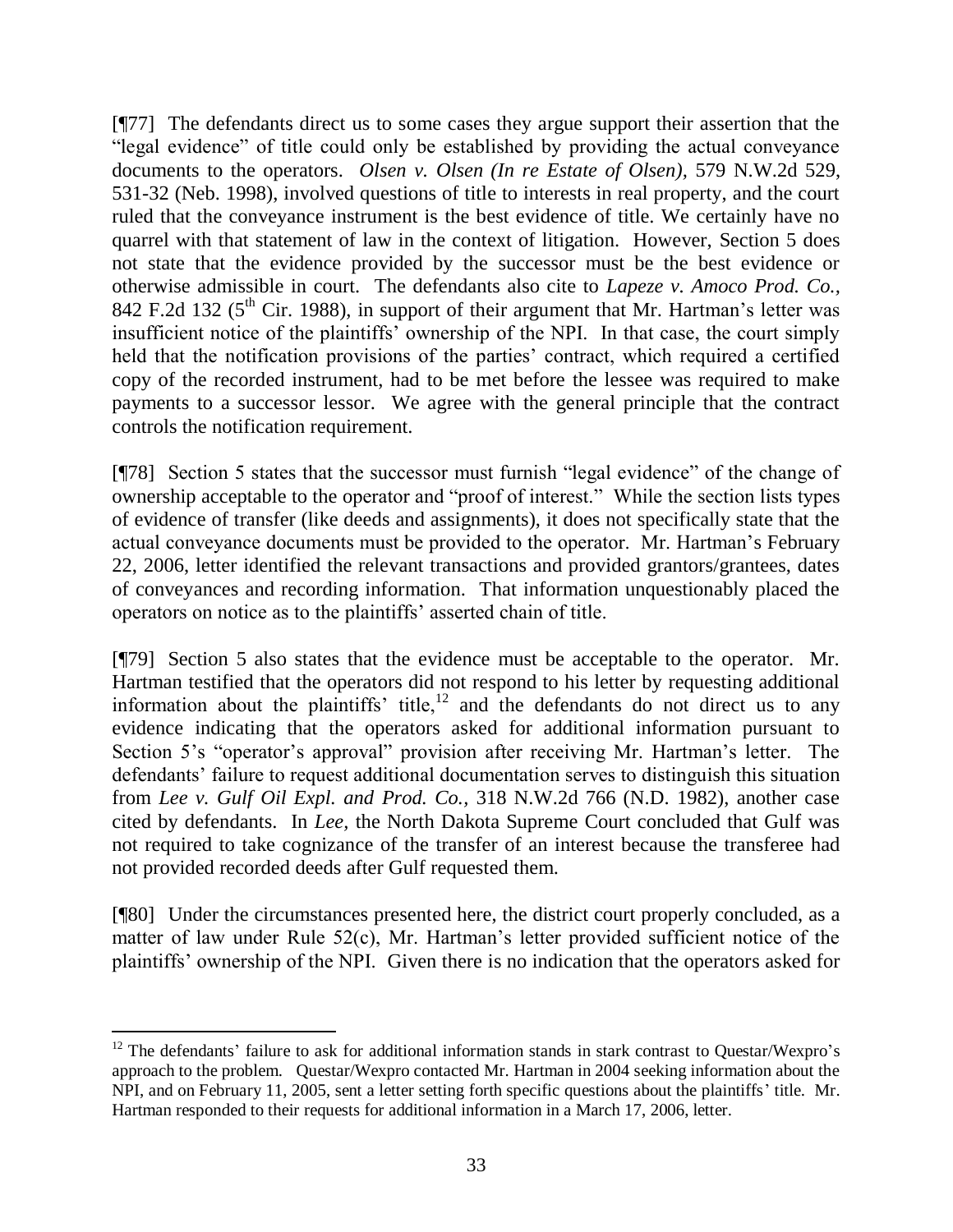[¶77] The defendants direct us to some cases they argue support their assertion that the "legal evidence" of title could only be established by providing the actual conveyance documents to the operators. *Olsen v. Olsen (In re Estate of Olsen)*, 579 N.W.2d 529, 531-32 (Neb. 1998), involved questions of title to interests in real property, and the court ruled that the conveyance instrument is the best evidence of title. We certainly have no quarrel with that statement of law in the context of litigation. However, Section 5 does not state that the evidence provided by the successor must be the best evidence or otherwise admissible in court. The defendants also cite to *Lapeze v. Amoco Prod. Co.*, 842 F.2d 132 (5th Cir. 1988), in support of their argument that Mr. Hartman's letter was insufficient notice of the plaintiffs' ownership of the NPI. In that case, the court simply held that the notification provisions of the parties' contract, which required a certified copy of the recorded instrument, had to be met before the lessee was required to make payments to a successor lessor. We agree with the general principle that the contract controls the notification requirement.

[¶78] Section 5 states that the successor must furnish "legal evidence" of the change of ownership acceptable to the operator and "proof of interest." While the section lists types of evidence of transfer (like deeds and assignments), it does not specifically state that the actual conveyance documents must be provided to the operator. Mr. Hartman's February 22, 2006, letter identified the relevant transactions and provided grantors/grantees, dates of conveyances and recording information. That information unquestionably placed the operators on notice as to the plaintiffs' asserted chain of title.

[¶79] Section 5 also states that the evidence must be acceptable to the operator. Mr. Hartman testified that the operators did not respond to his letter by requesting additional information about the plaintiffs' title,[12] and the defendants do not direct us to any evidence indicating that the operators asked for additional information pursuant to Section 5's "operator's approval" provision after receiving Mr. Hartman's letter. The defendants' failure to request additional documentation serves to distinguish this situation from *Lee v. Gulf Oil Expl. and Prod. Co.*, 318 N.W.2d 766 (N.D. 1982), another case cited by defendants. In *Lee*, the North Dakota Supreme Court concluded that Gulf was not required to take cognizance of the transfer of an interest because the transferee had not provided recorded deeds after Gulf requested them.

[¶80] Under the circumstances presented here, the district court properly concluded, as a matter of law under Rule 52(c), Mr. Hartman's letter provided sufficient notice of the plaintiffs' ownership of the NPI. Given there is no indication that the operators asked for

---

[12] The defendants' failure to ask for additional information stands in stark contrast to Questar/Wexpro's approach to the problem. Questar/Wexpro contacted Mr. Hartman in 2004 seeking information about the NPI, and on February 11, 2005, sent a letter setting forth specific questions about the plaintiffs' title. Mr. Hartman responded to their requests for additional information in a March 17, 2006, letter.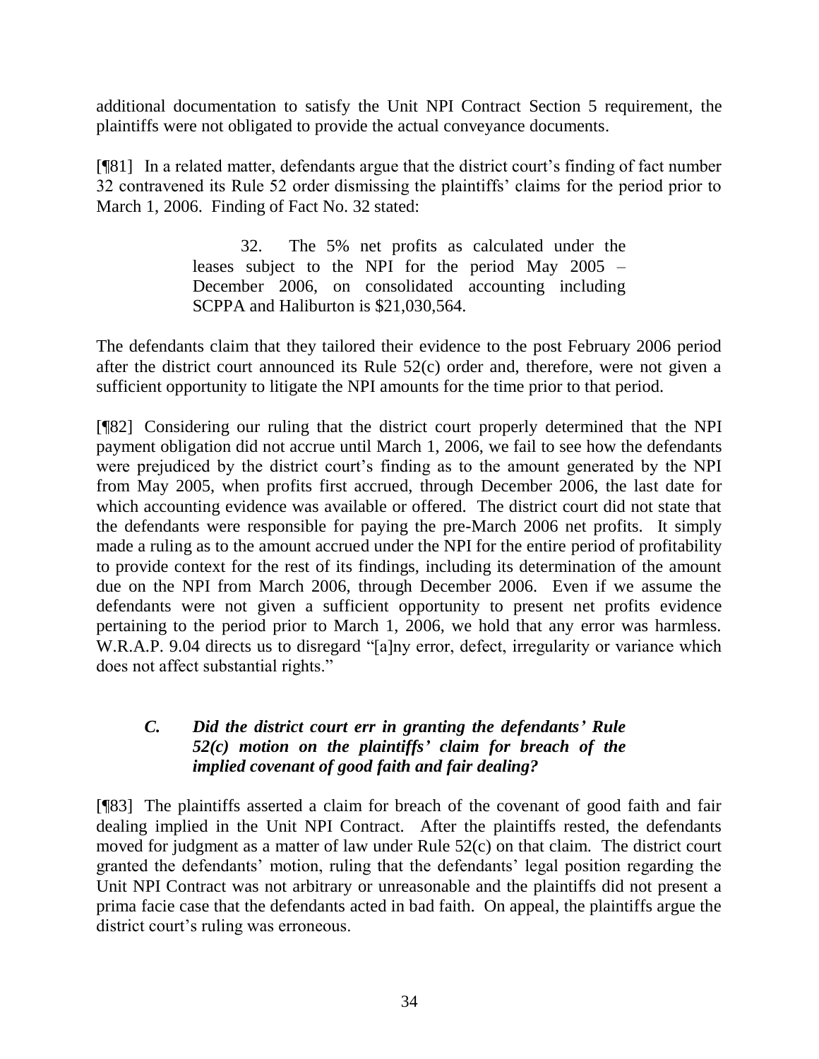additional documentation to satisfy the Unit NPI Contract Section 5 requirement, the plaintiffs were not obligated to provide the actual conveyance documents.

[¶81] In a related matter, defendants argue that the district court's finding of fact number 32 contravened its Rule 52 order dismissing the plaintiffs' claims for the period prior to March 1, 2006. Finding of Fact No. 32 stated:

> 32. The 5% net profits as calculated under the leases subject to the NPI for the period May 2005 – December 2006, on consolidated accounting including SCPPA and Haliburton is $21,030,564.

The defendants claim that they tailored their evidence to the post February 2006 period after the district court announced its Rule 52(c) order and, therefore, were not given a sufficient opportunity to litigate the NPI amounts for the time prior to that period.

[¶82] Considering our ruling that the district court properly determined that the NPI payment obligation did not accrue until March 1, 2006, we fail to see how the defendants were prejudiced by the district court's finding as to the amount generated by the NPI from May 2005, when profits first accrued, through December 2006, the last date for which accounting evidence was available or offered. The district court did not state that the defendants were responsible for paying the pre-March 2006 net profits. It simply made a ruling as to the amount accrued under the NPI for the entire period of profitability to provide context for the rest of its findings, including its determination of the amount due on the NPI from March 2006, through December 2006. Even if we assume the defendants were not given a sufficient opportunity to present net profits evidence pertaining to the period prior to March 1, 2006, we hold that any error was harmless. W.R.A.P. 9.04 directs us to disregard "[a]ny error, defect, irregularity or variance which does not affect substantial rights."

### *C. Did the district court err in granting the defendants' Rule 52(c) motion on the plaintiffs' claim for breach of the implied covenant of good faith and fair dealing?*

[¶83] The plaintiffs asserted a claim for breach of the covenant of good faith and fair dealing implied in the Unit NPI Contract. After the plaintiffs rested, the defendants moved for judgment as a matter of law under Rule 52(c) on that claim. The district court granted the defendants' motion, ruling that the defendants' legal position regarding the Unit NPI Contract was not arbitrary or unreasonable and the plaintiffs did not present a prima facie case that the defendants acted in bad faith. On appeal, the plaintiffs argue the district court's ruling was erroneous.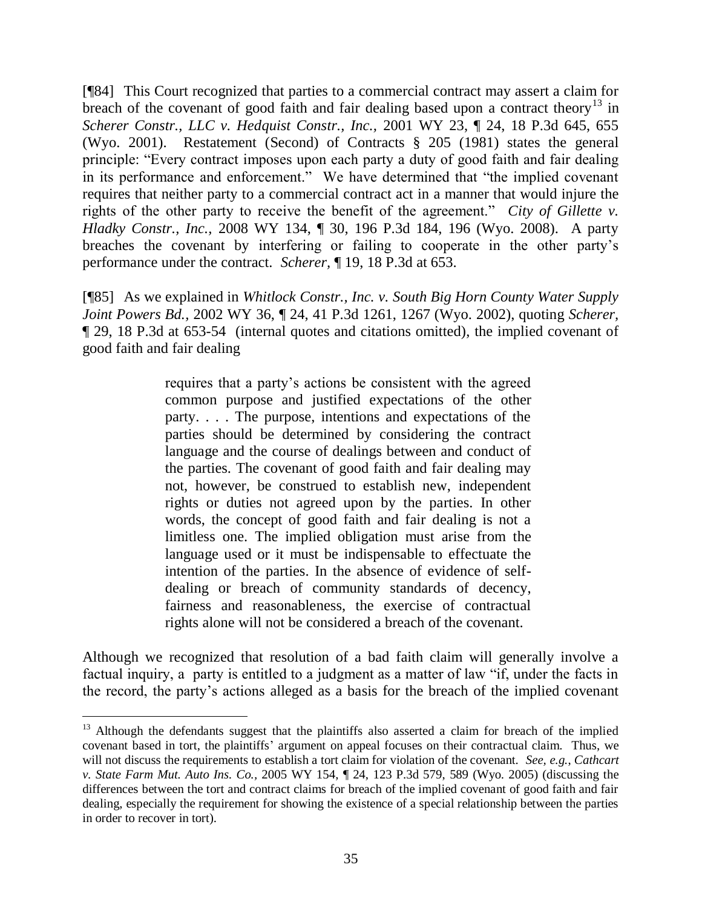[¶84] This Court recognized that parties to a commercial contract may assert a claim for breach of the covenant of good faith and fair dealing based upon a contract theory[13] in *Scherer Constr., LLC v. Hedquist Constr., Inc.,* 2001 WY 23, ¶ 24, 18 P.3d 645, 655 (Wyo. 2001). Restatement (Second) of Contracts § 205 (1981) states the general principle: "Every contract imposes upon each party a duty of good faith and fair dealing in its performance and enforcement." We have determined that "the implied covenant requires that neither party to a commercial contract act in a manner that would injure the rights of the other party to receive the benefit of the agreement." *City of Gillette v. Hladky Constr., Inc.,* 2008 WY 134, ¶ 30, 196 P.3d 184, 196 (Wyo. 2008). A party breaches the covenant by interfering or failing to cooperate in the other party's performance under the contract. *Scherer,* ¶ 19, 18 P.3d at 653.

[¶85] As we explained in *Whitlock Constr., Inc. v. South Big Horn County Water Supply Joint Powers Bd.,* 2002 WY 36, ¶ 24, 41 P.3d 1261, 1267 (Wyo. 2002), quoting *Scherer,* ¶ 29, 18 P.3d at 653-54 (internal quotes and citations omitted), the implied covenant of good faith and fair dealing

> requires that a party's actions be consistent with the agreed common purpose and justified expectations of the other party. . . . The purpose, intentions and expectations of the parties should be determined by considering the contract language and the course of dealings between and conduct of the parties. The covenant of good faith and fair dealing may not, however, be construed to establish new, independent rights or duties not agreed upon by the parties. In other words, the concept of good faith and fair dealing is not a limitless one. The implied obligation must arise from the language used or it must be indispensable to effectuate the intention of the parties. In the absence of evidence of self-dealing or breach of community standards of decency, fairness and reasonableness, the exercise of contractual rights alone will not be considered a breach of the covenant.

Although we recognized that resolution of a bad faith claim will generally involve a factual inquiry, a party is entitled to a judgment as a matter of law "if, under the facts in the record, the party's actions alleged as a basis for the breach of the implied covenant

---

[13] Although the defendants suggest that the plaintiffs also asserted a claim for breach of the implied covenant based in tort, the plaintiffs' argument on appeal focuses on their contractual claim. Thus, we will not discuss the requirements to establish a tort claim for violation of the covenant. *See, e.g., Cathcart v. State Farm Mut. Auto Ins. Co.,* 2005 WY 154, ¶ 24, 123 P.3d 579, 589 (Wyo. 2005) (discussing the differences between the tort and contract claims for breach of the implied covenant of good faith and fair dealing, especially the requirement for showing the existence of a special relationship between the parties in order to recover in tort).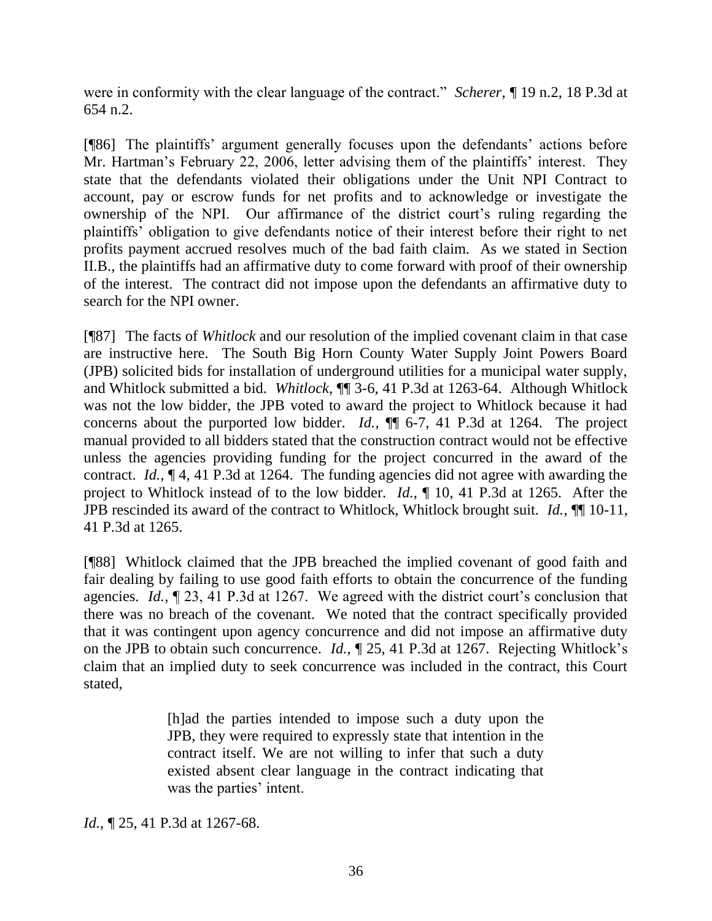were in conformity with the clear language of the contract." *Scherer,* ¶ 19 n.2, 18 P.3d at 654 n.2.

[¶86] The plaintiffs' argument generally focuses upon the defendants' actions before Mr. Hartman's February 22, 2006, letter advising them of the plaintiffs' interest. They state that the defendants violated their obligations under the Unit NPI Contract to account, pay or escrow funds for net profits and to acknowledge or investigate the ownership of the NPI. Our affirmance of the district court's ruling regarding the plaintiffs' obligation to give defendants notice of their interest before their right to net profits payment accrued resolves much of the bad faith claim. As we stated in Section II.B., the plaintiffs had an affirmative duty to come forward with proof of their ownership of the interest. The contract did not impose upon the defendants an affirmative duty to search for the NPI owner.

[¶87] The facts of *Whitlock* and our resolution of the implied covenant claim in that case are instructive here. The South Big Horn County Water Supply Joint Powers Board (JPB) solicited bids for installation of underground utilities for a municipal water supply, and Whitlock submitted a bid. *Whitlock,* ¶¶ 3-6, 41 P.3d at 1263-64. Although Whitlock was not the low bidder, the JPB voted to award the project to Whitlock because it had concerns about the purported low bidder. *Id.,* ¶¶ 6-7, 41 P.3d at 1264. The project manual provided to all bidders stated that the construction contract would not be effective unless the agencies providing funding for the project concurred in the award of the contract. *Id.,* ¶ 4, 41 P.3d at 1264. The funding agencies did not agree with awarding the project to Whitlock instead of to the low bidder. *Id.,* ¶ 10, 41 P.3d at 1265. After the JPB rescinded its award of the contract to Whitlock, Whitlock brought suit. *Id.,* ¶¶ 10-11, 41 P.3d at 1265.

[¶88] Whitlock claimed that the JPB breached the implied covenant of good faith and fair dealing by failing to use good faith efforts to obtain the concurrence of the funding agencies. *Id.,* ¶ 23, 41 P.3d at 1267. We agreed with the district court's conclusion that there was no breach of the covenant. We noted that the contract specifically provided that it was contingent upon agency concurrence and did not impose an affirmative duty on the JPB to obtain such concurrence. *Id.,* ¶ 25, 41 P.3d at 1267. Rejecting Whitlock's claim that an implied duty to seek concurrence was included in the contract, this Court stated,

> [h]ad the parties intended to impose such a duty upon the JPB, they were required to expressly state that intention in the contract itself. We are not willing to infer that such a duty existed absent clear language in the contract indicating that was the parties' intent.

*Id.,* ¶ 25, 41 P.3d at 1267-68.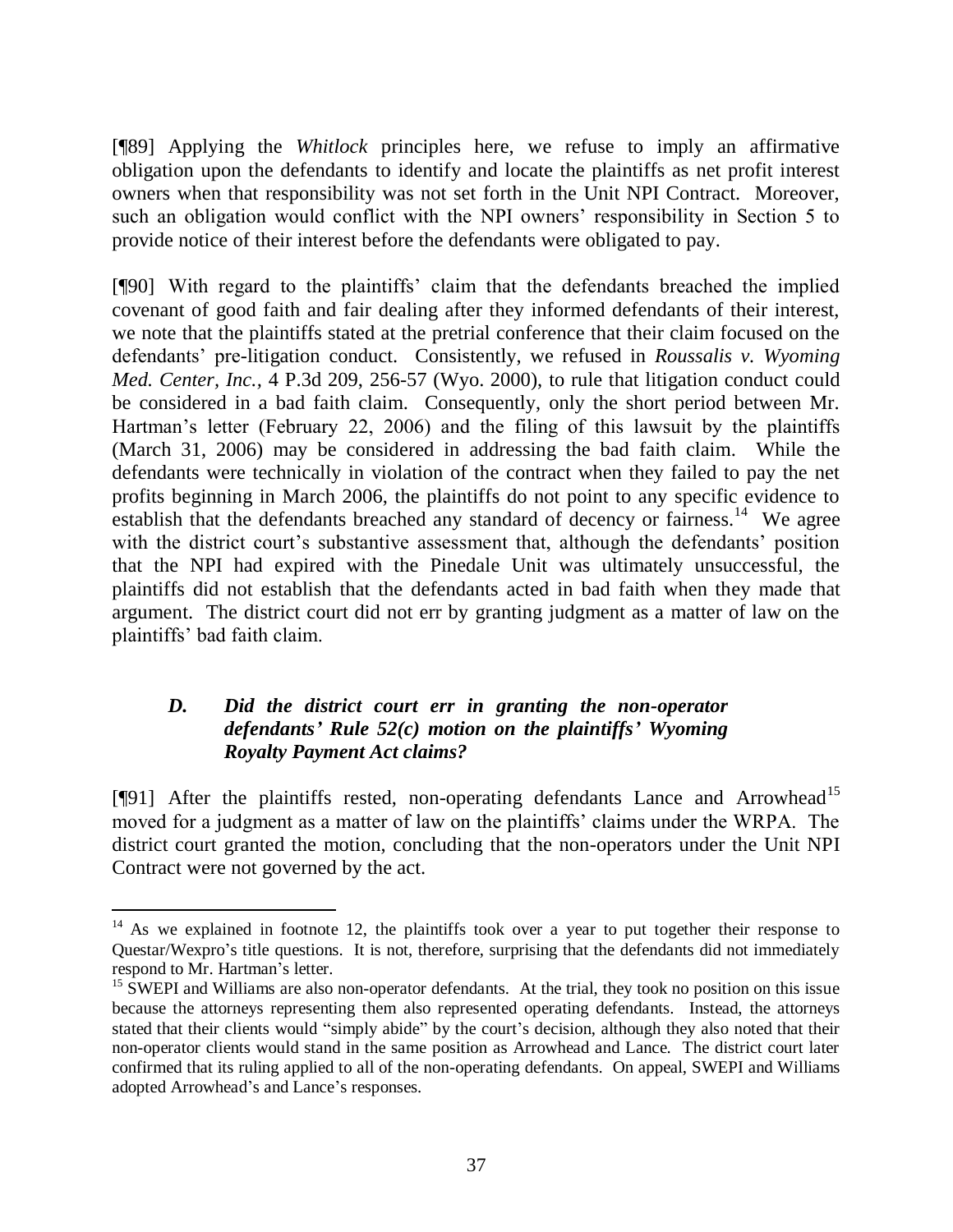[¶89] Applying the *Whitlock* principles here, we refuse to imply an affirmative obligation upon the defendants to identify and locate the plaintiffs as net profit interest owners when that responsibility was not set forth in the Unit NPI Contract. Moreover, such an obligation would conflict with the NPI owners' responsibility in Section 5 to provide notice of their interest before the defendants were obligated to pay.

[¶90] With regard to the plaintiffs' claim that the defendants breached the implied covenant of good faith and fair dealing after they informed defendants of their interest, we note that the plaintiffs stated at the pretrial conference that their claim focused on the defendants' pre-litigation conduct. Consistently, we refused in *Roussalis v. Wyoming Med. Center, Inc.*, 4 P.3d 209, 256-57 (Wyo. 2000), to rule that litigation conduct could be considered in a bad faith claim. Consequently, only the short period between Mr. Hartman's letter (February 22, 2006) and the filing of this lawsuit by the plaintiffs (March 31, 2006) may be considered in addressing the bad faith claim. While the defendants were technically in violation of the contract when they failed to pay the net profits beginning in March 2006, the plaintiffs do not point to any specific evidence to establish that the defendants breached any standard of decency or fairness.[14] We agree with the district court's substantive assessment that, although the defendants' position that the NPI had expired with the Pinedale Unit was ultimately unsuccessful, the plaintiffs did not establish that the defendants acted in bad faith when they made that argument. The district court did not err by granting judgment as a matter of law on the plaintiffs' bad faith claim.

### *D. Did the district court err in granting the non-operator defendants' Rule 52(c) motion on the plaintiffs' Wyoming Royalty Payment Act claims?*

[¶91] After the plaintiffs rested, non-operating defendants Lance and Arrowhead[15] moved for a judgment as a matter of law on the plaintiffs' claims under the WRPA. The district court granted the motion, concluding that the non-operators under the Unit NPI Contract were not governed by the act.

---

[14] As we explained in footnote 12, the plaintiffs took over a year to put together their response to Questar/Wexpro's title questions. It is not, therefore, surprising that the defendants did not immediately respond to Mr. Hartman's letter.

[15] SWEPI and Williams are also non-operator defendants. At the trial, they took no position on this issue because the attorneys representing them also represented operating defendants. Instead, the attorneys stated that their clients would "simply abide" by the court's decision, although they also noted that their non-operator clients would stand in the same position as Arrowhead and Lance. The district court later confirmed that its ruling applied to all of the non-operating defendants. On appeal, SWEPI and Williams adopted Arrowhead's and Lance's responses.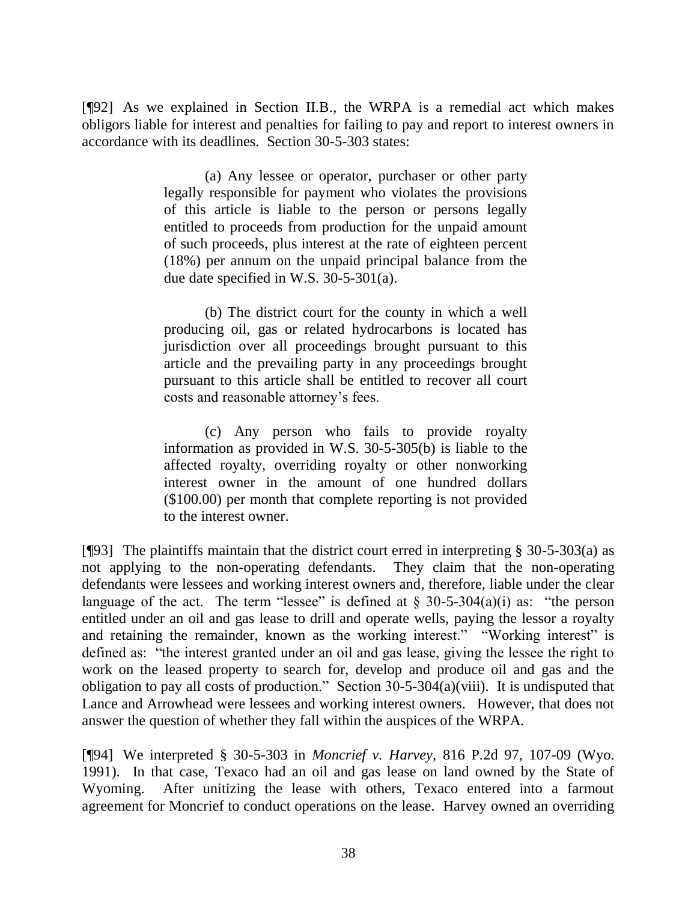[¶92] As we explained in Section II.B., the WRPA is a remedial act which makes obligors liable for interest and penalties for failing to pay and report to interest owners in accordance with its deadlines. Section 30-5-303 states:

> (a) Any lessee or operator, purchaser or other party legally responsible for payment who violates the provisions of this article is liable to the person or persons legally entitled to proceeds from production for the unpaid amount of such proceeds, plus interest at the rate of eighteen percent (18%) per annum on the unpaid principal balance from the due date specified in W.S. 30-5-301(a).
>
> (b) The district court for the county in which a well producing oil, gas or related hydrocarbons is located has jurisdiction over all proceedings brought pursuant to this article and the prevailing party in any proceedings brought pursuant to this article shall be entitled to recover all court costs and reasonable attorney's fees.
>
> (c) Any person who fails to provide royalty information as provided in W.S. 30-5-305(b) is liable to the affected royalty, overriding royalty or other nonworking interest owner in the amount of one hundred dollars ($100.00) per month that complete reporting is not provided to the interest owner.

[¶93] The plaintiffs maintain that the district court erred in interpreting § 30-5-303(a) as not applying to the non-operating defendants. They claim that the non-operating defendants were lessees and working interest owners and, therefore, liable under the clear language of the act. The term "lessee" is defined at § 30-5-304(a)(i) as: "the person entitled under an oil and gas lease to drill and operate wells, paying the lessor a royalty and retaining the remainder, known as the working interest." "Working interest" is defined as: "the interest granted under an oil and gas lease, giving the lessee the right to work on the leased property to search for, develop and produce oil and gas and the obligation to pay all costs of production." Section 30-5-304(a)(viii). It is undisputed that Lance and Arrowhead were lessees and working interest owners. However, that does not answer the question of whether they fall within the auspices of the WRPA.

[¶94] We interpreted § 30-5-303 in *Moncrief v. Harvey*, 816 P.2d 97, 107-09 (Wyo. 1991). In that case, Texaco had an oil and gas lease on land owned by the State of Wyoming. After unitizing the lease with others, Texaco entered into a farmout agreement for Moncrief to conduct operations on the lease. Harvey owned an overriding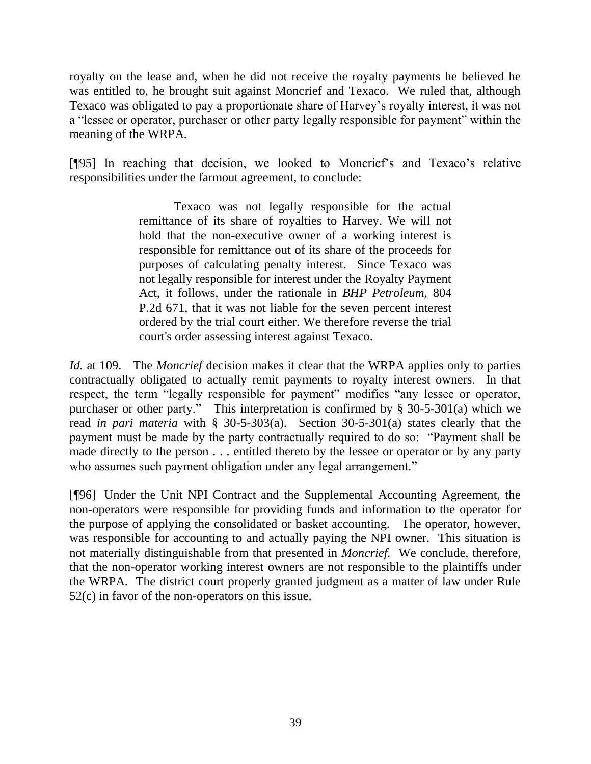royalty on the lease and, when he did not receive the royalty payments he believed he was entitled to, he brought suit against Moncrief and Texaco. We ruled that, although Texaco was obligated to pay a proportionate share of Harvey's royalty interest, it was not a "lessee or operator, purchaser or other party legally responsible for payment" within the meaning of the WRPA.

[¶95] In reaching that decision, we looked to Moncrief's and Texaco's relative responsibilities under the farmout agreement, to conclude:

> Texaco was not legally responsible for the actual remittance of its share of royalties to Harvey. We will not hold that the non-executive owner of a working interest is responsible for remittance out of its share of the proceeds for purposes of calculating penalty interest. Since Texaco was not legally responsible for interest under the Royalty Payment Act, it follows, under the rationale in *BHP Petroleum*, 804 P.2d 671, that it was not liable for the seven percent interest ordered by the trial court either. We therefore reverse the trial court's order assessing interest against Texaco.

*Id.* at 109. The *Moncrief* decision makes it clear that the WRPA applies only to parties contractually obligated to actually remit payments to royalty interest owners. In that respect, the term "legally responsible for payment" modifies "any lessee or operator, purchaser or other party." This interpretation is confirmed by § 30-5-301(a) which we read *in pari materia* with § 30-5-303(a). Section 30-5-301(a) states clearly that the payment must be made by the party contractually required to do so: "Payment shall be made directly to the person . . . entitled thereto by the lessee or operator or by any party who assumes such payment obligation under any legal arrangement."

[¶96] Under the Unit NPI Contract and the Supplemental Accounting Agreement, the non-operators were responsible for providing funds and information to the operator for the purpose of applying the consolidated or basket accounting. The operator, however, was responsible for accounting to and actually paying the NPI owner. This situation is not materially distinguishable from that presented in *Moncrief.* We conclude, therefore, that the non-operator working interest owners are not responsible to the plaintiffs under the WRPA. The district court properly granted judgment as a matter of law under Rule 52(c) in favor of the non-operators on this issue.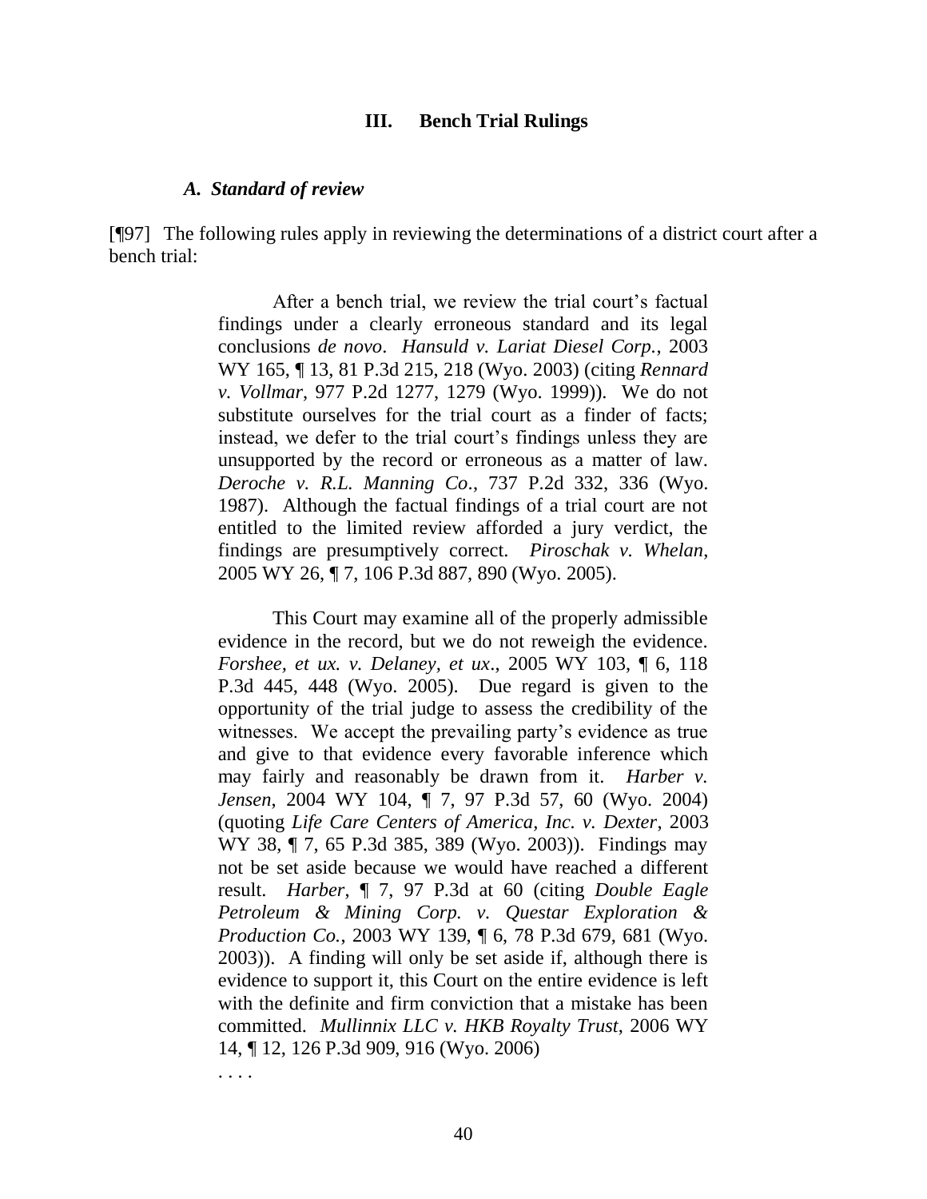## III. Bench Trial Rulings

### *A. Standard of review*

[¶97] The following rules apply in reviewing the determinations of a district court after a bench trial:

> After a bench trial, we review the trial court's factual findings under a clearly erroneous standard and its legal conclusions *de novo*. *Hansuld v. Lariat Diesel Corp.*, 2003 WY 165, ¶ 13, 81 P.3d 215, 218 (Wyo. 2003) (citing *Rennard v. Vollmar*, 977 P.2d 1277, 1279 (Wyo. 1999)). We do not substitute ourselves for the trial court as a finder of facts; instead, we defer to the trial court's findings unless they are unsupported by the record or erroneous as a matter of law. *Deroche v. R.L. Manning Co*., 737 P.2d 332, 336 (Wyo. 1987). Although the factual findings of a trial court are not entitled to the limited review afforded a jury verdict, the findings are presumptively correct. *Piroschak v. Whelan*, 2005 WY 26, ¶ 7, 106 P.3d 887, 890 (Wyo. 2005).
>
> This Court may examine all of the properly admissible evidence in the record, but we do not reweigh the evidence. *Forshee, et ux. v. Delaney, et ux*., 2005 WY 103, ¶ 6, 118 P.3d 445, 448 (Wyo. 2005). Due regard is given to the opportunity of the trial judge to assess the credibility of the witnesses. We accept the prevailing party's evidence as true and give to that evidence every favorable inference which may fairly and reasonably be drawn from it. *Harber v. Jensen*, 2004 WY 104, ¶ 7, 97 P.3d 57, 60 (Wyo. 2004) (quoting *Life Care Centers of America, Inc. v. Dexter*, 2003 WY 38, ¶ 7, 65 P.3d 385, 389 (Wyo. 2003)). Findings may not be set aside because we would have reached a different result. *Harber*, ¶ 7, 97 P.3d at 60 (citing *Double Eagle Petroleum & Mining Corp. v. Questar Exploration & Production Co.*, 2003 WY 139, ¶ 6, 78 P.3d 679, 681 (Wyo. 2003)). A finding will only be set aside if, although there is evidence to support it, this Court on the entire evidence is left with the definite and firm conviction that a mistake has been committed. *Mullinnix LLC v. HKB Royalty Trust*, 2006 WY 14, ¶ 12, 126 P.3d 909, 916 (Wyo. 2006)
>
> . . . .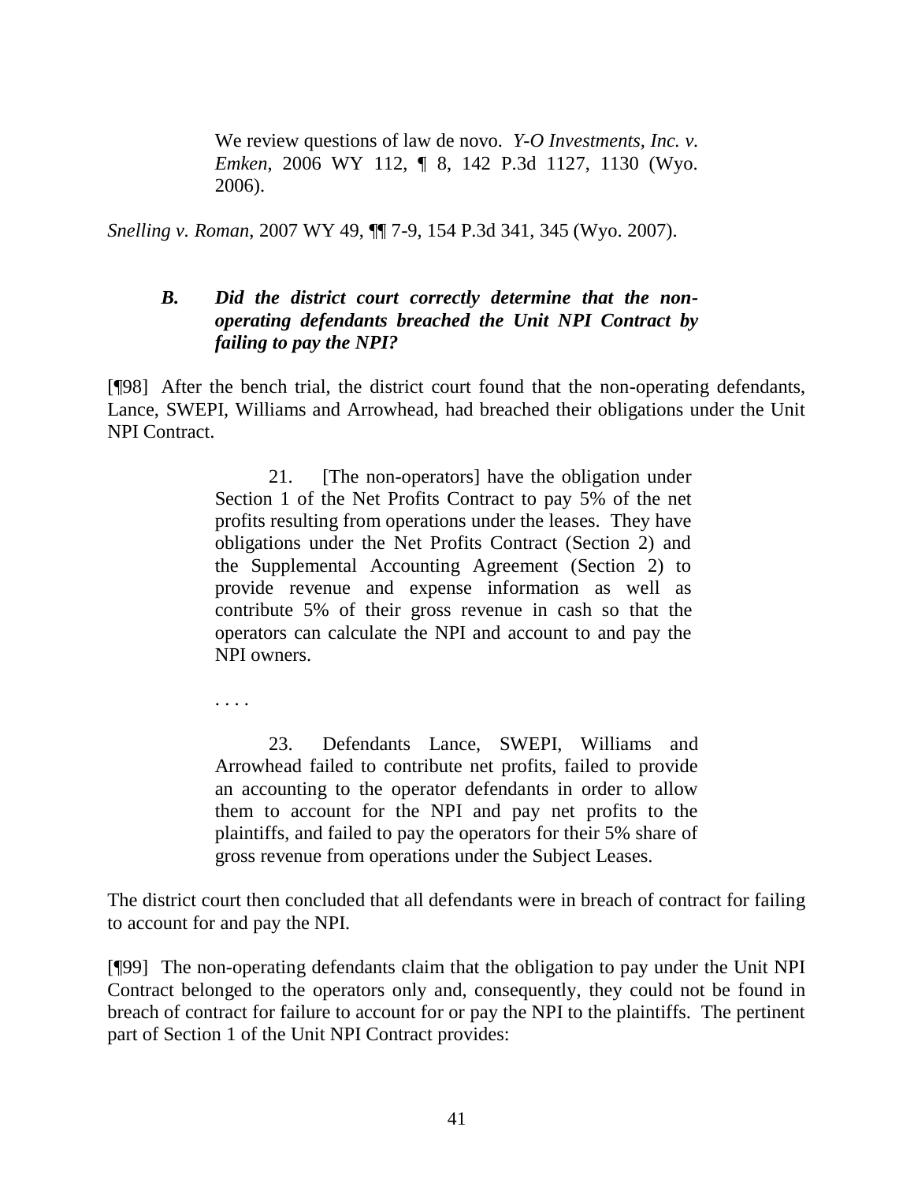> We review questions of law de novo. *Y-O Investments, Inc. v. Emken*, 2006 WY 112, ¶ 8, 142 P.3d 1127, 1130 (Wyo. 2006).

*Snelling v. Roman*, 2007 WY 49, ¶¶ 7-9, 154 P.3d 341, 345 (Wyo. 2007).

### *B. Did the district court correctly determine that the non-operating defendants breached the Unit NPI Contract by failing to pay the NPI?*

[¶98] After the bench trial, the district court found that the non-operating defendants, Lance, SWEPI, Williams and Arrowhead, had breached their obligations under the Unit NPI Contract.

> 21. [The non-operators] have the obligation under Section 1 of the Net Profits Contract to pay 5% of the net profits resulting from operations under the leases. They have obligations under the Net Profits Contract (Section 2) and the Supplemental Accounting Agreement (Section 2) to provide revenue and expense information as well as contribute 5% of their gross revenue in cash so that the operators can calculate the NPI and account to and pay the NPI owners.
>
> . . . .
>
> 23. Defendants Lance, SWEPI, Williams and Arrowhead failed to contribute net profits, failed to provide an accounting to the operator defendants in order to allow them to account for the NPI and pay net profits to the plaintiffs, and failed to pay the operators for their 5% share of gross revenue from operations under the Subject Leases.

The district court then concluded that all defendants were in breach of contract for failing to account for and pay the NPI.

[¶99] The non-operating defendants claim that the obligation to pay under the Unit NPI Contract belonged to the operators only and, consequently, they could not be found in breach of contract for failure to account for or pay the NPI to the plaintiffs. The pertinent part of Section 1 of the Unit NPI Contract provides: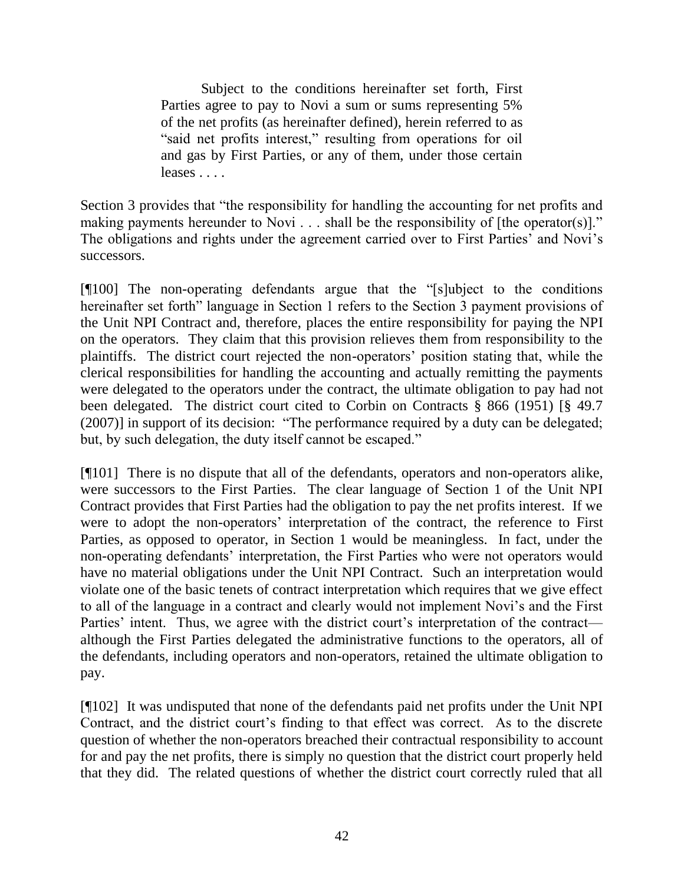> Subject to the conditions hereinafter set forth, First Parties agree to pay to Novi a sum or sums representing 5% of the net profits (as hereinafter defined), herein referred to as "said net profits interest," resulting from operations for oil and gas by First Parties, or any of them, under those certain leases . . . .

Section 3 provides that "the responsibility for handling the accounting for net profits and making payments hereunder to Novi . . . shall be the responsibility of [the operator(s)]." The obligations and rights under the agreement carried over to First Parties' and Novi's successors.

[¶100] The non-operating defendants argue that the "[s]ubject to the conditions hereinafter set forth" language in Section 1 refers to the Section 3 payment provisions of the Unit NPI Contract and, therefore, places the entire responsibility for paying the NPI on the operators. They claim that this provision relieves them from responsibility to the plaintiffs. The district court rejected the non-operators' position stating that, while the clerical responsibilities for handling the accounting and actually remitting the payments were delegated to the operators under the contract, the ultimate obligation to pay had not been delegated. The district court cited to Corbin on Contracts § 866 (1951) [§ 49.7 (2007)] in support of its decision: "The performance required by a duty can be delegated; but, by such delegation, the duty itself cannot be escaped."

[¶101] There is no dispute that all of the defendants, operators and non-operators alike, were successors to the First Parties. The clear language of Section 1 of the Unit NPI Contract provides that First Parties had the obligation to pay the net profits interest. If we were to adopt the non-operators' interpretation of the contract, the reference to First Parties, as opposed to operator, in Section 1 would be meaningless. In fact, under the non-operating defendants' interpretation, the First Parties who were not operators would have no material obligations under the Unit NPI Contract. Such an interpretation would violate one of the basic tenets of contract interpretation which requires that we give effect to all of the language in a contract and clearly would not implement Novi's and the First Parties' intent. Thus, we agree with the district court's interpretation of the contract—although the First Parties delegated the administrative functions to the operators, all of the defendants, including operators and non-operators, retained the ultimate obligation to pay.

[¶102] It was undisputed that none of the defendants paid net profits under the Unit NPI Contract, and the district court's finding to that effect was correct. As to the discrete question of whether the non-operators breached their contractual responsibility to account for and pay the net profits, there is simply no question that the district court properly held that they did. The related questions of whether the district court correctly ruled that all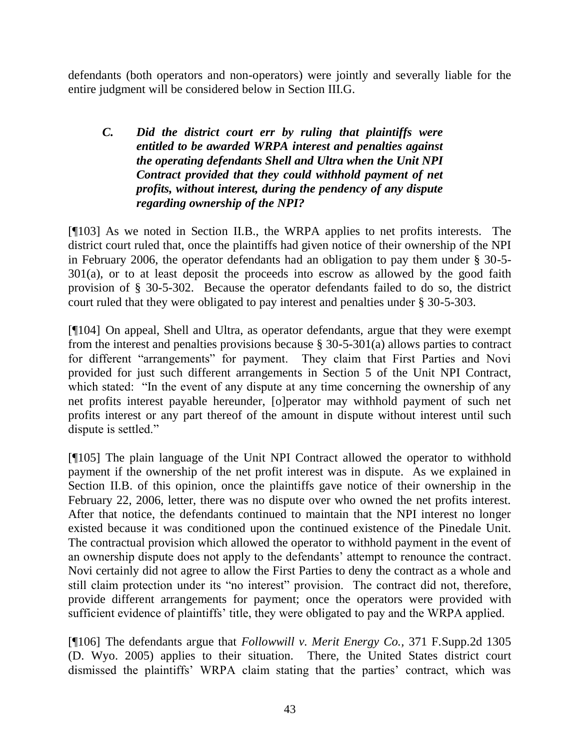defendants (both operators and non-operators) were jointly and severally liable for the entire judgment will be considered below in Section III.G.

### *C. Did the district court err by ruling that plaintiffs were entitled to be awarded WRPA interest and penalties against the operating defendants Shell and Ultra when the Unit NPI Contract provided that they could withhold payment of net profits, without interest, during the pendency of any dispute regarding ownership of the NPI?*

[¶103] As we noted in Section II.B., the WRPA applies to net profits interests. The district court ruled that, once the plaintiffs had given notice of their ownership of the NPI in February 2006, the operator defendants had an obligation to pay them under § 30-5-301(a), or to at least deposit the proceeds into escrow as allowed by the good faith provision of § 30-5-302. Because the operator defendants failed to do so, the district court ruled that they were obligated to pay interest and penalties under § 30-5-303.

[¶104] On appeal, Shell and Ultra, as operator defendants, argue that they were exempt from the interest and penalties provisions because § 30-5-301(a) allows parties to contract for different "arrangements" for payment. They claim that First Parties and Novi provided for just such different arrangements in Section 5 of the Unit NPI Contract, which stated: "In the event of any dispute at any time concerning the ownership of any net profits interest payable hereunder, [o]perator may withhold payment of such net profits interest or any part thereof of the amount in dispute without interest until such dispute is settled."

[¶105] The plain language of the Unit NPI Contract allowed the operator to withhold payment if the ownership of the net profit interest was in dispute. As we explained in Section II.B. of this opinion, once the plaintiffs gave notice of their ownership in the February 22, 2006, letter, there was no dispute over who owned the net profits interest. After that notice, the defendants continued to maintain that the NPI interest no longer existed because it was conditioned upon the continued existence of the Pinedale Unit. The contractual provision which allowed the operator to withhold payment in the event of an ownership dispute does not apply to the defendants' attempt to renounce the contract. Novi certainly did not agree to allow the First Parties to deny the contract as a whole and still claim protection under its "no interest" provision. The contract did not, therefore, provide different arrangements for payment; once the operators were provided with sufficient evidence of plaintiffs' title, they were obligated to pay and the WRPA applied.

[¶106] The defendants argue that *Followwill v. Merit Energy Co.*, 371 F.Supp.2d 1305 (D. Wyo. 2005) applies to their situation. There, the United States district court dismissed the plaintiffs' WRPA claim stating that the parties' contract, which was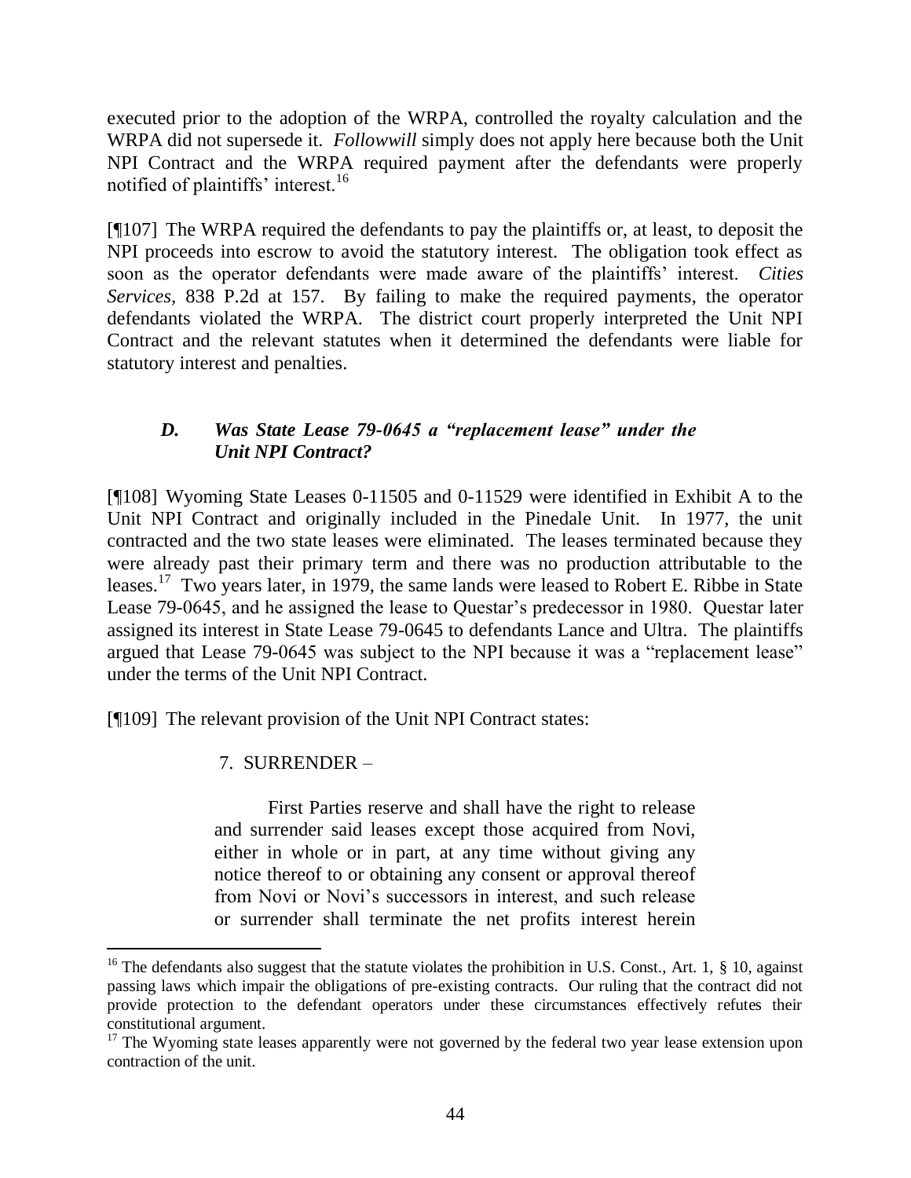executed prior to the adoption of the WRPA, controlled the royalty calculation and the WRPA did not supersede it. *Followwill* simply does not apply here because both the Unit NPI Contract and the WRPA required payment after the defendants were properly notified of plaintiffs' interest.[16]

[¶107] The WRPA required the defendants to pay the plaintiffs or, at least, to deposit the NPI proceeds into escrow to avoid the statutory interest. The obligation took effect as soon as the operator defendants were made aware of the plaintiffs' interest. *Cities Services*, 838 P.2d at 157. By failing to make the required payments, the operator defendants violated the WRPA. The district court properly interpreted the Unit NPI Contract and the relevant statutes when it determined the defendants were liable for statutory interest and penalties.

### *D. Was State Lease 79-0645 a "replacement lease" under the Unit NPI Contract?*

[¶108] Wyoming State Leases 0-11505 and 0-11529 were identified in Exhibit A to the Unit NPI Contract and originally included in the Pinedale Unit. In 1977, the unit contracted and the two state leases were eliminated. The leases terminated because they were already past their primary term and there was no production attributable to the leases.[17] Two years later, in 1979, the same lands were leased to Robert E. Ribbe in State Lease 79-0645, and he assigned the lease to Questar's predecessor in 1980. Questar later assigned its interest in State Lease 79-0645 to defendants Lance and Ultra. The plaintiffs argued that Lease 79-0645 was subject to the NPI because it was a "replacement lease" under the terms of the Unit NPI Contract.

[¶109] The relevant provision of the Unit NPI Contract states:

> 7. SURRENDER –
>
> First Parties reserve and shall have the right to release and surrender said leases except those acquired from Novi, either in whole or in part, at any time without giving any notice thereof to or obtaining any consent or approval thereof from Novi or Novi's successors in interest, and such release or surrender shall terminate the net profits interest herein

---

[16] The defendants also suggest that the statute violates the prohibition in U.S. Const., Art. 1, § 10, against passing laws which impair the obligations of pre-existing contracts. Our ruling that the contract did not provide protection to the defendant operators under these circumstances effectively refutes their constitutional argument.

[17] The Wyoming state leases apparently were not governed by the federal two year lease extension upon contraction of the unit.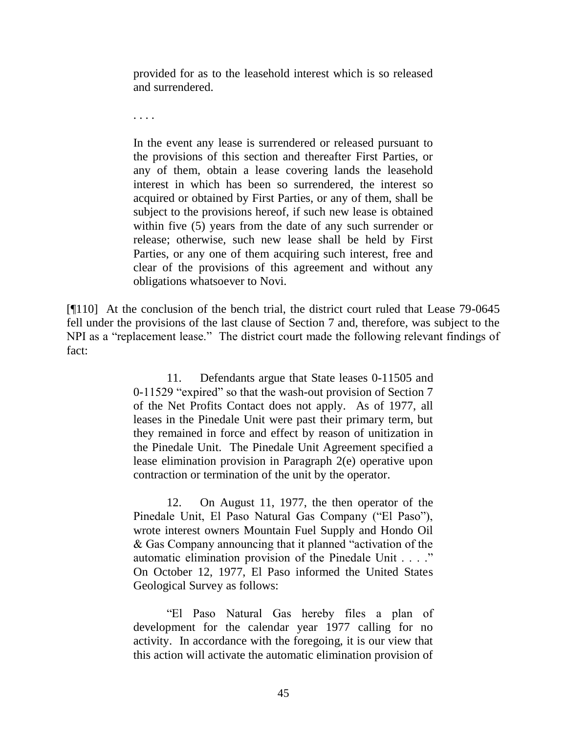> provided for as to the leasehold interest which is so released and surrendered.
>
> . . . .
>
> In the event any lease is surrendered or released pursuant to the provisions of this section and thereafter First Parties, or any of them, obtain a lease covering lands the leasehold interest in which has been so surrendered, the interest so acquired or obtained by First Parties, or any of them, shall be subject to the provisions hereof, if such new lease is obtained within five (5) years from the date of any such surrender or release; otherwise, such new lease shall be held by First Parties, or any one of them acquiring such interest, free and clear of the provisions of this agreement and without any obligations whatsoever to Novi.

[¶110] At the conclusion of the bench trial, the district court ruled that Lease 79-0645 fell under the provisions of the last clause of Section 7 and, therefore, was subject to the NPI as a "replacement lease." The district court made the following relevant findings of fact:

> 11. Defendants argue that State leases 0-11505 and 0-11529 "expired" so that the wash-out provision of Section 7 of the Net Profits Contact does not apply. As of 1977, all leases in the Pinedale Unit were past their primary term, but they remained in force and effect by reason of unitization in the Pinedale Unit. The Pinedale Unit Agreement specified a lease elimination provision in Paragraph 2(e) operative upon contraction or termination of the unit by the operator.
>
> 12. On August 11, 1977, the then operator of the Pinedale Unit, El Paso Natural Gas Company ("El Paso"), wrote interest owners Mountain Fuel Supply and Hondo Oil & Gas Company announcing that it planned "activation of the automatic elimination provision of the Pinedale Unit . . . ." On October 12, 1977, El Paso informed the United States Geological Survey as follows:
>
> "El Paso Natural Gas hereby files a plan of development for the calendar year 1977 calling for no activity. In accordance with the foregoing, it is our view that this action will activate the automatic elimination provision of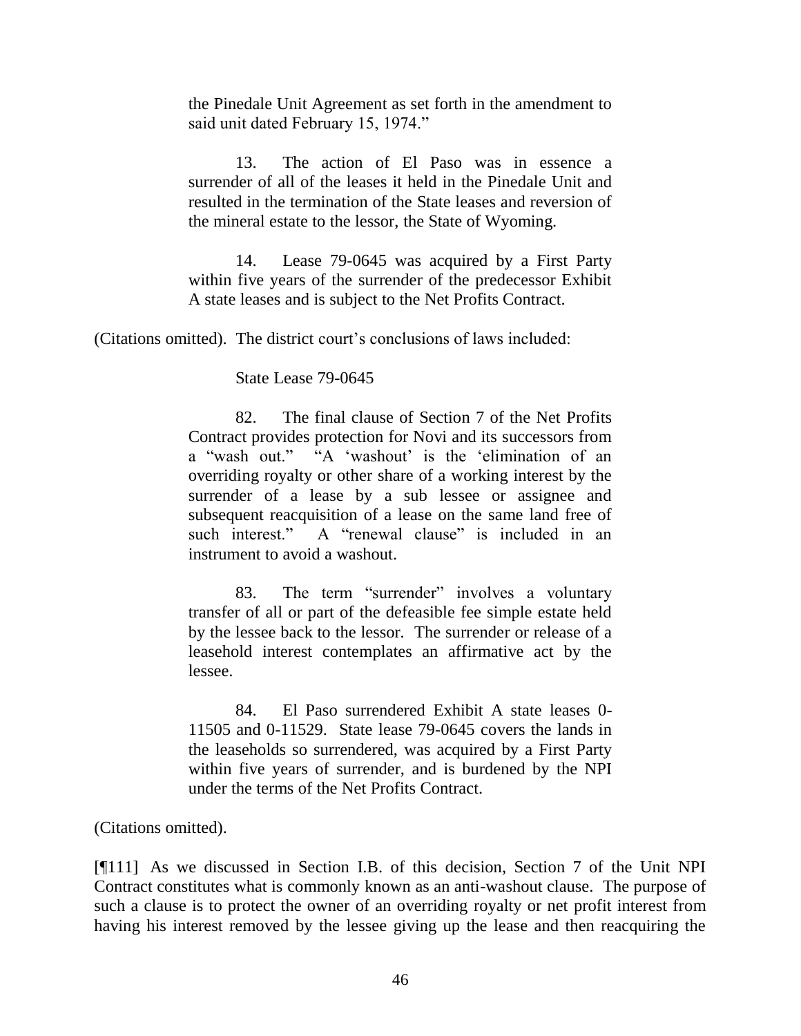the Pinedale Unit Agreement as set forth in the amendment to said unit dated February 15, 1974."

> 13. The action of El Paso was in essence a surrender of all of the leases it held in the Pinedale Unit and resulted in the termination of the State leases and reversion of the mineral estate to the lessor, the State of Wyoming.
>
> 14. Lease 79-0645 was acquired by a First Party within five years of the surrender of the predecessor Exhibit A state leases and is subject to the Net Profits Contract.

(Citations omitted). The district court's conclusions of laws included:

> State Lease 79-0645
>
> 82. The final clause of Section 7 of the Net Profits Contract provides protection for Novi and its successors from a "wash out." "A 'washout' is the 'elimination of an overriding royalty or other share of a working interest by the surrender of a lease by a sub lessee or assignee and subsequent reacquisition of a lease on the same land free of such interest." A "renewal clause" is included in an instrument to avoid a washout.
>
> 83. The term "surrender" involves a voluntary transfer of all or part of the defeasible fee simple estate held by the lessee back to the lessor. The surrender or release of a leasehold interest contemplates an affirmative act by the lessee.
>
> 84. El Paso surrendered Exhibit A state leases 0-11505 and 0-11529. State lease 79-0645 covers the lands in the leaseholds so surrendered, was acquired by a First Party within five years of surrender, and is burdened by the NPI under the terms of the Net Profits Contract.

(Citations omitted).

[¶111] As we discussed in Section I.B. of this decision, Section 7 of the Unit NPI Contract constitutes what is commonly known as an anti-washout clause. The purpose of such a clause is to protect the owner of an overriding royalty or net profit interest from having his interest removed by the lessee giving up the lease and then reacquiring the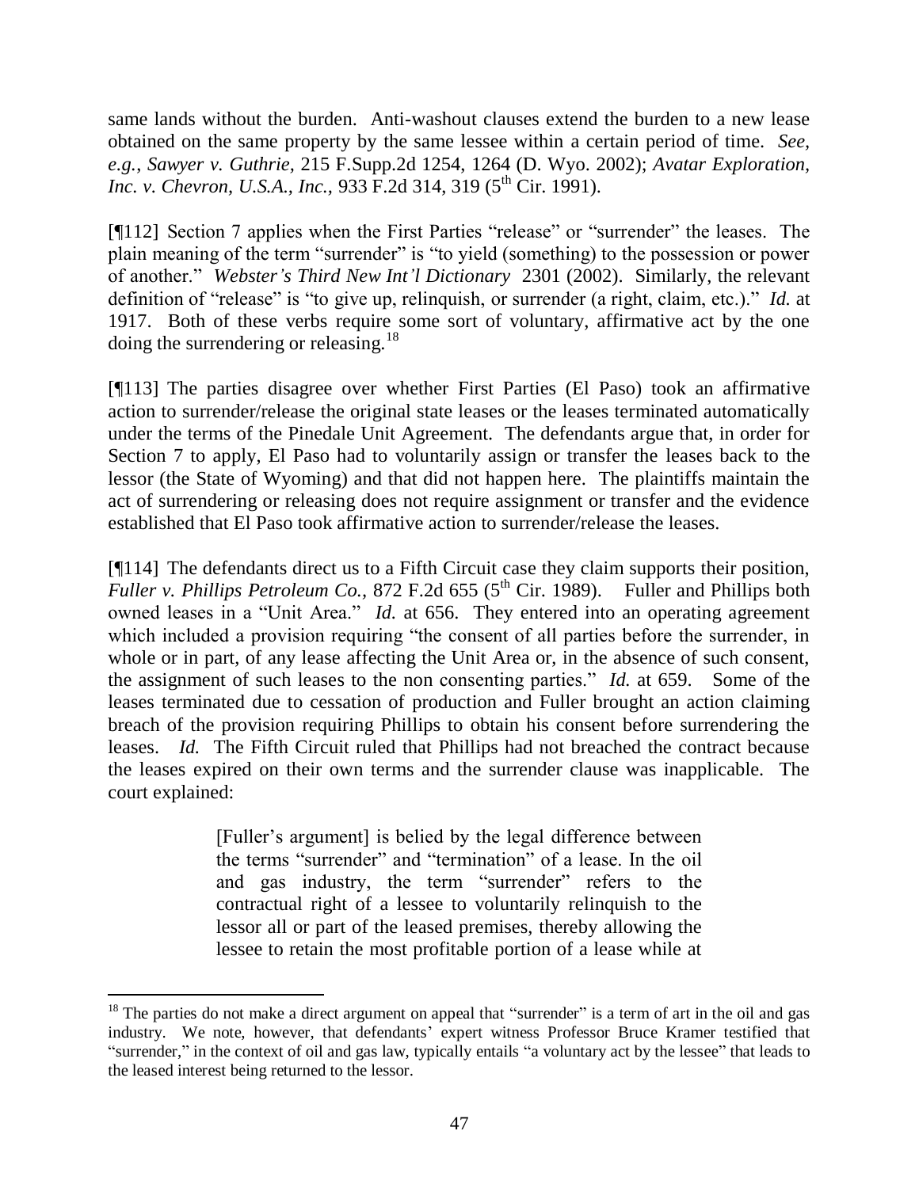same lands without the burden. Anti-washout clauses extend the burden to a new lease obtained on the same property by the same lessee within a certain period of time. *See, e.g.*, *Sawyer v. Guthrie*, 215 F.Supp.2d 1254, 1264 (D. Wyo. 2002); *Avatar Exploration, Inc. v. Chevron, U.S.A., Inc.*, 933 F.2d 314, 319 (5th Cir. 1991).

[¶112] Section 7 applies when the First Parties "release" or "surrender" the leases. The plain meaning of the term "surrender" is "to yield (something) to the possession or power of another." *Webster's Third New Int'l Dictionary* 2301 (2002). Similarly, the relevant definition of "release" is "to give up, relinquish, or surrender (a right, claim, etc.)." *Id.* at 1917. Both of these verbs require some sort of voluntary, affirmative act by the one doing the surrendering or releasing.[18]

[¶113] The parties disagree over whether First Parties (El Paso) took an affirmative action to surrender/release the original state leases or the leases terminated automatically under the terms of the Pinedale Unit Agreement. The defendants argue that, in order for Section 7 to apply, El Paso had to voluntarily assign or transfer the leases back to the lessor (the State of Wyoming) and that did not happen here. The plaintiffs maintain the act of surrendering or releasing does not require assignment or transfer and the evidence established that El Paso took affirmative action to surrender/release the leases.

[¶114] The defendants direct us to a Fifth Circuit case they claim supports their position, *Fuller v. Phillips Petroleum Co.*, 872 F.2d 655 (5th Cir. 1989). Fuller and Phillips both owned leases in a "Unit Area." *Id.* at 656. They entered into an operating agreement which included a provision requiring "the consent of all parties before the surrender, in whole or in part, of any lease affecting the Unit Area or, in the absence of such consent, the assignment of such leases to the non consenting parties." *Id.* at 659. Some of the leases terminated due to cessation of production and Fuller brought an action claiming breach of the provision requiring Phillips to obtain his consent before surrendering the leases. *Id.* The Fifth Circuit ruled that Phillips had not breached the contract because the leases expired on their own terms and the surrender clause was inapplicable. The court explained:

> [Fuller's argument] is belied by the legal difference between the terms "surrender" and "termination" of a lease. In the oil and gas industry, the term "surrender" refers to the contractual right of a lessee to voluntarily relinquish to the lessor all or part of the leased premises, thereby allowing the lessee to retain the most profitable portion of a lease while at

---

[18] The parties do not make a direct argument on appeal that "surrender" is a term of art in the oil and gas industry. We note, however, that defendants' expert witness Professor Bruce Kramer testified that "surrender," in the context of oil and gas law, typically entails "a voluntary act by the lessee" that leads to the leased interest being returned to the lessor.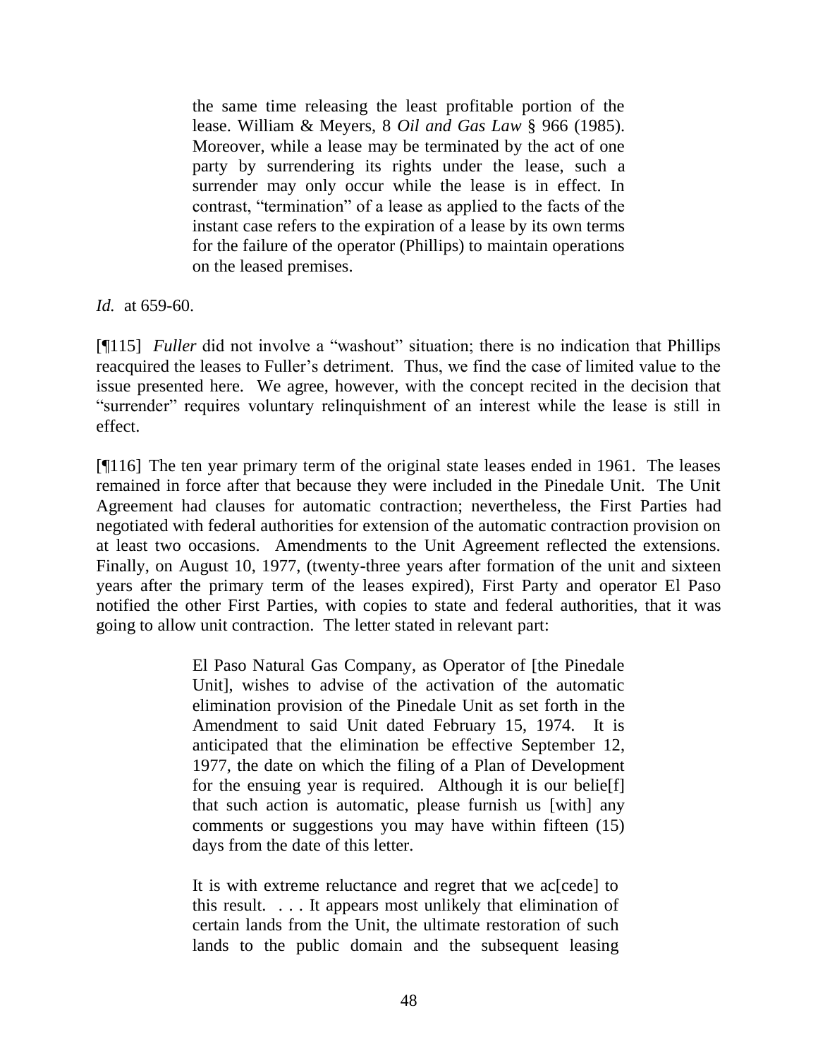> the same time releasing the least profitable portion of the lease. William & Meyers, 8 *Oil and Gas Law* § 966 (1985). Moreover, while a lease may be terminated by the act of one party by surrendering its rights under the lease, such a surrender may only occur while the lease is in effect. In contrast, "termination" of a lease as applied to the facts of the instant case refers to the expiration of a lease by its own terms for the failure of the operator (Phillips) to maintain operations on the leased premises.

*Id.* at 659-60.

[¶115] *Fuller* did not involve a "washout" situation; there is no indication that Phillips reacquired the leases to Fuller's detriment. Thus, we find the case of limited value to the issue presented here. We agree, however, with the concept recited in the decision that "surrender" requires voluntary relinquishment of an interest while the lease is still in effect.

[¶116] The ten year primary term of the original state leases ended in 1961. The leases remained in force after that because they were included in the Pinedale Unit. The Unit Agreement had clauses for automatic contraction; nevertheless, the First Parties had negotiated with federal authorities for extension of the automatic contraction provision on at least two occasions. Amendments to the Unit Agreement reflected the extensions. Finally, on August 10, 1977, (twenty-three years after formation of the unit and sixteen years after the primary term of the leases expired), First Party and operator El Paso notified the other First Parties, with copies to state and federal authorities, that it was going to allow unit contraction. The letter stated in relevant part:

> El Paso Natural Gas Company, as Operator of [the Pinedale Unit], wishes to advise of the activation of the automatic elimination provision of the Pinedale Unit as set forth in the Amendment to said Unit dated February 15, 1974. It is anticipated that the elimination be effective September 12, 1977, the date on which the filing of a Plan of Development for the ensuing year is required. Although it is our belie[f] that such action is automatic, please furnish us [with] any comments or suggestions you may have within fifteen (15) days from the date of this letter.
>
> It is with extreme reluctance and regret that we ac[cede] to this result. . . . It appears most unlikely that elimination of certain lands from the Unit, the ultimate restoration of such lands to the public domain and the subsequent leasing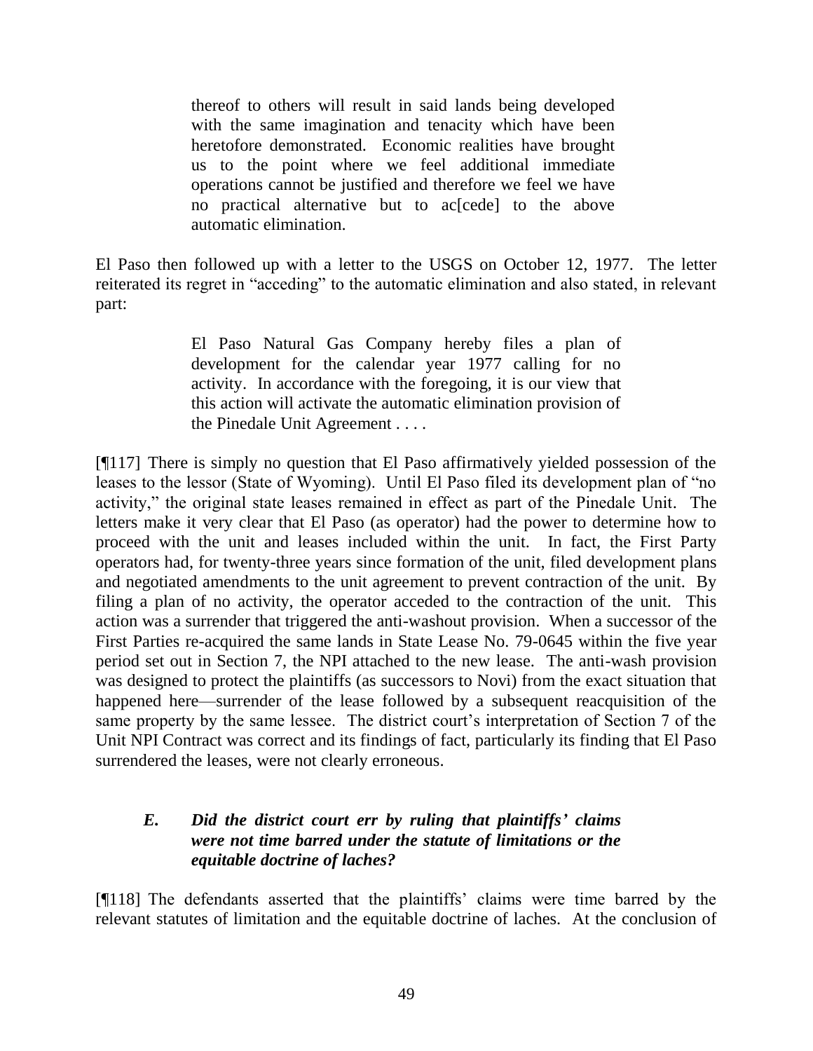> thereof to others will result in said lands being developed with the same imagination and tenacity which have been heretofore demonstrated. Economic realities have brought us to the point where we feel additional immediate operations cannot be justified and therefore we feel we have no practical alternative but to ac[cede] to the above automatic elimination.

El Paso then followed up with a letter to the USGS on October 12, 1977. The letter reiterated its regret in "acceding" to the automatic elimination and also stated, in relevant part:

> El Paso Natural Gas Company hereby files a plan of development for the calendar year 1977 calling for no activity. In accordance with the foregoing, it is our view that this action will activate the automatic elimination provision of the Pinedale Unit Agreement . . . .

[¶117] There is simply no question that El Paso affirmatively yielded possession of the leases to the lessor (State of Wyoming). Until El Paso filed its development plan of "no activity," the original state leases remained in effect as part of the Pinedale Unit. The letters make it very clear that El Paso (as operator) had the power to determine how to proceed with the unit and leases included within the unit. In fact, the First Party operators had, for twenty-three years since formation of the unit, filed development plans and negotiated amendments to the unit agreement to prevent contraction of the unit. By filing a plan of no activity, the operator acceded to the contraction of the unit. This action was a surrender that triggered the anti-washout provision. When a successor of the First Parties re-acquired the same lands in State Lease No. 79-0645 within the five year period set out in Section 7, the NPI attached to the new lease. The anti-wash provision was designed to protect the plaintiffs (as successors to Novi) from the exact situation that happened here—surrender of the lease followed by a subsequent reacquisition of the same property by the same lessee. The district court's interpretation of Section 7 of the Unit NPI Contract was correct and its findings of fact, particularly its finding that El Paso surrendered the leases, were not clearly erroneous.

### *E. Did the district court err by ruling that plaintiffs' claims were not time barred under the statute of limitations or the equitable doctrine of laches?*

[¶118] The defendants asserted that the plaintiffs' claims were time barred by the relevant statutes of limitation and the equitable doctrine of laches. At the conclusion of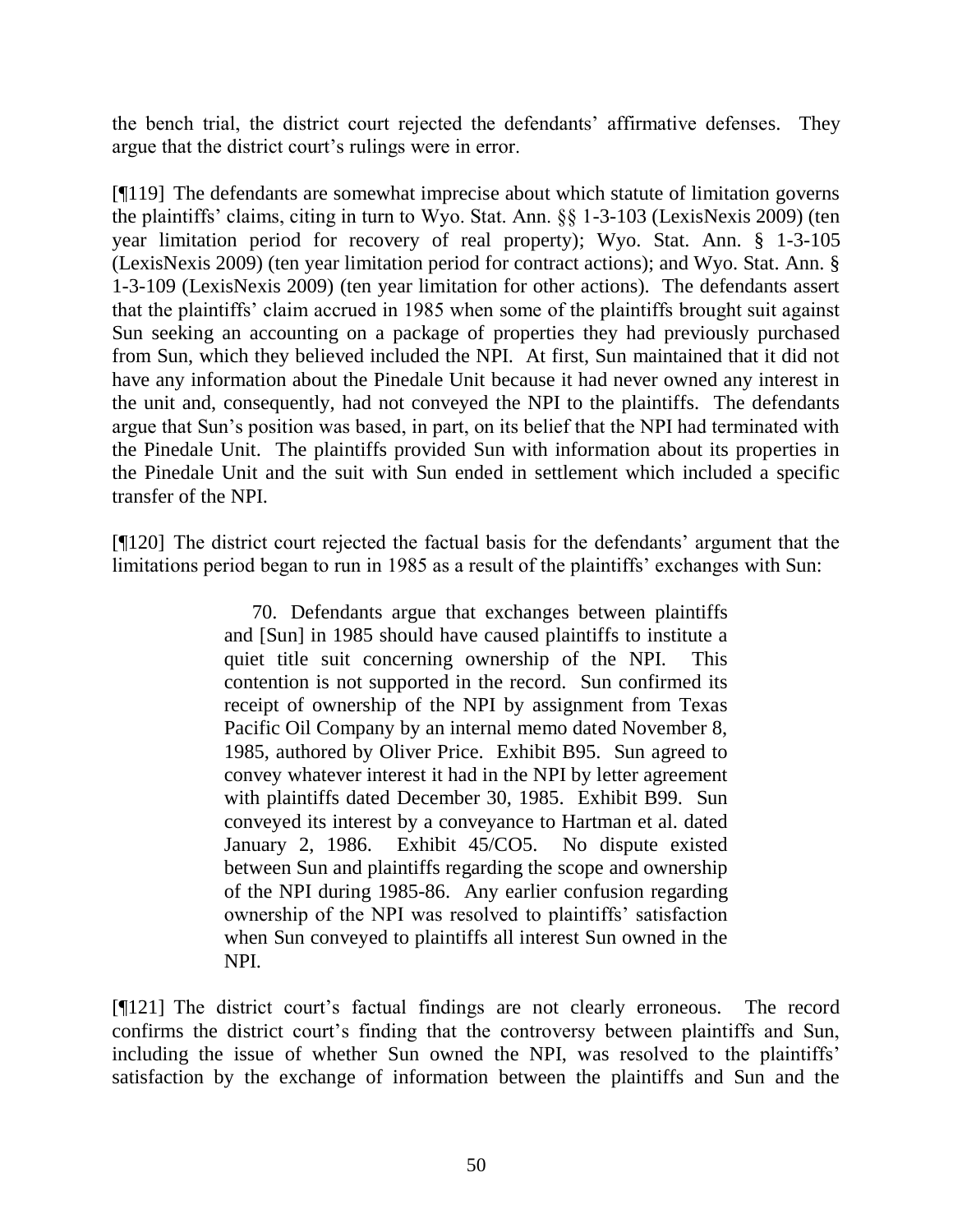the bench trial, the district court rejected the defendants' affirmative defenses. They argue that the district court's rulings were in error.

[¶119] The defendants are somewhat imprecise about which statute of limitation governs the plaintiffs' claims, citing in turn to Wyo. Stat. Ann. §§ 1-3-103 (LexisNexis 2009) (ten year limitation period for recovery of real property); Wyo. Stat. Ann. § 1-3-105 (LexisNexis 2009) (ten year limitation period for contract actions); and Wyo. Stat. Ann. § 1-3-109 (LexisNexis 2009) (ten year limitation for other actions). The defendants assert that the plaintiffs' claim accrued in 1985 when some of the plaintiffs brought suit against Sun seeking an accounting on a package of properties they had previously purchased from Sun, which they believed included the NPI. At first, Sun maintained that it did not have any information about the Pinedale Unit because it had never owned any interest in the unit and, consequently, had not conveyed the NPI to the plaintiffs. The defendants argue that Sun's position was based, in part, on its belief that the NPI had terminated with the Pinedale Unit. The plaintiffs provided Sun with information about its properties in the Pinedale Unit and the suit with Sun ended in settlement which included a specific transfer of the NPI.

[¶120] The district court rejected the factual basis for the defendants' argument that the limitations period began to run in 1985 as a result of the plaintiffs' exchanges with Sun:

> 70. Defendants argue that exchanges between plaintiffs and [Sun] in 1985 should have caused plaintiffs to institute a quiet title suit concerning ownership of the NPI. This contention is not supported in the record. Sun confirmed its receipt of ownership of the NPI by assignment from Texas Pacific Oil Company by an internal memo dated November 8, 1985, authored by Oliver Price. Exhibit B95. Sun agreed to convey whatever interest it had in the NPI by letter agreement with plaintiffs dated December 30, 1985. Exhibit B99. Sun conveyed its interest by a conveyance to Hartman et al. dated January 2, 1986. Exhibit 45/CO5. No dispute existed between Sun and plaintiffs regarding the scope and ownership of the NPI during 1985-86. Any earlier confusion regarding ownership of the NPI was resolved to plaintiffs' satisfaction when Sun conveyed to plaintiffs all interest Sun owned in the NPI.

[¶121] The district court's factual findings are not clearly erroneous. The record confirms the district court's finding that the controversy between plaintiffs and Sun, including the issue of whether Sun owned the NPI, was resolved to the plaintiffs' satisfaction by the exchange of information between the plaintiffs and Sun and the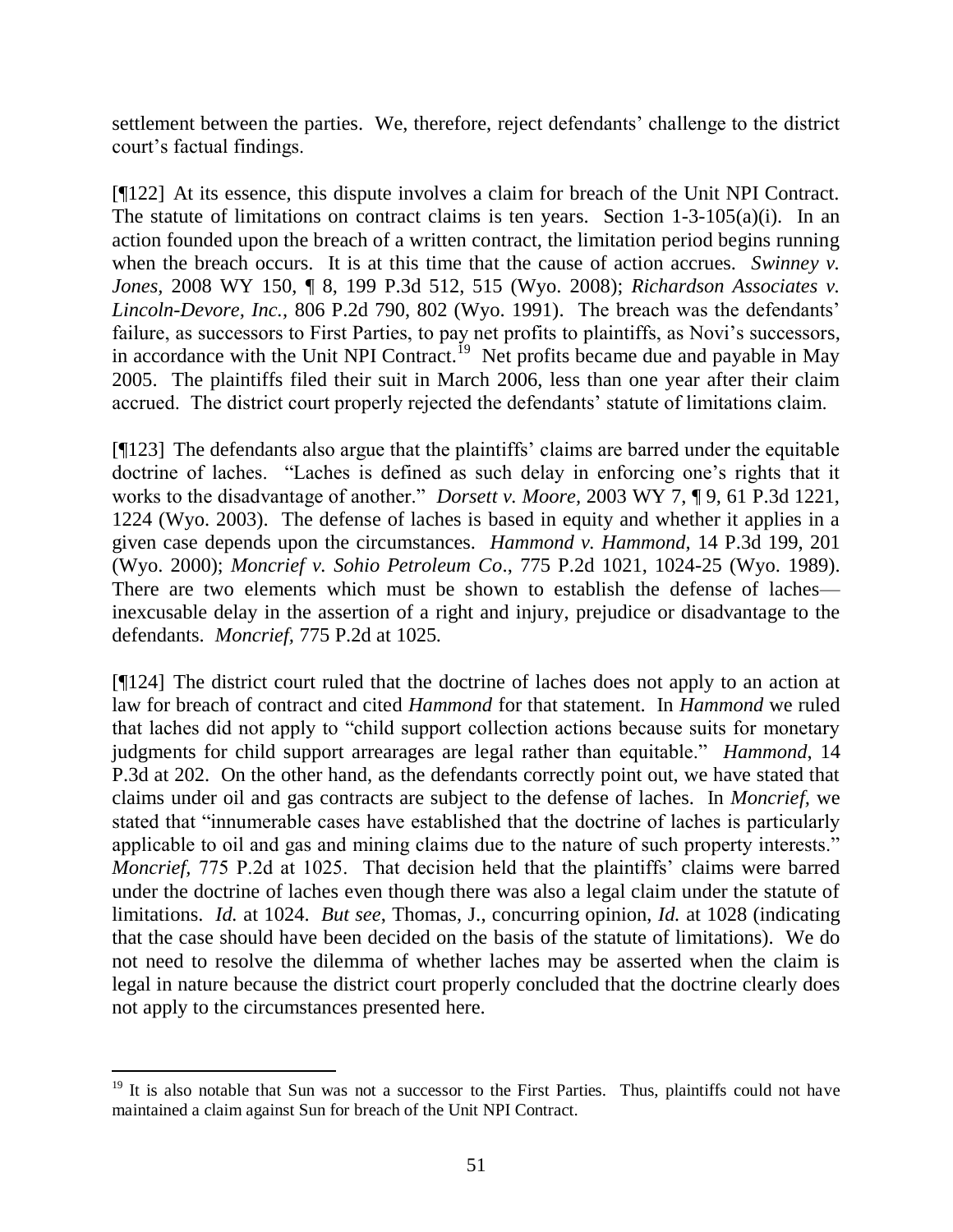settlement between the parties. We, therefore, reject defendants' challenge to the district court's factual findings.

[¶122] At its essence, this dispute involves a claim for breach of the Unit NPI Contract. The statute of limitations on contract claims is ten years. Section 1-3-105(a)(i). In an action founded upon the breach of a written contract, the limitation period begins running when the breach occurs. It is at this time that the cause of action accrues. *Swinney v. Jones*, 2008 WY 150, ¶ 8, 199 P.3d 512, 515 (Wyo. 2008); *Richardson Associates v. Lincoln-Devore, Inc.*, 806 P.2d 790, 802 (Wyo. 1991). The breach was the defendants' failure, as successors to First Parties, to pay net profits to plaintiffs, as Novi's successors, in accordance with the Unit NPI Contract.[19] Net profits became due and payable in May 2005. The plaintiffs filed their suit in March 2006, less than one year after their claim accrued. The district court properly rejected the defendants' statute of limitations claim.

[¶123] The defendants also argue that the plaintiffs' claims are barred under the equitable doctrine of laches. "Laches is defined as such delay in enforcing one's rights that it works to the disadvantage of another." *Dorsett v. Moore*, 2003 WY 7, ¶ 9, 61 P.3d 1221, 1224 (Wyo. 2003). The defense of laches is based in equity and whether it applies in a given case depends upon the circumstances. *Hammond v. Hammond*, 14 P.3d 199, 201 (Wyo. 2000); *Moncrief v. Sohio Petroleum Co*., 775 P.2d 1021, 1024-25 (Wyo. 1989). There are two elements which must be shown to establish the defense of laches—inexcusable delay in the assertion of a right and injury, prejudice or disadvantage to the defendants. *Moncrief,* 775 P.2d at 1025*.*

[¶124] The district court ruled that the doctrine of laches does not apply to an action at law for breach of contract and cited *Hammond* for that statement. In *Hammond* we ruled that laches did not apply to "child support collection actions because suits for monetary judgments for child support arrearages are legal rather than equitable." *Hammond*, 14 P.3d at 202. On the other hand, as the defendants correctly point out, we have stated that claims under oil and gas contracts are subject to the defense of laches. In *Moncrief,* we stated that "innumerable cases have established that the doctrine of laches is particularly applicable to oil and gas and mining claims due to the nature of such property interests." *Moncrief,* 775 P.2d at 1025. That decision held that the plaintiffs' claims were barred under the doctrine of laches even though there was also a legal claim under the statute of limitations. *Id.* at 1024. *But see*, Thomas, J., concurring opinion, *Id.* at 1028 (indicating that the case should have been decided on the basis of the statute of limitations). We do not need to resolve the dilemma of whether laches may be asserted when the claim is legal in nature because the district court properly concluded that the doctrine clearly does not apply to the circumstances presented here.

---

[19] It is also notable that Sun was not a successor to the First Parties. Thus, plaintiffs could not have maintained a claim against Sun for breach of the Unit NPI Contract.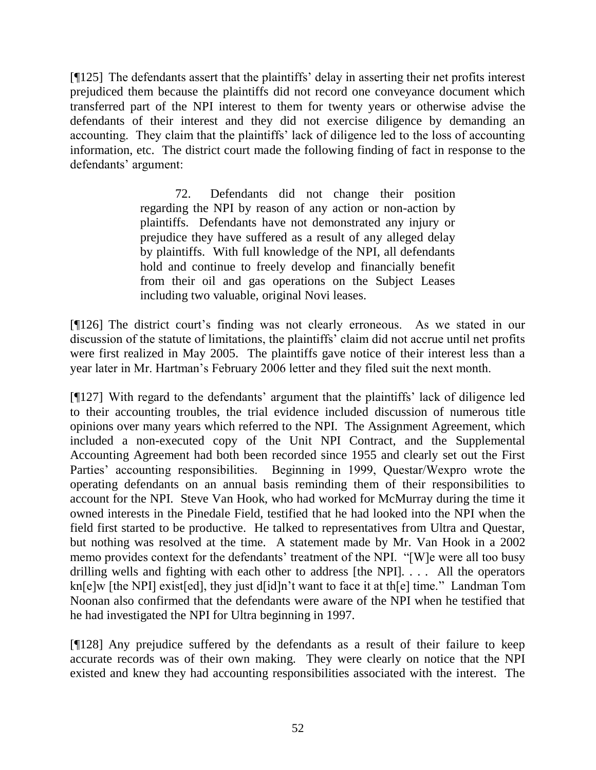[¶125] The defendants assert that the plaintiffs' delay in asserting their net profits interest prejudiced them because the plaintiffs did not record one conveyance document which transferred part of the NPI interest to them for twenty years or otherwise advise the defendants of their interest and they did not exercise diligence by demanding an accounting. They claim that the plaintiffs' lack of diligence led to the loss of accounting information, etc. The district court made the following finding of fact in response to the defendants' argument:

> 72. Defendants did not change their position regarding the NPI by reason of any action or non-action by plaintiffs. Defendants have not demonstrated any injury or prejudice they have suffered as a result of any alleged delay by plaintiffs. With full knowledge of the NPI, all defendants hold and continue to freely develop and financially benefit from their oil and gas operations on the Subject Leases including two valuable, original Novi leases.

[¶126] The district court's finding was not clearly erroneous. As we stated in our discussion of the statute of limitations, the plaintiffs' claim did not accrue until net profits were first realized in May 2005. The plaintiffs gave notice of their interest less than a year later in Mr. Hartman's February 2006 letter and they filed suit the next month.

[¶127] With regard to the defendants' argument that the plaintiffs' lack of diligence led to their accounting troubles, the trial evidence included discussion of numerous title opinions over many years which referred to the NPI. The Assignment Agreement, which included a non-executed copy of the Unit NPI Contract, and the Supplemental Accounting Agreement had both been recorded since 1955 and clearly set out the First Parties' accounting responsibilities. Beginning in 1999, Questar/Wexpro wrote the operating defendants on an annual basis reminding them of their responsibilities to account for the NPI. Steve Van Hook, who had worked for McMurray during the time it owned interests in the Pinedale Field, testified that he had looked into the NPI when the field first started to be productive. He talked to representatives from Ultra and Questar, but nothing was resolved at the time. A statement made by Mr. Van Hook in a 2002 memo provides context for the defendants' treatment of the NPI. "[W]e were all too busy drilling wells and fighting with each other to address [the NPI]. . . . All the operators kn[e]w [the NPI] exist[ed], they just d[id]n't want to face it at th[e] time." Landman Tom Noonan also confirmed that the defendants were aware of the NPI when he testified that he had investigated the NPI for Ultra beginning in 1997.

[¶128] Any prejudice suffered by the defendants as a result of their failure to keep accurate records was of their own making. They were clearly on notice that the NPI existed and knew they had accounting responsibilities associated with the interest. The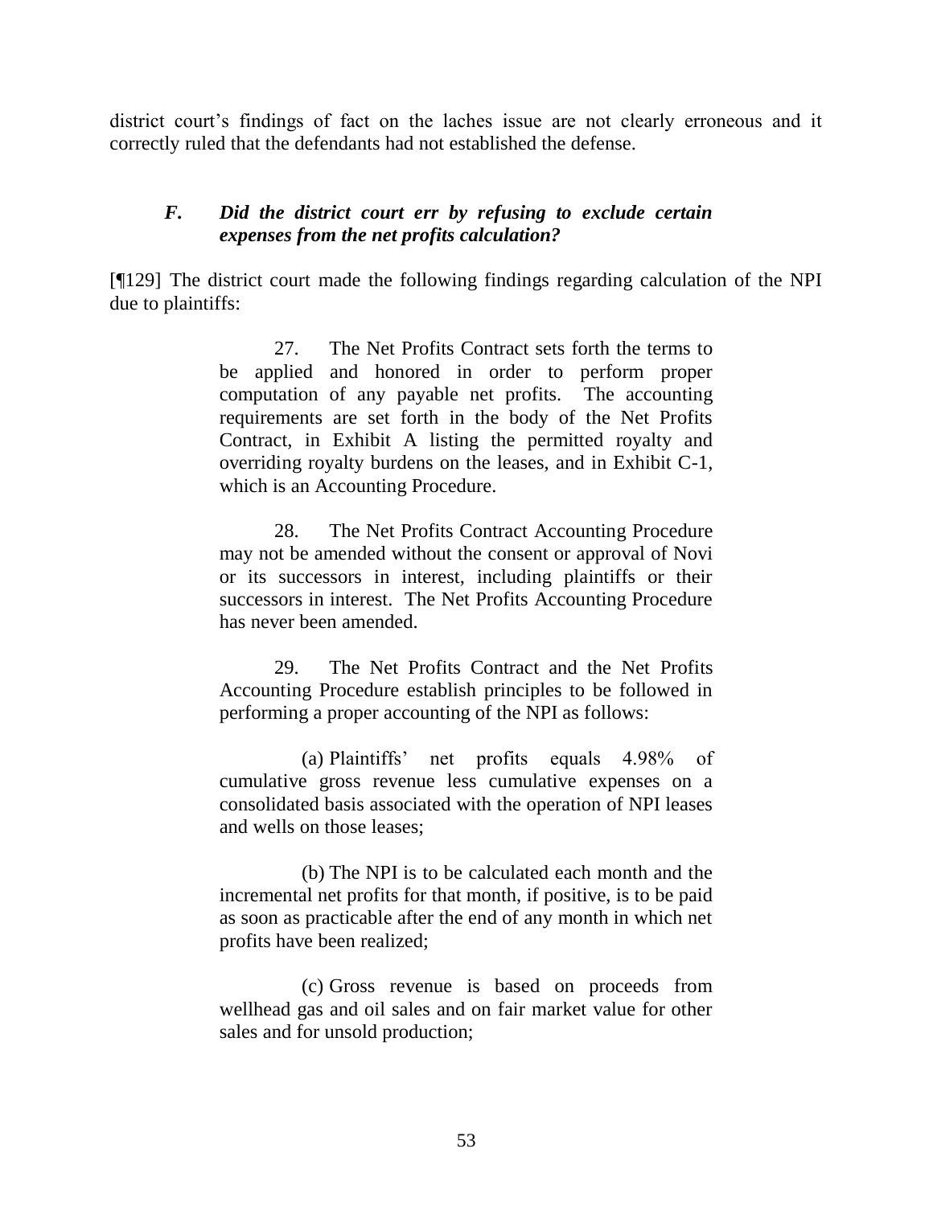district court's findings of fact on the laches issue are not clearly erroneous and it correctly ruled that the defendants had not established the defense.

### *F. Did the district court err by refusing to exclude certain expenses from the net profits calculation?*

[¶129] The district court made the following findings regarding calculation of the NPI due to plaintiffs:

> 27. The Net Profits Contract sets forth the terms to be applied and honored in order to perform proper computation of any payable net profits. The accounting requirements are set forth in the body of the Net Profits Contract, in Exhibit A listing the permitted royalty and overriding royalty burdens on the leases, and in Exhibit C-1, which is an Accounting Procedure.
>
> 28. The Net Profits Contract Accounting Procedure may not be amended without the consent or approval of Novi or its successors in interest, including plaintiffs or their successors in interest. The Net Profits Accounting Procedure has never been amended.
>
> 29. The Net Profits Contract and the Net Profits Accounting Procedure establish principles to be followed in performing a proper accounting of the NPI as follows:
>
> (a) Plaintiffs' net profits equals 4.98% of cumulative gross revenue less cumulative expenses on a consolidated basis associated with the operation of NPI leases and wells on those leases;
>
> (b) The NPI is to be calculated each month and the incremental net profits for that month, if positive, is to be paid as soon as practicable after the end of any month in which net profits have been realized;
>
> (c) Gross revenue is based on proceeds from wellhead gas and oil sales and on fair market value for other sales and for unsold production;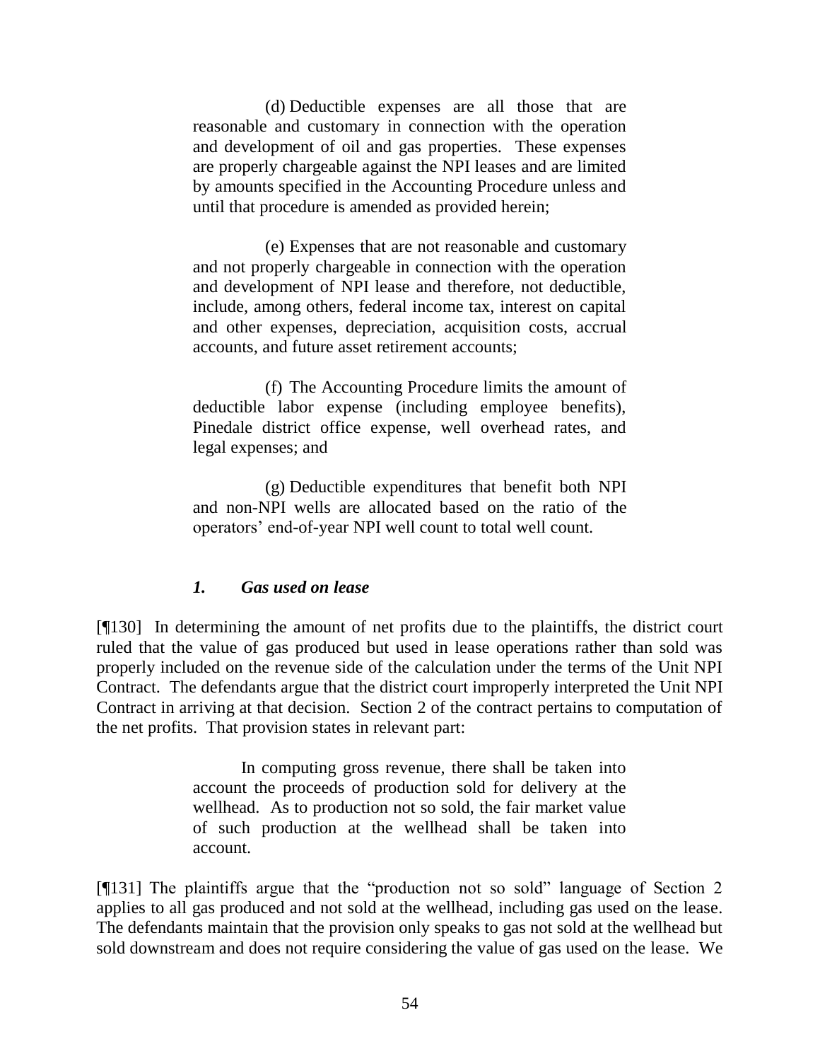(d) Deductible expenses are all those that are reasonable and customary in connection with the operation and development of oil and gas properties. These expenses are properly chargeable against the NPI leases and are limited by amounts specified in the Accounting Procedure unless and until that procedure is amended as provided herein;

(e) Expenses that are not reasonable and customary and not properly chargeable in connection with the operation and development of NPI lease and therefore, not deductible, include, among others, federal income tax, interest on capital and other expenses, depreciation, acquisition costs, accrual accounts, and future asset retirement accounts;

(f) The Accounting Procedure limits the amount of deductible labor expense (including employee benefits), Pinedale district office expense, well overhead rates, and legal expenses; and

(g) Deductible expenditures that benefit both NPI and non-NPI wells are allocated based on the ratio of the operators' end-of-year NPI well count to total well count.

### *1. Gas used on lease*

[¶130] In determining the amount of net profits due to the plaintiffs, the district court ruled that the value of gas produced but used in lease operations rather than sold was properly included on the revenue side of the calculation under the terms of the Unit NPI Contract. The defendants argue that the district court improperly interpreted the Unit NPI Contract in arriving at that decision. Section 2 of the contract pertains to computation of the net profits. That provision states in relevant part:

> In computing gross revenue, there shall be taken into account the proceeds of production sold for delivery at the wellhead. As to production not so sold, the fair market value of such production at the wellhead shall be taken into account.

[¶131] The plaintiffs argue that the "production not so sold" language of Section 2 applies to all gas produced and not sold at the wellhead, including gas used on the lease. The defendants maintain that the provision only speaks to gas not sold at the wellhead but sold downstream and does not require considering the value of gas used on the lease. We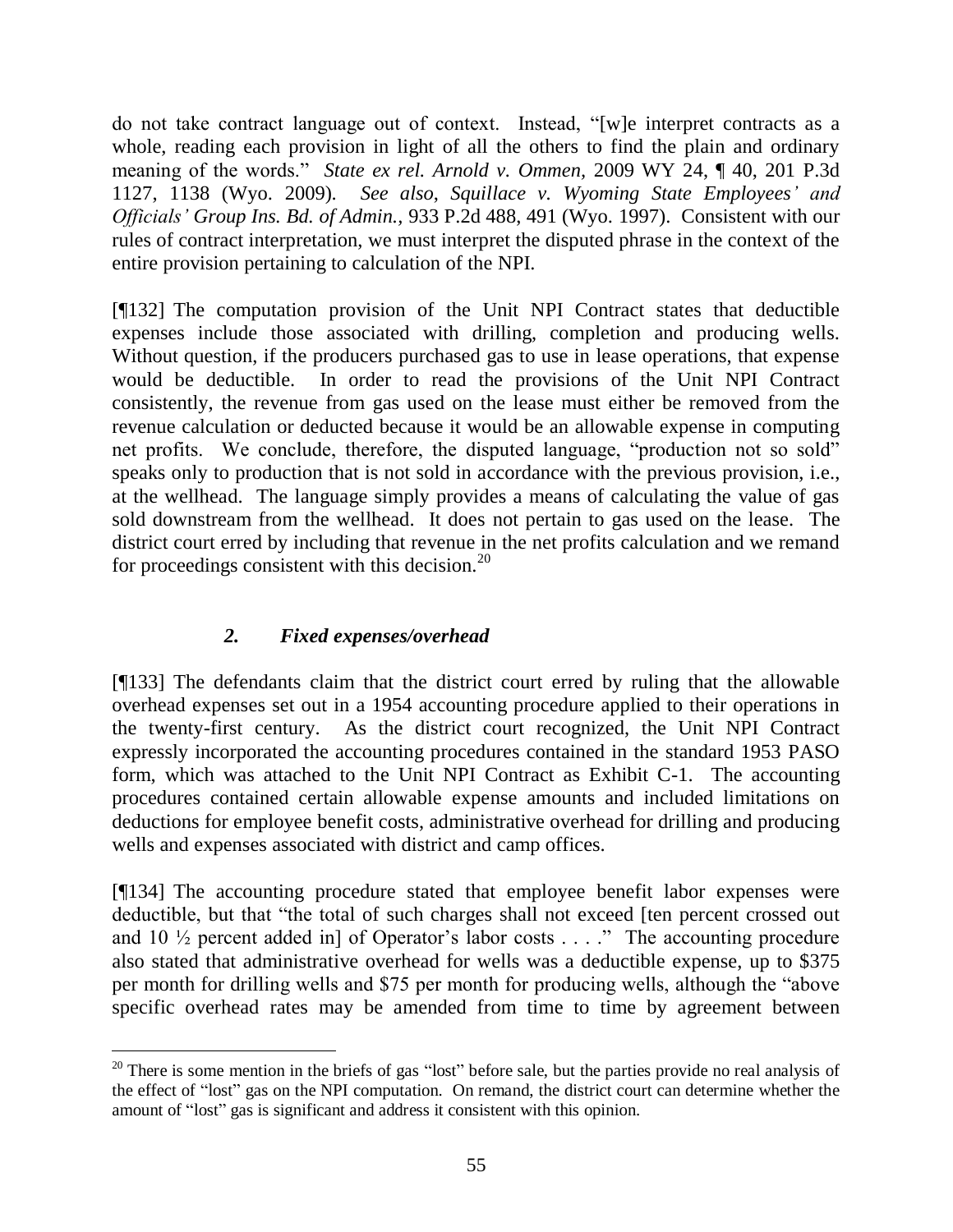do not take contract language out of context. Instead, "[w]e interpret contracts as a whole, reading each provision in light of all the others to find the plain and ordinary meaning of the words." *State ex rel. Arnold v. Ommen,* 2009 WY 24, ¶ 40, 201 P.3d 1127, 1138 (Wyo. 2009). *See also, Squillace v. Wyoming State Employees' and Officials' Group Ins. Bd. of Admin.,* 933 P.2d 488, 491 (Wyo. 1997). Consistent with our rules of contract interpretation, we must interpret the disputed phrase in the context of the entire provision pertaining to calculation of the NPI.

[¶132] The computation provision of the Unit NPI Contract states that deductible expenses include those associated with drilling, completion and producing wells. Without question, if the producers purchased gas to use in lease operations, that expense would be deductible. In order to read the provisions of the Unit NPI Contract consistently, the revenue from gas used on the lease must either be removed from the revenue calculation or deducted because it would be an allowable expense in computing net profits. We conclude, therefore, the disputed language, "production not so sold" speaks only to production that is not sold in accordance with the previous provision, i.e., at the wellhead. The language simply provides a means of calculating the value of gas sold downstream from the wellhead. It does not pertain to gas used on the lease. The district court erred by including that revenue in the net profits calculation and we remand for proceedings consistent with this decision.[20]

### *2. Fixed expenses/overhead*

[¶133] The defendants claim that the district court erred by ruling that the allowable overhead expenses set out in a 1954 accounting procedure applied to their operations in the twenty-first century. As the district court recognized, the Unit NPI Contract expressly incorporated the accounting procedures contained in the standard 1953 PASO form, which was attached to the Unit NPI Contract as Exhibit C-1. The accounting procedures contained certain allowable expense amounts and included limitations on deductions for employee benefit costs, administrative overhead for drilling and producing wells and expenses associated with district and camp offices.

[¶134] The accounting procedure stated that employee benefit labor expenses were deductible, but that "the total of such charges shall not exceed [ten percent crossed out and 10 ½ percent added in] of Operator's labor costs . . . ." The accounting procedure also stated that administrative overhead for wells was a deductible expense, up to $375 per month for drilling wells and $75 per month for producing wells, although the "above specific overhead rates may be amended from time to time by agreement between

---

[20] There is some mention in the briefs of gas "lost" before sale, but the parties provide no real analysis of the effect of "lost" gas on the NPI computation. On remand, the district court can determine whether the amount of "lost" gas is significant and address it consistent with this opinion.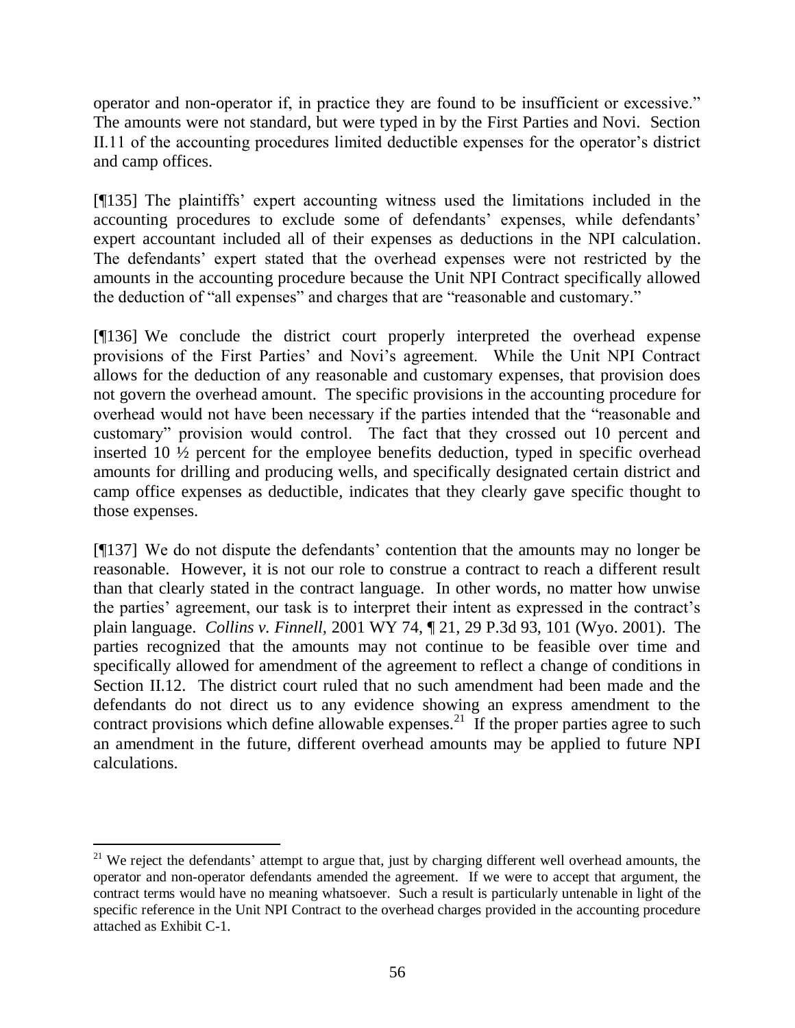operator and non-operator if, in practice they are found to be insufficient or excessive." The amounts were not standard, but were typed in by the First Parties and Novi. Section II.11 of the accounting procedures limited deductible expenses for the operator's district and camp offices.

[¶135] The plaintiffs' expert accounting witness used the limitations included in the accounting procedures to exclude some of defendants' expenses, while defendants' expert accountant included all of their expenses as deductions in the NPI calculation. The defendants' expert stated that the overhead expenses were not restricted by the amounts in the accounting procedure because the Unit NPI Contract specifically allowed the deduction of "all expenses" and charges that are "reasonable and customary."

[¶136] We conclude the district court properly interpreted the overhead expense provisions of the First Parties' and Novi's agreement. While the Unit NPI Contract allows for the deduction of any reasonable and customary expenses, that provision does not govern the overhead amount. The specific provisions in the accounting procedure for overhead would not have been necessary if the parties intended that the "reasonable and customary" provision would control. The fact that they crossed out 10 percent and inserted 10 ½ percent for the employee benefits deduction, typed in specific overhead amounts for drilling and producing wells, and specifically designated certain district and camp office expenses as deductible, indicates that they clearly gave specific thought to those expenses.

[¶137] We do not dispute the defendants' contention that the amounts may no longer be reasonable. However, it is not our role to construe a contract to reach a different result than that clearly stated in the contract language. In other words, no matter how unwise the parties' agreement, our task is to interpret their intent as expressed in the contract's plain language. *Collins v. Finnell*, 2001 WY 74, ¶ 21, 29 P.3d 93, 101 (Wyo. 2001). The parties recognized that the amounts may not continue to be feasible over time and specifically allowed for amendment of the agreement to reflect a change of conditions in Section II.12. The district court ruled that no such amendment had been made and the defendants do not direct us to any evidence showing an express amendment to the contract provisions which define allowable expenses.[21] If the proper parties agree to such an amendment in the future, different overhead amounts may be applied to future NPI calculations.

---

[21] We reject the defendants' attempt to argue that, just by charging different well overhead amounts, the operator and non-operator defendants amended the agreement. If we were to accept that argument, the contract terms would have no meaning whatsoever. Such a result is particularly untenable in light of the specific reference in the Unit NPI Contract to the overhead charges provided in the accounting procedure attached as Exhibit C-1.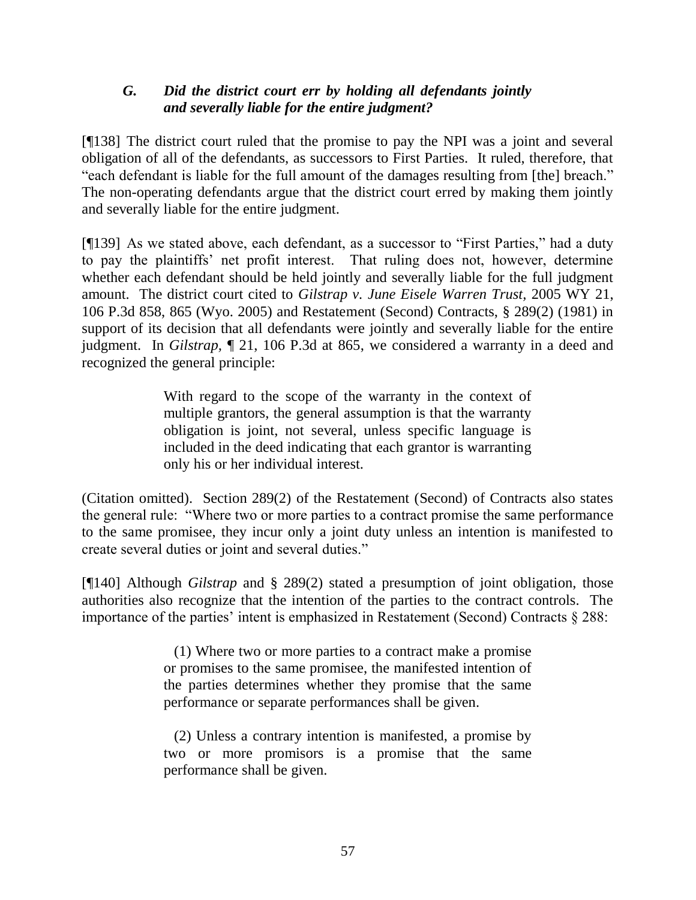### *G. Did the district court err by holding all defendants jointly and severally liable for the entire judgment?*

[¶138] The district court ruled that the promise to pay the NPI was a joint and several obligation of all of the defendants, as successors to First Parties. It ruled, therefore, that "each defendant is liable for the full amount of the damages resulting from [the] breach." The non-operating defendants argue that the district court erred by making them jointly and severally liable for the entire judgment.

[¶139] As we stated above, each defendant, as a successor to "First Parties," had a duty to pay the plaintiffs' net profit interest. That ruling does not, however, determine whether each defendant should be held jointly and severally liable for the full judgment amount. The district court cited to *Gilstrap v. June Eisele Warren Trust,* 2005 WY 21, 106 P.3d 858, 865 (Wyo. 2005) and Restatement (Second) Contracts, § 289(2) (1981) in support of its decision that all defendants were jointly and severally liable for the entire judgment. In *Gilstrap,* ¶ 21, 106 P.3d at 865, we considered a warranty in a deed and recognized the general principle:

> With regard to the scope of the warranty in the context of multiple grantors, the general assumption is that the warranty obligation is joint, not several, unless specific language is included in the deed indicating that each grantor is warranting only his or her individual interest.

(Citation omitted). Section 289(2) of the Restatement (Second) of Contracts also states the general rule: "Where two or more parties to a contract promise the same performance to the same promisee, they incur only a joint duty unless an intention is manifested to create several duties or joint and several duties."

[¶140] Although *Gilstrap* and § 289(2) stated a presumption of joint obligation, those authorities also recognize that the intention of the parties to the contract controls. The importance of the parties' intent is emphasized in Restatement (Second) Contracts § 288:

> (1) Where two or more parties to a contract make a promise or promises to the same promisee, the manifested intention of the parties determines whether they promise that the same performance or separate performances shall be given.
>
> (2) Unless a contrary intention is manifested, a promise by two or more promisors is a promise that the same performance shall be given.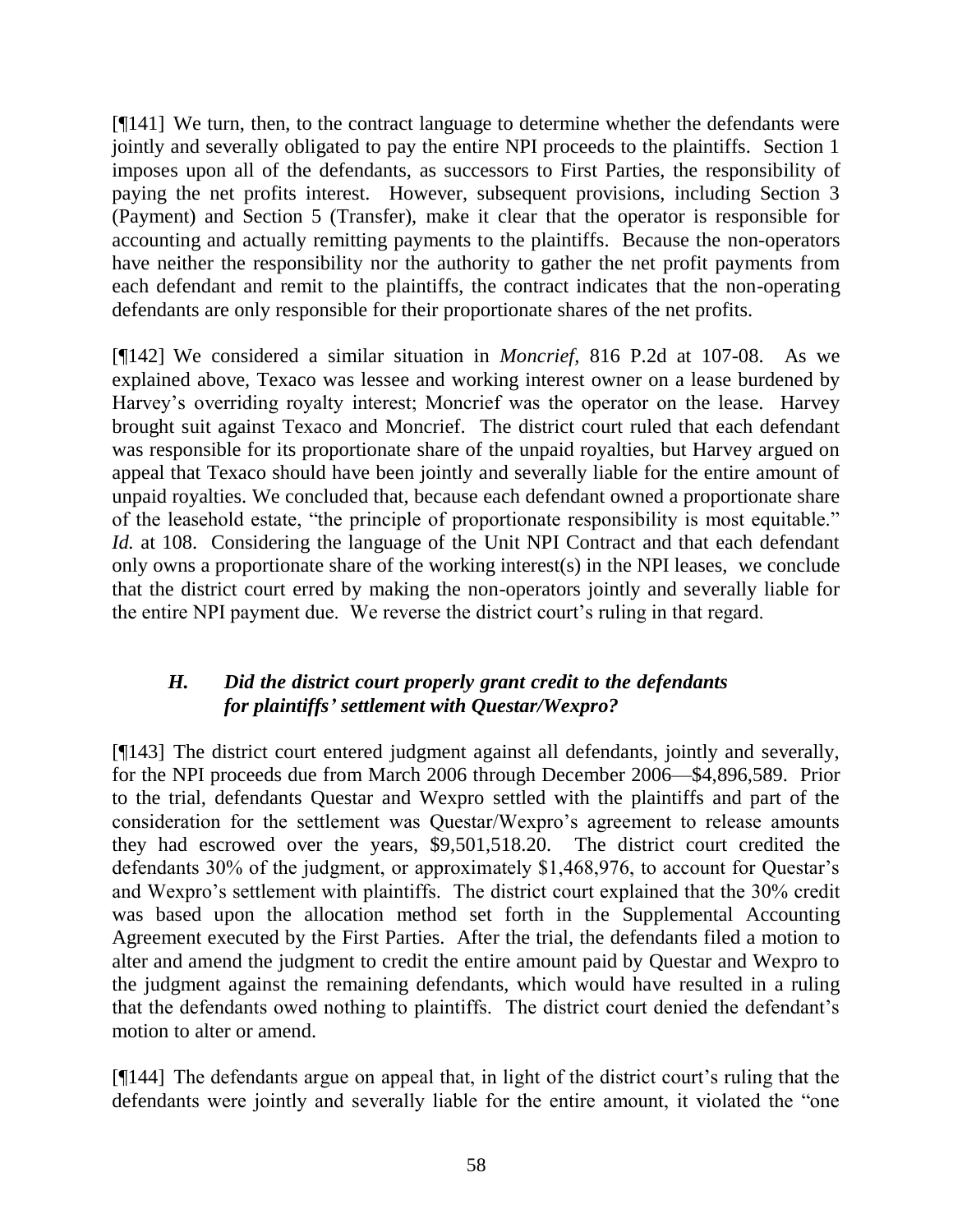[¶141] We turn, then, to the contract language to determine whether the defendants were jointly and severally obligated to pay the entire NPI proceeds to the plaintiffs. Section 1 imposes upon all of the defendants, as successors to First Parties, the responsibility of paying the net profits interest. However, subsequent provisions, including Section 3 (Payment) and Section 5 (Transfer), make it clear that the operator is responsible for accounting and actually remitting payments to the plaintiffs. Because the non-operators have neither the responsibility nor the authority to gather the net profit payments from each defendant and remit to the plaintiffs, the contract indicates that the non-operating defendants are only responsible for their proportionate shares of the net profits.

[¶142] We considered a similar situation in *Moncrief*, 816 P.2d at 107-08. As we explained above, Texaco was lessee and working interest owner on a lease burdened by Harvey's overriding royalty interest; Moncrief was the operator on the lease. Harvey brought suit against Texaco and Moncrief. The district court ruled that each defendant was responsible for its proportionate share of the unpaid royalties, but Harvey argued on appeal that Texaco should have been jointly and severally liable for the entire amount of unpaid royalties. We concluded that, because each defendant owned a proportionate share of the leasehold estate, "the principle of proportionate responsibility is most equitable." *Id.* at 108. Considering the language of the Unit NPI Contract and that each defendant only owns a proportionate share of the working interest(s) in the NPI leases, we conclude that the district court erred by making the non-operators jointly and severally liable for the entire NPI payment due. We reverse the district court's ruling in that regard.

### *H. Did the district court properly grant credit to the defendants for plaintiffs' settlement with Questar/Wexpro?*

[¶143] The district court entered judgment against all defendants, jointly and severally, for the NPI proceeds due from March 2006 through December 2006—$4,896,589. Prior to the trial, defendants Questar and Wexpro settled with the plaintiffs and part of the consideration for the settlement was Questar/Wexpro's agreement to release amounts they had escrowed over the years, $9,501,518.20. The district court credited the defendants 30% of the judgment, or approximately $1,468,976, to account for Questar's and Wexpro's settlement with plaintiffs. The district court explained that the 30% credit was based upon the allocation method set forth in the Supplemental Accounting Agreement executed by the First Parties. After the trial, the defendants filed a motion to alter and amend the judgment to credit the entire amount paid by Questar and Wexpro to the judgment against the remaining defendants, which would have resulted in a ruling that the defendants owed nothing to plaintiffs. The district court denied the defendant's motion to alter or amend.

[¶144] The defendants argue on appeal that, in light of the district court's ruling that the defendants were jointly and severally liable for the entire amount, it violated the "one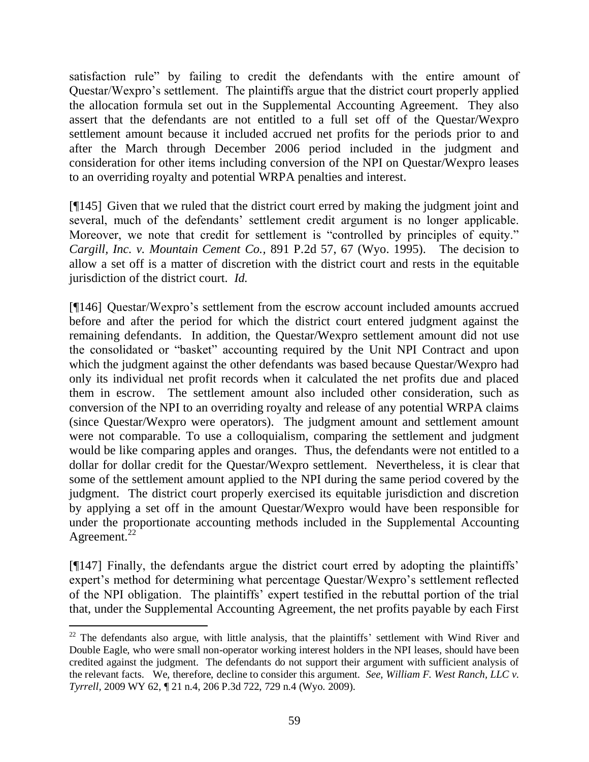satisfaction rule" by failing to credit the defendants with the entire amount of Questar/Wexpro's settlement. The plaintiffs argue that the district court properly applied the allocation formula set out in the Supplemental Accounting Agreement. They also assert that the defendants are not entitled to a full set off of the Questar/Wexpro settlement amount because it included accrued net profits for the periods prior to and after the March through December 2006 period included in the judgment and consideration for other items including conversion of the NPI on Questar/Wexpro leases to an overriding royalty and potential WRPA penalties and interest.

[¶145] Given that we ruled that the district court erred by making the judgment joint and several, much of the defendants' settlement credit argument is no longer applicable. Moreover, we note that credit for settlement is "controlled by principles of equity." *Cargill, Inc. v. Mountain Cement Co.,* 891 P.2d 57, 67 (Wyo. 1995). The decision to allow a set off is a matter of discretion with the district court and rests in the equitable jurisdiction of the district court. *Id.*

[¶146] Questar/Wexpro's settlement from the escrow account included amounts accrued before and after the period for which the district court entered judgment against the remaining defendants. In addition, the Questar/Wexpro settlement amount did not use the consolidated or "basket" accounting required by the Unit NPI Contract and upon which the judgment against the other defendants was based because Questar/Wexpro had only its individual net profit records when it calculated the net profits due and placed them in escrow. The settlement amount also included other consideration, such as conversion of the NPI to an overriding royalty and release of any potential WRPA claims (since Questar/Wexpro were operators). The judgment amount and settlement amount were not comparable. To use a colloquialism, comparing the settlement and judgment would be like comparing apples and oranges. Thus, the defendants were not entitled to a dollar for dollar credit for the Questar/Wexpro settlement. Nevertheless, it is clear that some of the settlement amount applied to the NPI during the same period covered by the judgment. The district court properly exercised its equitable jurisdiction and discretion by applying a set off in the amount Questar/Wexpro would have been responsible for under the proportionate accounting methods included in the Supplemental Accounting Agreement.[22]

[¶147] Finally, the defendants argue the district court erred by adopting the plaintiffs' expert's method for determining what percentage Questar/Wexpro's settlement reflected of the NPI obligation. The plaintiffs' expert testified in the rebuttal portion of the trial that, under the Supplemental Accounting Agreement, the net profits payable by each First

---

[22] The defendants also argue, with little analysis, that the plaintiffs' settlement with Wind River and Double Eagle, who were small non-operator working interest holders in the NPI leases, should have been credited against the judgment. The defendants do not support their argument with sufficient analysis of the relevant facts. We, therefore, decline to consider this argument. *See, William F. West Ranch, LLC v. Tyrrell,* 2009 WY 62, ¶ 21 n.4, 206 P.3d 722, 729 n.4 (Wyo. 2009).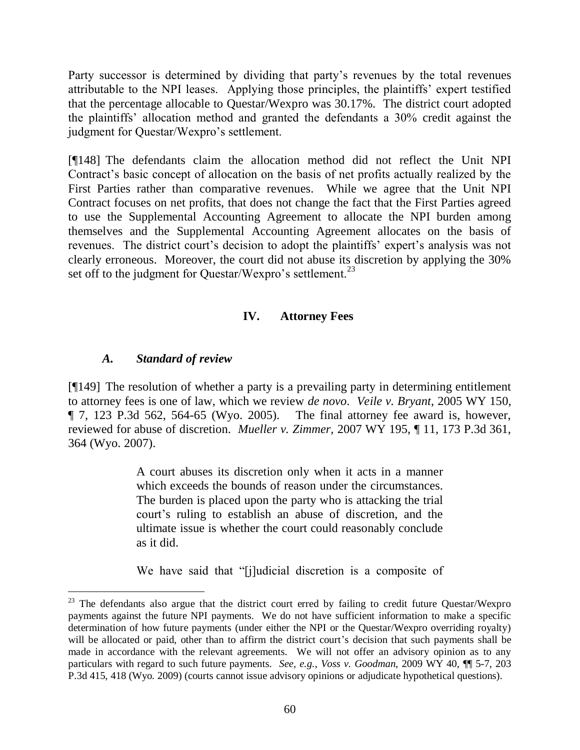Party successor is determined by dividing that party's revenues by the total revenues attributable to the NPI leases. Applying those principles, the plaintiffs' expert testified that the percentage allocable to Questar/Wexpro was 30.17%. The district court adopted the plaintiffs' allocation method and granted the defendants a 30% credit against the judgment for Questar/Wexpro's settlement.

[¶148] The defendants claim the allocation method did not reflect the Unit NPI Contract's basic concept of allocation on the basis of net profits actually realized by the First Parties rather than comparative revenues. While we agree that the Unit NPI Contract focuses on net profits, that does not change the fact that the First Parties agreed to use the Supplemental Accounting Agreement to allocate the NPI burden among themselves and the Supplemental Accounting Agreement allocates on the basis of revenues. The district court's decision to adopt the plaintiffs' expert's analysis was not clearly erroneous. Moreover, the court did not abuse its discretion by applying the 30% set off to the judgment for Questar/Wexpro's settlement.[23]

## IV. Attorney Fees

### *A. Standard of review*

[¶149] The resolution of whether a party is a prevailing party in determining entitlement to attorney fees is one of law, which we review *de novo*. *Veile v. Bryant*, 2005 WY 150, ¶ 7, 123 P.3d 562, 564-65 (Wyo. 2005). The final attorney fee award is, however, reviewed for abuse of discretion. *Mueller v. Zimmer,* 2007 WY 195, ¶ 11, 173 P.3d 361, 364 (Wyo. 2007).

> A court abuses its discretion only when it acts in a manner which exceeds the bounds of reason under the circumstances. The burden is placed upon the party who is attacking the trial court's ruling to establish an abuse of discretion, and the ultimate issue is whether the court could reasonably conclude as it did.
>
> We have said that "[j]udicial discretion is a composite of

[23] The defendants also argue that the district court erred by failing to credit future Questar/Wexpro payments against the future NPI payments. We do not have sufficient information to make a specific determination of how future payments (under either the NPI or the Questar/Wexpro overriding royalty) will be allocated or paid, other than to affirm the district court's decision that such payments shall be made in accordance with the relevant agreements. We will not offer an advisory opinion as to any particulars with regard to such future payments. *See, e.g., Voss v. Goodman,* 2009 WY 40, ¶¶ 5-7, 203 P.3d 415, 418 (Wyo. 2009) (courts cannot issue advisory opinions or adjudicate hypothetical questions).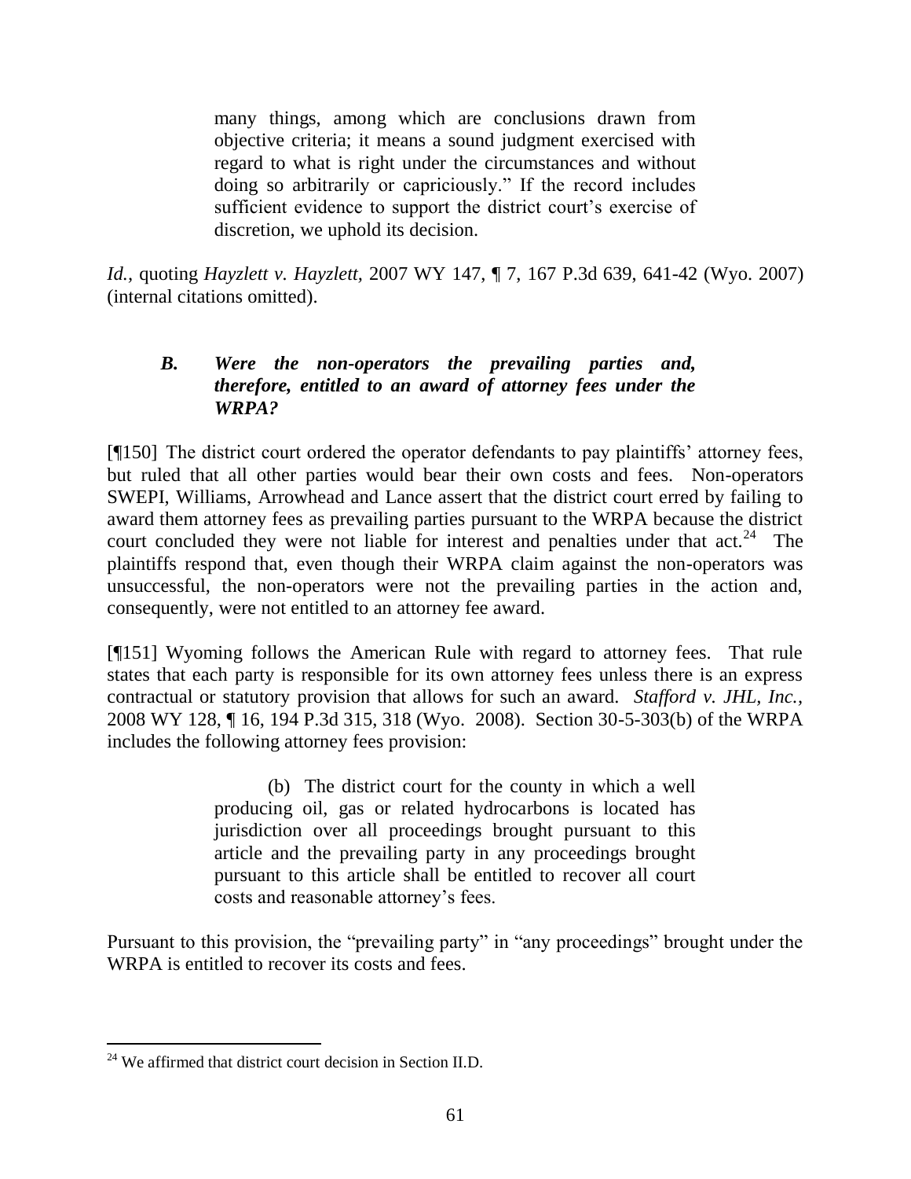> many things, among which are conclusions drawn from objective criteria; it means a sound judgment exercised with regard to what is right under the circumstances and without doing so arbitrarily or capriciously." If the record includes sufficient evidence to support the district court's exercise of discretion, we uphold its decision.

*Id.*, quoting *Hayzlett v. Hayzlett*, 2007 WY 147, ¶ 7, 167 P.3d 639, 641-42 (Wyo. 2007) (internal citations omitted).

### *B. Were the non-operators the prevailing parties and, therefore, entitled to an award of attorney fees under the WRPA?*

[¶150] The district court ordered the operator defendants to pay plaintiffs' attorney fees, but ruled that all other parties would bear their own costs and fees. Non-operators SWEPI, Williams, Arrowhead and Lance assert that the district court erred by failing to award them attorney fees as prevailing parties pursuant to the WRPA because the district court concluded they were not liable for interest and penalties under that act.[24] The plaintiffs respond that, even though their WRPA claim against the non-operators was unsuccessful, the non-operators were not the prevailing parties in the action and, consequently, were not entitled to an attorney fee award.

[¶151] Wyoming follows the American Rule with regard to attorney fees. That rule states that each party is responsible for its own attorney fees unless there is an express contractual or statutory provision that allows for such an award. *Stafford v. JHL, Inc.*, 2008 WY 128, ¶ 16, 194 P.3d 315, 318 (Wyo. 2008). Section 30-5-303(b) of the WRPA includes the following attorney fees provision:

> (b) The district court for the county in which a well producing oil, gas or related hydrocarbons is located has jurisdiction over all proceedings brought pursuant to this article and the prevailing party in any proceedings brought pursuant to this article shall be entitled to recover all court costs and reasonable attorney's fees.

Pursuant to this provision, the "prevailing party" in "any proceedings" brought under the WRPA is entitled to recover its costs and fees.

---

[24] We affirmed that district court decision in Section II.D.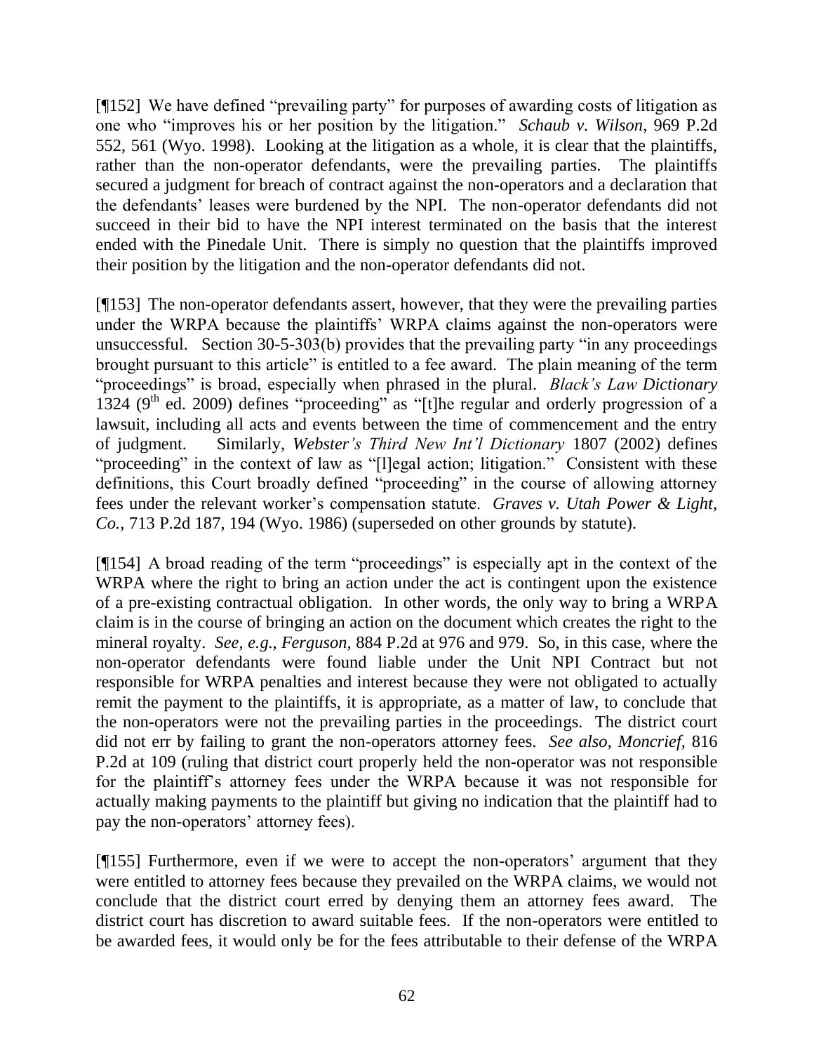[¶152] We have defined "prevailing party" for purposes of awarding costs of litigation as one who "improves his or her position by the litigation." *Schaub v. Wilson*, 969 P.2d 552, 561 (Wyo. 1998). Looking at the litigation as a whole, it is clear that the plaintiffs, rather than the non-operator defendants, were the prevailing parties. The plaintiffs secured a judgment for breach of contract against the non-operators and a declaration that the defendants' leases were burdened by the NPI. The non-operator defendants did not succeed in their bid to have the NPI interest terminated on the basis that the interest ended with the Pinedale Unit. There is simply no question that the plaintiffs improved their position by the litigation and the non-operator defendants did not.

[¶153] The non-operator defendants assert, however, that they were the prevailing parties under the WRPA because the plaintiffs' WRPA claims against the non-operators were unsuccessful. Section 30-5-303(b) provides that the prevailing party "in any proceedings brought pursuant to this article" is entitled to a fee award. The plain meaning of the term "proceedings" is broad, especially when phrased in the plural. *Black's Law Dictionary* 1324 (9th ed. 2009) defines "proceeding" as "[t]he regular and orderly progression of a lawsuit, including all acts and events between the time of commencement and the entry of judgment. Similarly, *Webster's Third New Int'l Dictionary* 1807 (2002) defines "proceeding" in the context of law as "[l]egal action; litigation." Consistent with these definitions, this Court broadly defined "proceeding" in the course of allowing attorney fees under the relevant worker's compensation statute. *Graves v. Utah Power & Light, Co.,* 713 P.2d 187, 194 (Wyo. 1986) (superseded on other grounds by statute).

[¶154] A broad reading of the term "proceedings" is especially apt in the context of the WRPA where the right to bring an action under the act is contingent upon the existence of a pre-existing contractual obligation. In other words, the only way to bring a WRPA claim is in the course of bringing an action on the document which creates the right to the mineral royalty. *See, e.g., Ferguson,* 884 P.2d at 976 and 979. So, in this case, where the non-operator defendants were found liable under the Unit NPI Contract but not responsible for WRPA penalties and interest because they were not obligated to actually remit the payment to the plaintiffs, it is appropriate, as a matter of law, to conclude that the non-operators were not the prevailing parties in the proceedings. The district court did not err by failing to grant the non-operators attorney fees. *See also, Moncrief,* 816 P.2d at 109 (ruling that district court properly held the non-operator was not responsible for the plaintiff's attorney fees under the WRPA because it was not responsible for actually making payments to the plaintiff but giving no indication that the plaintiff had to pay the non-operators' attorney fees).

[¶155] Furthermore, even if we were to accept the non-operators' argument that they were entitled to attorney fees because they prevailed on the WRPA claims, we would not conclude that the district court erred by denying them an attorney fees award. The district court has discretion to award suitable fees. If the non-operators were entitled to be awarded fees, it would only be for the fees attributable to their defense of the WRPA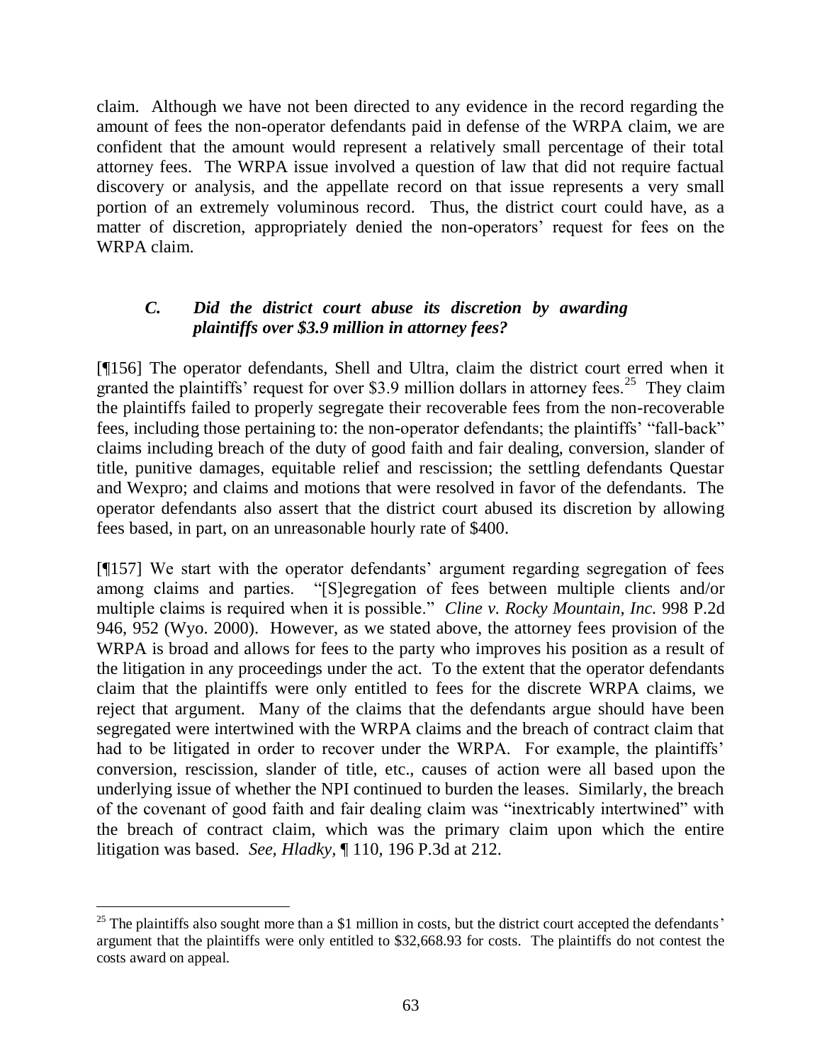claim. Although we have not been directed to any evidence in the record regarding the amount of fees the non-operator defendants paid in defense of the WRPA claim, we are confident that the amount would represent a relatively small percentage of their total attorney fees. The WRPA issue involved a question of law that did not require factual discovery or analysis, and the appellate record on that issue represents a very small portion of an extremely voluminous record. Thus, the district court could have, as a matter of discretion, appropriately denied the non-operators' request for fees on the WRPA claim.

### *C. Did the district court abuse its discretion by awarding plaintiffs over $3.9 million in attorney fees?*

[¶156] The operator defendants, Shell and Ultra, claim the district court erred when it granted the plaintiffs' request for over $3.9 million dollars in attorney fees.[25] They claim the plaintiffs failed to properly segregate their recoverable fees from the non-recoverable fees, including those pertaining to: the non-operator defendants; the plaintiffs' "fall-back" claims including breach of the duty of good faith and fair dealing, conversion, slander of title, punitive damages, equitable relief and rescission; the settling defendants Questar and Wexpro; and claims and motions that were resolved in favor of the defendants. The operator defendants also assert that the district court abused its discretion by allowing fees based, in part, on an unreasonable hourly rate of $400.

[¶157] We start with the operator defendants' argument regarding segregation of fees among claims and parties. "[S]egregation of fees between multiple clients and/or multiple claims is required when it is possible." *Cline v. Rocky Mountain, Inc.* 998 P.2d 946, 952 (Wyo. 2000). However, as we stated above, the attorney fees provision of the WRPA is broad and allows for fees to the party who improves his position as a result of the litigation in any proceedings under the act. To the extent that the operator defendants claim that the plaintiffs were only entitled to fees for the discrete WRPA claims, we reject that argument. Many of the claims that the defendants argue should have been segregated were intertwined with the WRPA claims and the breach of contract claim that had to be litigated in order to recover under the WRPA. For example, the plaintiffs' conversion, rescission, slander of title, etc., causes of action were all based upon the underlying issue of whether the NPI continued to burden the leases. Similarly, the breach of the covenant of good faith and fair dealing claim was "inextricably intertwined" with the breach of contract claim, which was the primary claim upon which the entire litigation was based. *See, Hladky,* ¶ 110, 196 P.3d at 212.

---

[25] The plaintiffs also sought more than a $1 million in costs, but the district court accepted the defendants' argument that the plaintiffs were only entitled to $32,668.93 for costs. The plaintiffs do not contest the costs award on appeal.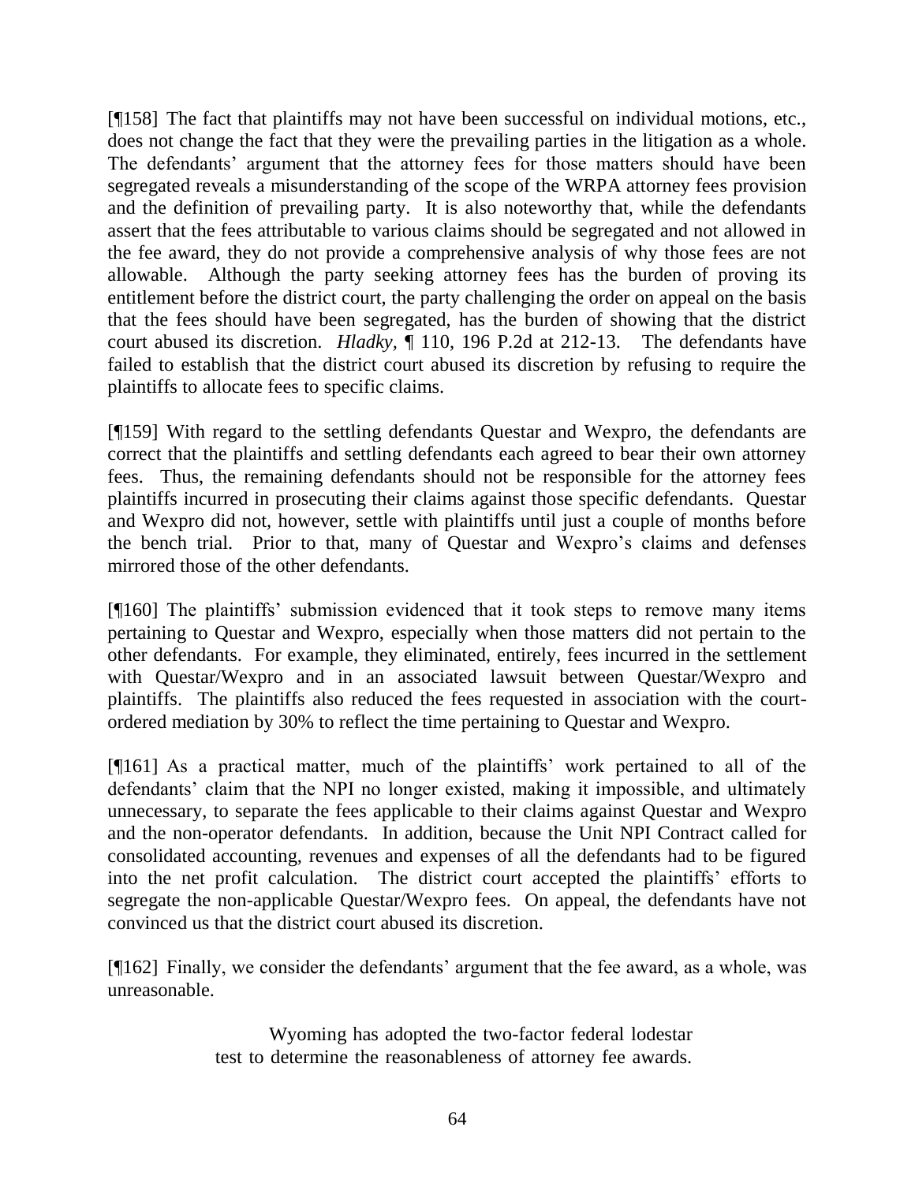[¶158] The fact that plaintiffs may not have been successful on individual motions, etc., does not change the fact that they were the prevailing parties in the litigation as a whole. The defendants' argument that the attorney fees for those matters should have been segregated reveals a misunderstanding of the scope of the WRPA attorney fees provision and the definition of prevailing party. It is also noteworthy that, while the defendants assert that the fees attributable to various claims should be segregated and not allowed in the fee award, they do not provide a comprehensive analysis of why those fees are not allowable. Although the party seeking attorney fees has the burden of proving its entitlement before the district court, the party challenging the order on appeal on the basis that the fees should have been segregated, has the burden of showing that the district court abused its discretion. *Hladky*, ¶ 110, 196 P.2d at 212-13. The defendants have failed to establish that the district court abused its discretion by refusing to require the plaintiffs to allocate fees to specific claims.

[¶159] With regard to the settling defendants Questar and Wexpro, the defendants are correct that the plaintiffs and settling defendants each agreed to bear their own attorney fees. Thus, the remaining defendants should not be responsible for the attorney fees plaintiffs incurred in prosecuting their claims against those specific defendants. Questar and Wexpro did not, however, settle with plaintiffs until just a couple of months before the bench trial. Prior to that, many of Questar and Wexpro's claims and defenses mirrored those of the other defendants.

[¶160] The plaintiffs' submission evidenced that it took steps to remove many items pertaining to Questar and Wexpro, especially when those matters did not pertain to the other defendants. For example, they eliminated, entirely, fees incurred in the settlement with Questar/Wexpro and in an associated lawsuit between Questar/Wexpro and plaintiffs. The plaintiffs also reduced the fees requested in association with the court-ordered mediation by 30% to reflect the time pertaining to Questar and Wexpro.

[¶161] As a practical matter, much of the plaintiffs' work pertained to all of the defendants' claim that the NPI no longer existed, making it impossible, and ultimately unnecessary, to separate the fees applicable to their claims against Questar and Wexpro and the non-operator defendants. In addition, because the Unit NPI Contract called for consolidated accounting, revenues and expenses of all the defendants had to be figured into the net profit calculation. The district court accepted the plaintiffs' efforts to segregate the non-applicable Questar/Wexpro fees. On appeal, the defendants have not convinced us that the district court abused its discretion.

[¶162] Finally, we consider the defendants' argument that the fee award, as a whole, was unreasonable.

> Wyoming has adopted the two-factor federal lodestar test to determine the reasonableness of attorney fee awards.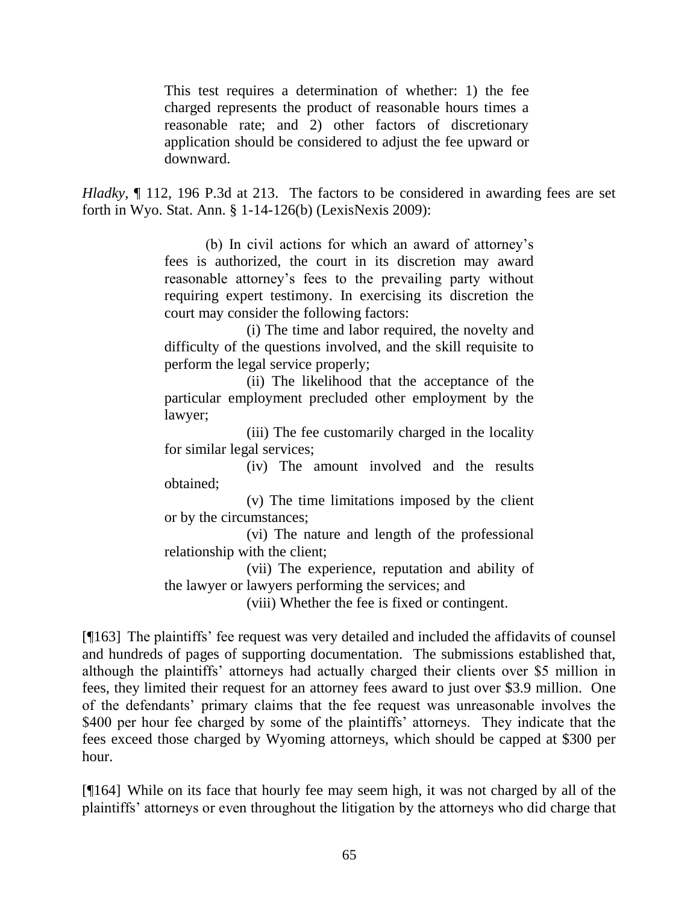> This test requires a determination of whether: 1) the fee charged represents the product of reasonable hours times a reasonable rate; and 2) other factors of discretionary application should be considered to adjust the fee upward or downward.

*Hladky*, ¶ 112, 196 P.3d at 213. The factors to be considered in awarding fees are set forth in Wyo. Stat. Ann. § 1-14-126(b) (LexisNexis 2009):

> (b) In civil actions for which an award of attorney's fees is authorized, the court in its discretion may award reasonable attorney's fees to the prevailing party without requiring expert testimony. In exercising its discretion the court may consider the following factors:
>
> (i) The time and labor required, the novelty and difficulty of the questions involved, and the skill requisite to perform the legal service properly;
>
> (ii) The likelihood that the acceptance of the particular employment precluded other employment by the lawyer;
>
> (iii) The fee customarily charged in the locality for similar legal services;
>
> (iv) The amount involved and the results obtained;
>
> (v) The time limitations imposed by the client or by the circumstances;
>
> (vi) The nature and length of the professional relationship with the client;
>
> (vii) The experience, reputation and ability of the lawyer or lawyers performing the services; and
>
> (viii) Whether the fee is fixed or contingent.

[¶163] The plaintiffs' fee request was very detailed and included the affidavits of counsel and hundreds of pages of supporting documentation. The submissions established that, although the plaintiffs' attorneys had actually charged their clients over $5 million in fees, they limited their request for an attorney fees award to just over $3.9 million. One of the defendants' primary claims that the fee request was unreasonable involves the $400 per hour fee charged by some of the plaintiffs' attorneys. They indicate that the fees exceed those charged by Wyoming attorneys, which should be capped at $300 per hour.

[¶164] While on its face that hourly fee may seem high, it was not charged by all of the plaintiffs' attorneys or even throughout the litigation by the attorneys who did charge that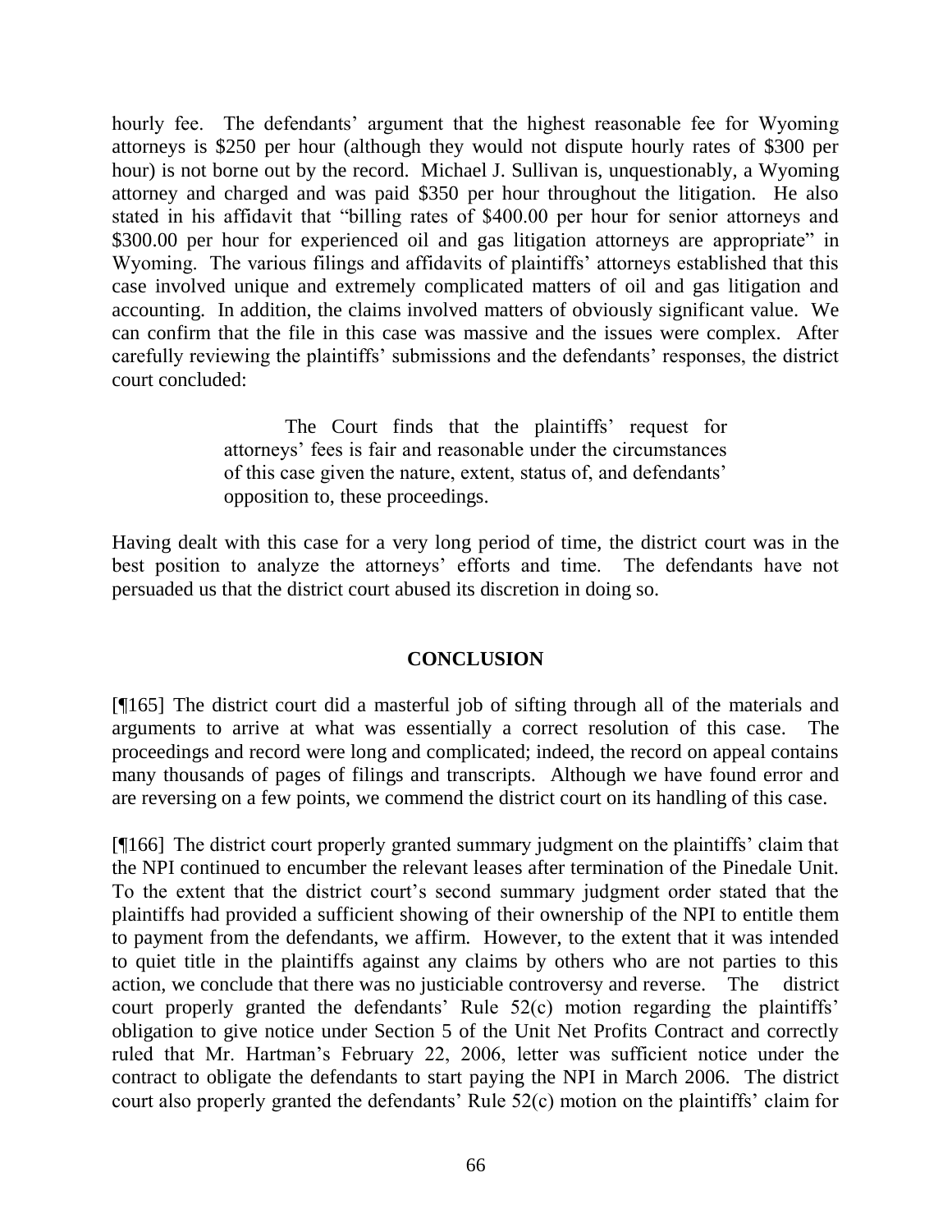hourly fee. The defendants' argument that the highest reasonable fee for Wyoming attorneys is $250 per hour (although they would not dispute hourly rates of $300 per hour) is not borne out by the record. Michael J. Sullivan is, unquestionably, a Wyoming attorney and charged and was paid $350 per hour throughout the litigation. He also stated in his affidavit that "billing rates of $400.00 per hour for senior attorneys and $300.00 per hour for experienced oil and gas litigation attorneys are appropriate" in Wyoming. The various filings and affidavits of plaintiffs' attorneys established that this case involved unique and extremely complicated matters of oil and gas litigation and accounting. In addition, the claims involved matters of obviously significant value. We can confirm that the file in this case was massive and the issues were complex. After carefully reviewing the plaintiffs' submissions and the defendants' responses, the district court concluded:

> The Court finds that the plaintiffs' request for attorneys' fees is fair and reasonable under the circumstances of this case given the nature, extent, status of, and defendants' opposition to, these proceedings.

Having dealt with this case for a very long period of time, the district court was in the best position to analyze the attorneys' efforts and time. The defendants have not persuaded us that the district court abused its discretion in doing so.

## CONCLUSION

[¶165] The district court did a masterful job of sifting through all of the materials and arguments to arrive at what was essentially a correct resolution of this case. The proceedings and record were long and complicated; indeed, the record on appeal contains many thousands of pages of filings and transcripts. Although we have found error and are reversing on a few points, we commend the district court on its handling of this case.

[¶166] The district court properly granted summary judgment on the plaintiffs' claim that the NPI continued to encumber the relevant leases after termination of the Pinedale Unit. To the extent that the district court's second summary judgment order stated that the plaintiffs had provided a sufficient showing of their ownership of the NPI to entitle them to payment from the defendants, we affirm. However, to the extent that it was intended to quiet title in the plaintiffs against any claims by others who are not parties to this action, we conclude that there was no justiciable controversy and reverse. The district court properly granted the defendants' Rule 52(c) motion regarding the plaintiffs' obligation to give notice under Section 5 of the Unit Net Profits Contract and correctly ruled that Mr. Hartman's February 22, 2006, letter was sufficient notice under the contract to obligate the defendants to start paying the NPI in March 2006. The district court also properly granted the defendants' Rule 52(c) motion on the plaintiffs' claim for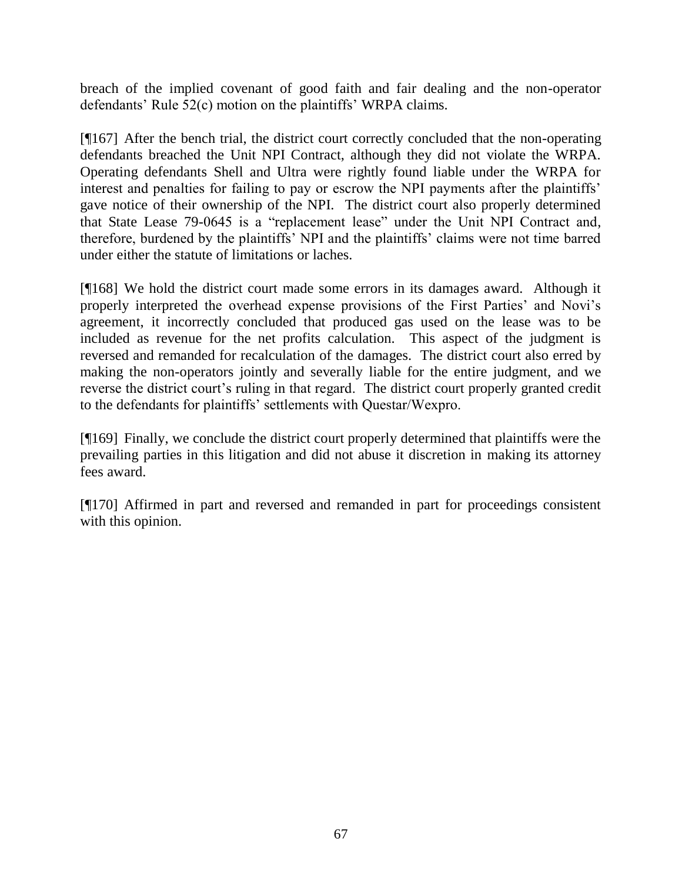breach of the implied covenant of good faith and fair dealing and the non-operator defendants' Rule 52(c) motion on the plaintiffs' WRPA claims.

[¶167] After the bench trial, the district court correctly concluded that the non-operating defendants breached the Unit NPI Contract, although they did not violate the WRPA. Operating defendants Shell and Ultra were rightly found liable under the WRPA for interest and penalties for failing to pay or escrow the NPI payments after the plaintiffs' gave notice of their ownership of the NPI. The district court also properly determined that State Lease 79-0645 is a "replacement lease" under the Unit NPI Contract and, therefore, burdened by the plaintiffs' NPI and the plaintiffs' claims were not time barred under either the statute of limitations or laches.

[¶168] We hold the district court made some errors in its damages award. Although it properly interpreted the overhead expense provisions of the First Parties' and Novi's agreement, it incorrectly concluded that produced gas used on the lease was to be included as revenue for the net profits calculation. This aspect of the judgment is reversed and remanded for recalculation of the damages. The district court also erred by making the non-operators jointly and severally liable for the entire judgment, and we reverse the district court's ruling in that regard. The district court properly granted credit to the defendants for plaintiffs' settlements with Questar/Wexpro.

[¶169] Finally, we conclude the district court properly determined that plaintiffs were the prevailing parties in this litigation and did not abuse it discretion in making its attorney fees award.

[¶170] Affirmed in part and reversed and remanded in part for proceedings consistent with this opinion.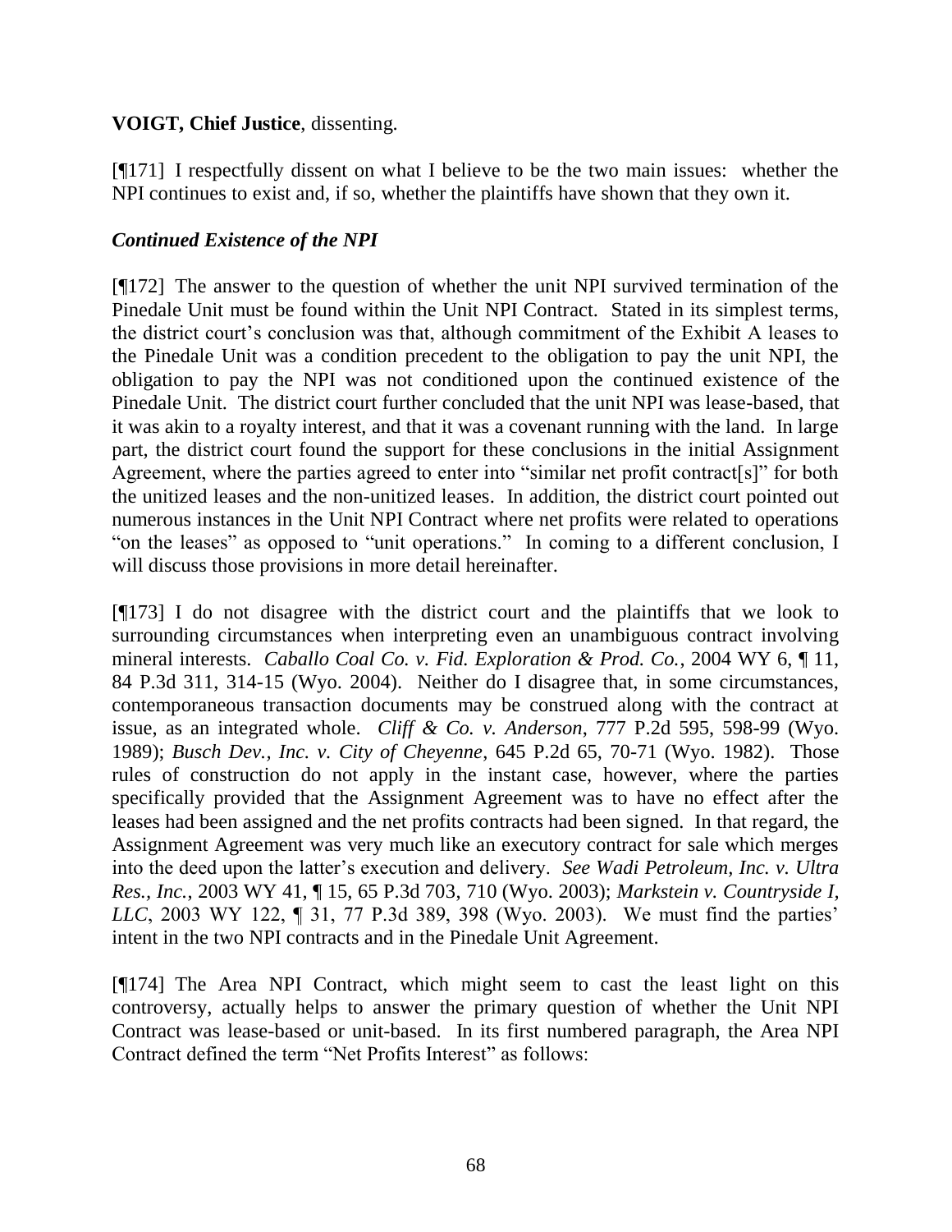**VOIGT, Chief Justice**, dissenting.

[¶171] I respectfully dissent on what I believe to be the two main issues: whether the NPI continues to exist and, if so, whether the plaintiffs have shown that they own it.

***Continued Existence of the NPI***

[¶172] The answer to the question of whether the unit NPI survived termination of the Pinedale Unit must be found within the Unit NPI Contract. Stated in its simplest terms, the district court's conclusion was that, although commitment of the Exhibit A leases to the Pinedale Unit was a condition precedent to the obligation to pay the unit NPI, the obligation to pay the NPI was not conditioned upon the continued existence of the Pinedale Unit. The district court further concluded that the unit NPI was lease-based, that it was akin to a royalty interest, and that it was a covenant running with the land. In large part, the district court found the support for these conclusions in the initial Assignment Agreement, where the parties agreed to enter into "similar net profit contract[s]" for both the unitized leases and the non-unitized leases. In addition, the district court pointed out numerous instances in the Unit NPI Contract where net profits were related to operations "on the leases" as opposed to "unit operations." In coming to a different conclusion, I will discuss those provisions in more detail hereinafter.

[¶173] I do not disagree with the district court and the plaintiffs that we look to surrounding circumstances when interpreting even an unambiguous contract involving mineral interests. *Caballo Coal Co. v. Fid. Exploration & Prod. Co.*, 2004 WY 6, ¶ 11, 84 P.3d 311, 314-15 (Wyo. 2004). Neither do I disagree that, in some circumstances, contemporaneous transaction documents may be construed along with the contract at issue, as an integrated whole. *Cliff & Co. v. Anderson*, 777 P.2d 595, 598-99 (Wyo. 1989); *Busch Dev., Inc. v. City of Cheyenne*, 645 P.2d 65, 70-71 (Wyo. 1982). Those rules of construction do not apply in the instant case, however, where the parties specifically provided that the Assignment Agreement was to have no effect after the leases had been assigned and the net profits contracts had been signed. In that regard, the Assignment Agreement was very much like an executory contract for sale which merges into the deed upon the latter's execution and delivery. *See Wadi Petroleum, Inc. v. Ultra Res., Inc.*, 2003 WY 41, ¶ 15, 65 P.3d 703, 710 (Wyo. 2003); *Markstein v. Countryside I, LLC*, 2003 WY 122, ¶ 31, 77 P.3d 389, 398 (Wyo. 2003). We must find the parties' intent in the two NPI contracts and in the Pinedale Unit Agreement.

[¶174] The Area NPI Contract, which might seem to cast the least light on this controversy, actually helps to answer the primary question of whether the Unit NPI Contract was lease-based or unit-based. In its first numbered paragraph, the Area NPI Contract defined the term "Net Profits Interest" as follows: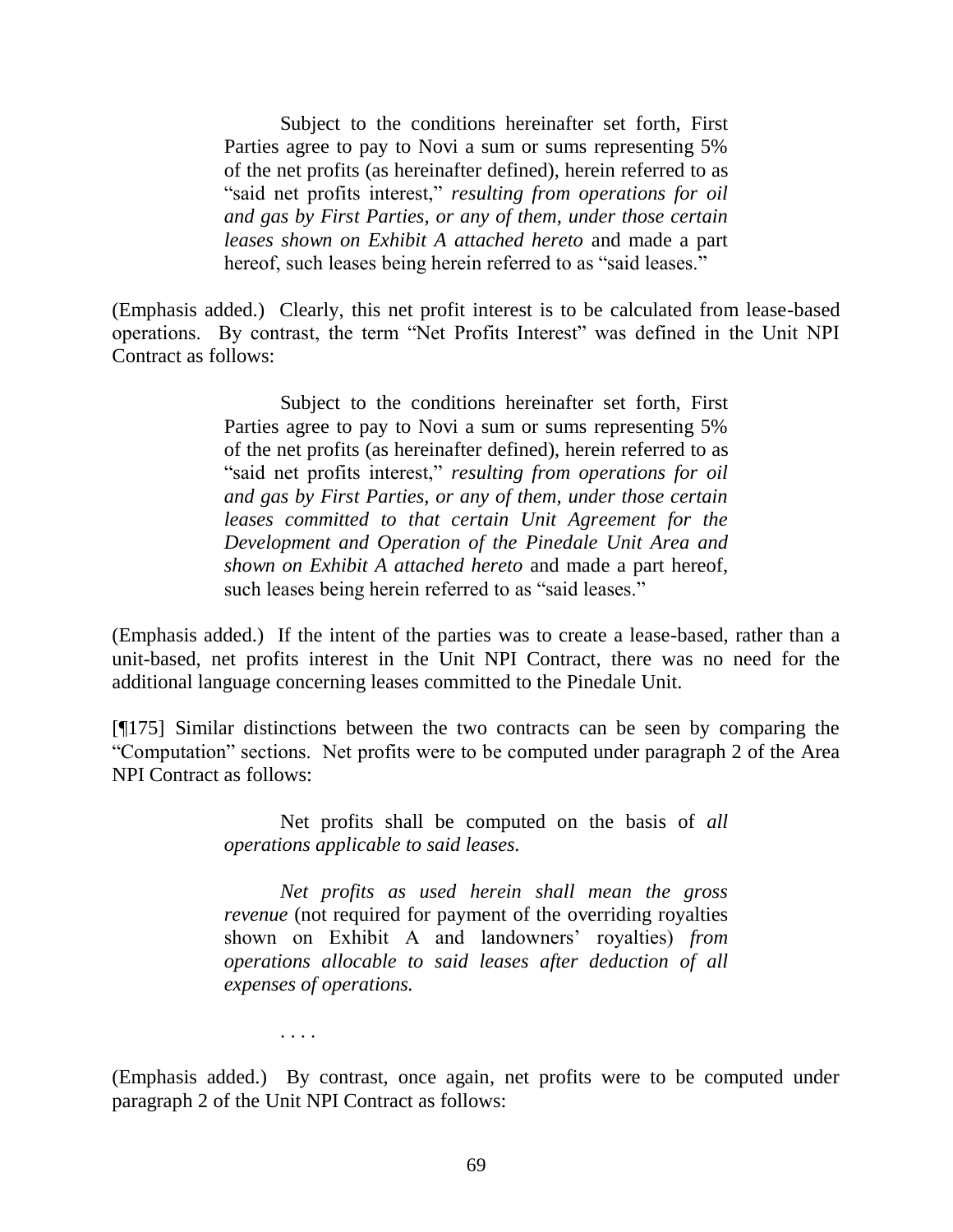> Subject to the conditions hereinafter set forth, First Parties agree to pay to Novi a sum or sums representing 5% of the net profits (as hereinafter defined), herein referred to as "said net profits interest," *resulting from operations for oil and gas by First Parties, or any of them, under those certain leases shown on Exhibit A attached hereto* and made a part hereof, such leases being herein referred to as "said leases."

(Emphasis added.) Clearly, this net profit interest is to be calculated from lease-based operations. By contrast, the term "Net Profits Interest" was defined in the Unit NPI Contract as follows:

> Subject to the conditions hereinafter set forth, First Parties agree to pay to Novi a sum or sums representing 5% of the net profits (as hereinafter defined), herein referred to as "said net profits interest," *resulting from operations for oil and gas by First Parties, or any of them, under those certain leases committed to that certain Unit Agreement for the Development and Operation of the Pinedale Unit Area and shown on Exhibit A attached hereto* and made a part hereof, such leases being herein referred to as "said leases."

(Emphasis added.) If the intent of the parties was to create a lease-based, rather than a unit-based, net profits interest in the Unit NPI Contract, there was no need for the additional language concerning leases committed to the Pinedale Unit.

[¶175] Similar distinctions between the two contracts can be seen by comparing the "Computation" sections. Net profits were to be computed under paragraph 2 of the Area NPI Contract as follows:

> Net profits shall be computed on the basis of *all operations applicable to said leases.*
>
> *Net profits as used herein shall mean the gross revenue* (not required for payment of the overriding royalties shown on Exhibit A and landowners' royalties) *from operations allocable to said leases after deduction of all expenses of operations.*
>
> . . . .

(Emphasis added.) By contrast, once again, net profits were to be computed under paragraph 2 of the Unit NPI Contract as follows: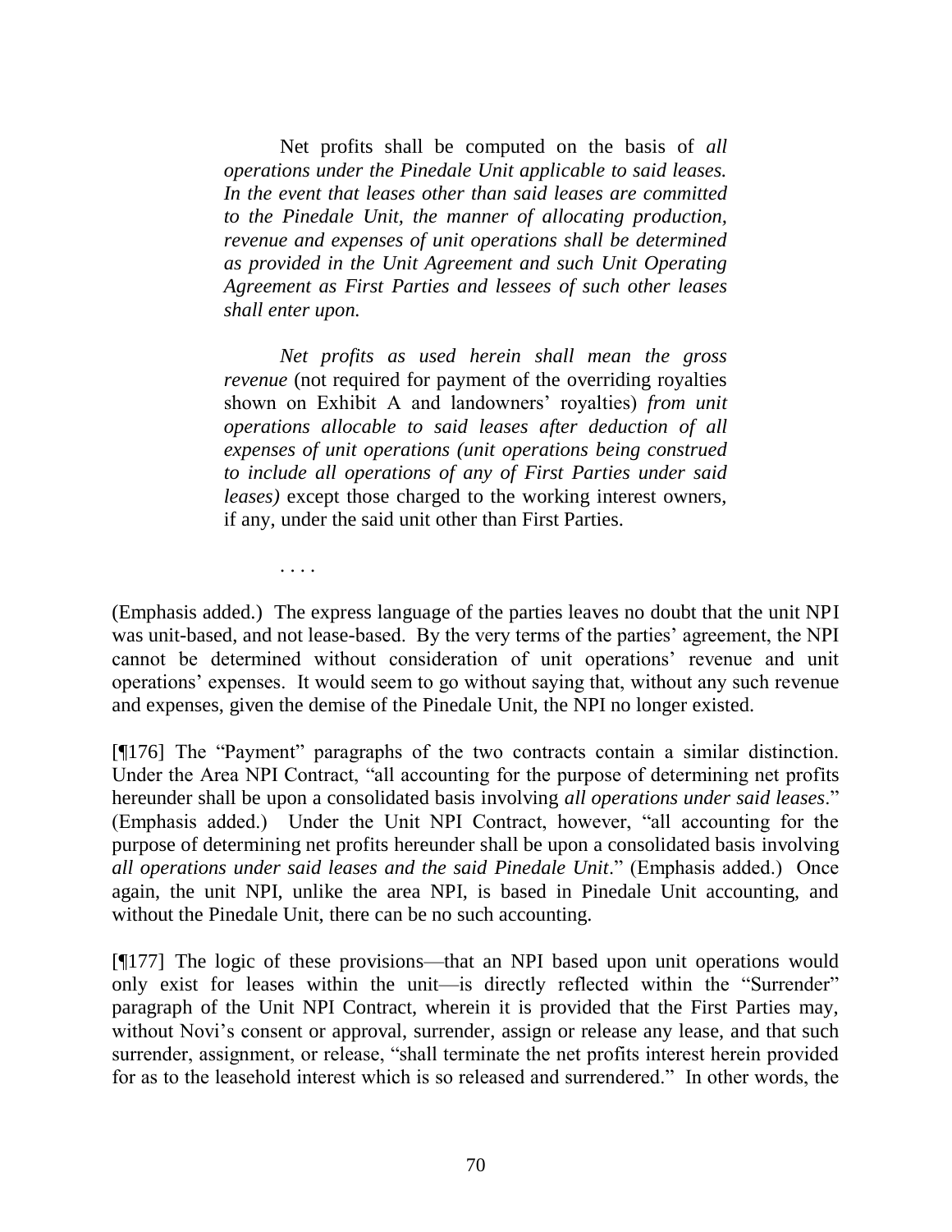> Net profits shall be computed on the basis of *all operations under the Pinedale Unit applicable to said leases. In the event that leases other than said leases are committed to the Pinedale Unit, the manner of allocating production, revenue and expenses of unit operations shall be determined as provided in the Unit Agreement and such Unit Operating Agreement as First Parties and lessees of such other leases shall enter upon.*
>
> *Net profits as used herein shall mean the gross revenue* (not required for payment of the overriding royalties shown on Exhibit A and landowners' royalties) *from unit operations allocable to said leases after deduction of all expenses of unit operations (unit operations being construed to include all operations of any of First Parties under said leases)* except those charged to the working interest owners, if any, under the said unit other than First Parties.
>
> . . . .

(Emphasis added.) The express language of the parties leaves no doubt that the unit NPI was unit-based, and not lease-based. By the very terms of the parties' agreement, the NPI cannot be determined without consideration of unit operations' revenue and unit operations' expenses. It would seem to go without saying that, without any such revenue and expenses, given the demise of the Pinedale Unit, the NPI no longer existed.

[¶176] The "Payment" paragraphs of the two contracts contain a similar distinction. Under the Area NPI Contract, "all accounting for the purpose of determining net profits hereunder shall be upon a consolidated basis involving *all operations under said leases*." (Emphasis added.) Under the Unit NPI Contract, however, "all accounting for the purpose of determining net profits hereunder shall be upon a consolidated basis involving *all operations under said leases and the said Pinedale Unit*." (Emphasis added.) Once again, the unit NPI, unlike the area NPI, is based in Pinedale Unit accounting, and without the Pinedale Unit, there can be no such accounting.

[¶177] The logic of these provisions—that an NPI based upon unit operations would only exist for leases within the unit—is directly reflected within the "Surrender" paragraph of the Unit NPI Contract, wherein it is provided that the First Parties may, without Novi's consent or approval, surrender, assign or release any lease, and that such surrender, assignment, or release, "shall terminate the net profits interest herein provided for as to the leasehold interest which is so released and surrendered." In other words, the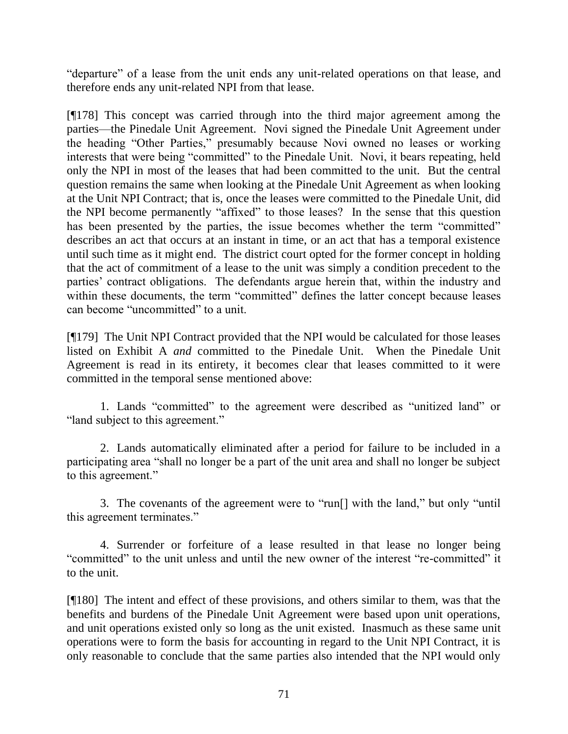"departure" of a lease from the unit ends any unit-related operations on that lease, and therefore ends any unit-related NPI from that lease.

[¶178] This concept was carried through into the third major agreement among the parties—the Pinedale Unit Agreement. Novi signed the Pinedale Unit Agreement under the heading "Other Parties," presumably because Novi owned no leases or working interests that were being "committed" to the Pinedale Unit. Novi, it bears repeating, held only the NPI in most of the leases that had been committed to the unit. But the central question remains the same when looking at the Pinedale Unit Agreement as when looking at the Unit NPI Contract; that is, once the leases were committed to the Pinedale Unit, did the NPI become permanently "affixed" to those leases? In the sense that this question has been presented by the parties, the issue becomes whether the term "committed" describes an act that occurs at an instant in time, or an act that has a temporal existence until such time as it might end. The district court opted for the former concept in holding that the act of commitment of a lease to the unit was simply a condition precedent to the parties' contract obligations. The defendants argue herein that, within the industry and within these documents, the term "committed" defines the latter concept because leases can become "uncommitted" to a unit.

[¶179] The Unit NPI Contract provided that the NPI would be calculated for those leases listed on Exhibit A *and* committed to the Pinedale Unit. When the Pinedale Unit Agreement is read in its entirety, it becomes clear that leases committed to it were committed in the temporal sense mentioned above:

1. Lands "committed" to the agreement were described as "unitized land" or "land subject to this agreement."

2. Lands automatically eliminated after a period for failure to be included in a participating area "shall no longer be a part of the unit area and shall no longer be subject to this agreement."

3. The covenants of the agreement were to "run[] with the land," but only "until this agreement terminates."

4. Surrender or forfeiture of a lease resulted in that lease no longer being "committed" to the unit unless and until the new owner of the interest "re-committed" it to the unit.

[¶180] The intent and effect of these provisions, and others similar to them, was that the benefits and burdens of the Pinedale Unit Agreement were based upon unit operations, and unit operations existed only so long as the unit existed. Inasmuch as these same unit operations were to form the basis for accounting in regard to the Unit NPI Contract, it is only reasonable to conclude that the same parties also intended that the NPI would only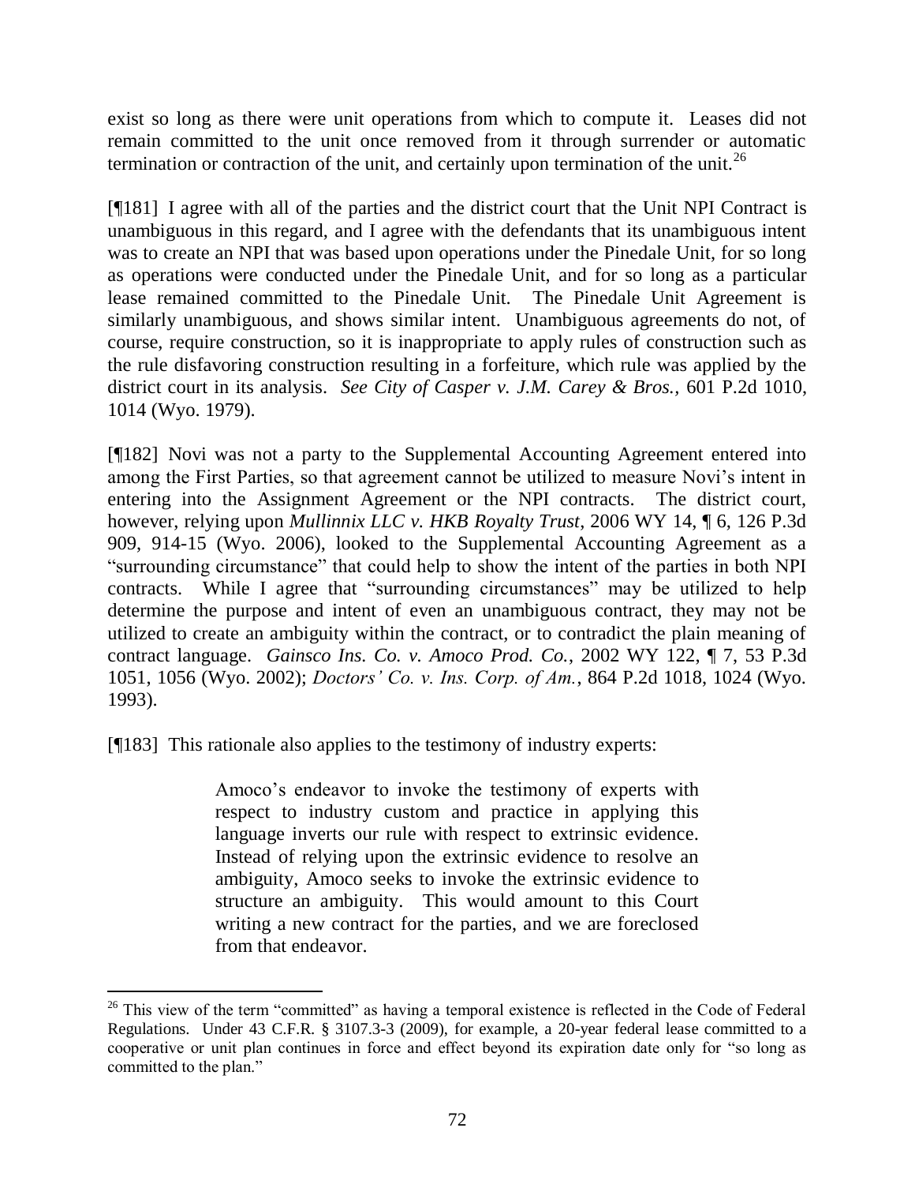exist so long as there were unit operations from which to compute it. Leases did not remain committed to the unit once removed from it through surrender or automatic termination or contraction of the unit, and certainly upon termination of the unit.[26]

[¶181] I agree with all of the parties and the district court that the Unit NPI Contract is unambiguous in this regard, and I agree with the defendants that its unambiguous intent was to create an NPI that was based upon operations under the Pinedale Unit, for so long as operations were conducted under the Pinedale Unit, and for so long as a particular lease remained committed to the Pinedale Unit. The Pinedale Unit Agreement is similarly unambiguous, and shows similar intent. Unambiguous agreements do not, of course, require construction, so it is inappropriate to apply rules of construction such as the rule disfavoring construction resulting in a forfeiture, which rule was applied by the district court in its analysis. *See City of Casper v. J.M. Carey & Bros.*, 601 P.2d 1010, 1014 (Wyo. 1979).

[¶182] Novi was not a party to the Supplemental Accounting Agreement entered into among the First Parties, so that agreement cannot be utilized to measure Novi's intent in entering into the Assignment Agreement or the NPI contracts. The district court, however, relying upon *Mullinnix LLC v. HKB Royalty Trust*, 2006 WY 14, ¶ 6, 126 P.3d 909, 914-15 (Wyo. 2006), looked to the Supplemental Accounting Agreement as a "surrounding circumstance" that could help to show the intent of the parties in both NPI contracts. While I agree that "surrounding circumstances" may be utilized to help determine the purpose and intent of even an unambiguous contract, they may not be utilized to create an ambiguity within the contract, or to contradict the plain meaning of contract language. *Gainsco Ins. Co. v. Amoco Prod. Co.*, 2002 WY 122, ¶ 7, 53 P.3d 1051, 1056 (Wyo. 2002); *Doctors' Co. v. Ins. Corp. of Am.*, 864 P.2d 1018, 1024 (Wyo. 1993).

[¶183] This rationale also applies to the testimony of industry experts:

> Amoco's endeavor to invoke the testimony of experts with respect to industry custom and practice in applying this language inverts our rule with respect to extrinsic evidence. Instead of relying upon the extrinsic evidence to resolve an ambiguity, Amoco seeks to invoke the extrinsic evidence to structure an ambiguity. This would amount to this Court writing a new contract for the parties, and we are foreclosed from that endeavor.

---

[26] This view of the term "committed" as having a temporal existence is reflected in the Code of Federal Regulations. Under 43 C.F.R. § 3107.3-3 (2009), for example, a 20-year federal lease committed to a cooperative or unit plan continues in force and effect beyond its expiration date only for "so long as committed to the plan."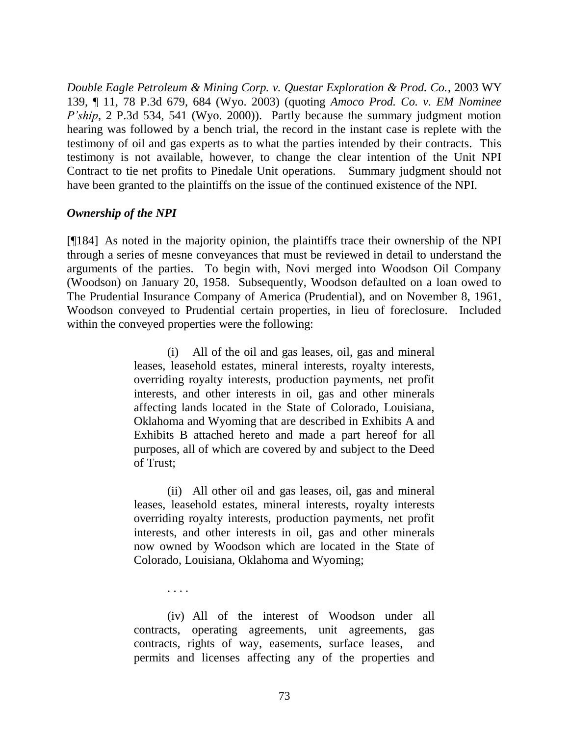*Double Eagle Petroleum & Mining Corp. v. Questar Exploration & Prod. Co.*, 2003 WY 139, ¶ 11, 78 P.3d 679, 684 (Wyo. 2003) (quoting *Amoco Prod. Co. v. EM Nominee P'ship*, 2 P.3d 534, 541 (Wyo. 2000)). Partly because the summary judgment motion hearing was followed by a bench trial, the record in the instant case is replete with the testimony of oil and gas experts as to what the parties intended by their contracts. This testimony is not available, however, to change the clear intention of the Unit NPI Contract to tie net profits to Pinedale Unit operations. Summary judgment should not have been granted to the plaintiffs on the issue of the continued existence of the NPI.

***Ownership of the NPI***

[¶184] As noted in the majority opinion, the plaintiffs trace their ownership of the NPI through a series of mesne conveyances that must be reviewed in detail to understand the arguments of the parties. To begin with, Novi merged into Woodson Oil Company (Woodson) on January 20, 1958. Subsequently, Woodson defaulted on a loan owed to The Prudential Insurance Company of America (Prudential), and on November 8, 1961, Woodson conveyed to Prudential certain properties, in lieu of foreclosure. Included within the conveyed properties were the following:

> (i) All of the oil and gas leases, oil, gas and mineral leases, leasehold estates, mineral interests, royalty interests, overriding royalty interests, production payments, net profit interests, and other interests in oil, gas and other minerals affecting lands located in the State of Colorado, Louisiana, Oklahoma and Wyoming that are described in Exhibits A and Exhibits B attached hereto and made a part hereof for all purposes, all of which are covered by and subject to the Deed of Trust;
>
> (ii) All other oil and gas leases, oil, gas and mineral leases, leasehold estates, mineral interests, royalty interests overriding royalty interests, production payments, net profit interests, and other interests in oil, gas and other minerals now owned by Woodson which are located in the State of Colorado, Louisiana, Oklahoma and Wyoming;
>
> . . . .
>
> (iv) All of the interest of Woodson under all contracts, operating agreements, unit agreements, gas contracts, rights of way, easements, surface leases, and permits and licenses affecting any of the properties and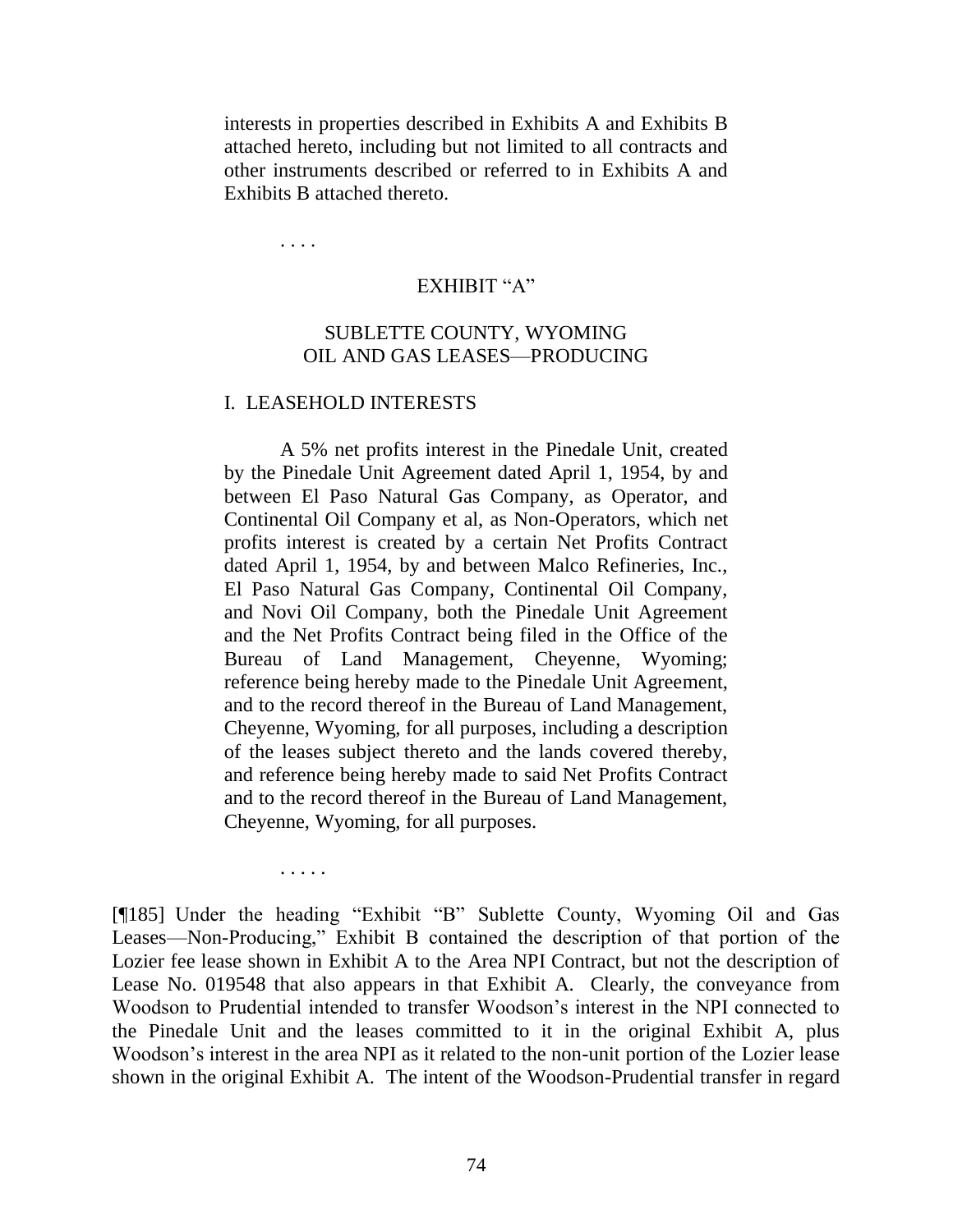> interests in properties described in Exhibits A and Exhibits B attached hereto, including but not limited to all contracts and other instruments described or referred to in Exhibits A and Exhibits B attached thereto.
>
> . . . .
>
> EXHIBIT "A"
>
> SUBLETTE COUNTY, WYOMING
> OIL AND GAS LEASES—PRODUCING
>
> I. LEASEHOLD INTERESTS
>
> A 5% net profits interest in the Pinedale Unit, created by the Pinedale Unit Agreement dated April 1, 1954, by and between El Paso Natural Gas Company, as Operator, and Continental Oil Company et al, as Non-Operators, which net profits interest is created by a certain Net Profits Contract dated April 1, 1954, by and between Malco Refineries, Inc., El Paso Natural Gas Company, Continental Oil Company, and Novi Oil Company, both the Pinedale Unit Agreement and the Net Profits Contract being filed in the Office of the Bureau of Land Management, Cheyenne, Wyoming; reference being hereby made to the Pinedale Unit Agreement, and to the record thereof in the Bureau of Land Management, Cheyenne, Wyoming, for all purposes, including a description of the leases subject thereto and the lands covered thereby, and reference being hereby made to said Net Profits Contract and to the record thereof in the Bureau of Land Management, Cheyenne, Wyoming, for all purposes.
>
> . . . . .

[¶185] Under the heading "Exhibit "B" Sublette County, Wyoming Oil and Gas Leases—Non-Producing," Exhibit B contained the description of that portion of the Lozier fee lease shown in Exhibit A to the Area NPI Contract, but not the description of Lease No. 019548 that also appears in that Exhibit A. Clearly, the conveyance from Woodson to Prudential intended to transfer Woodson's interest in the NPI connected to the Pinedale Unit and the leases committed to it in the original Exhibit A, plus Woodson's interest in the area NPI as it related to the non-unit portion of the Lozier lease shown in the original Exhibit A. The intent of the Woodson-Prudential transfer in regard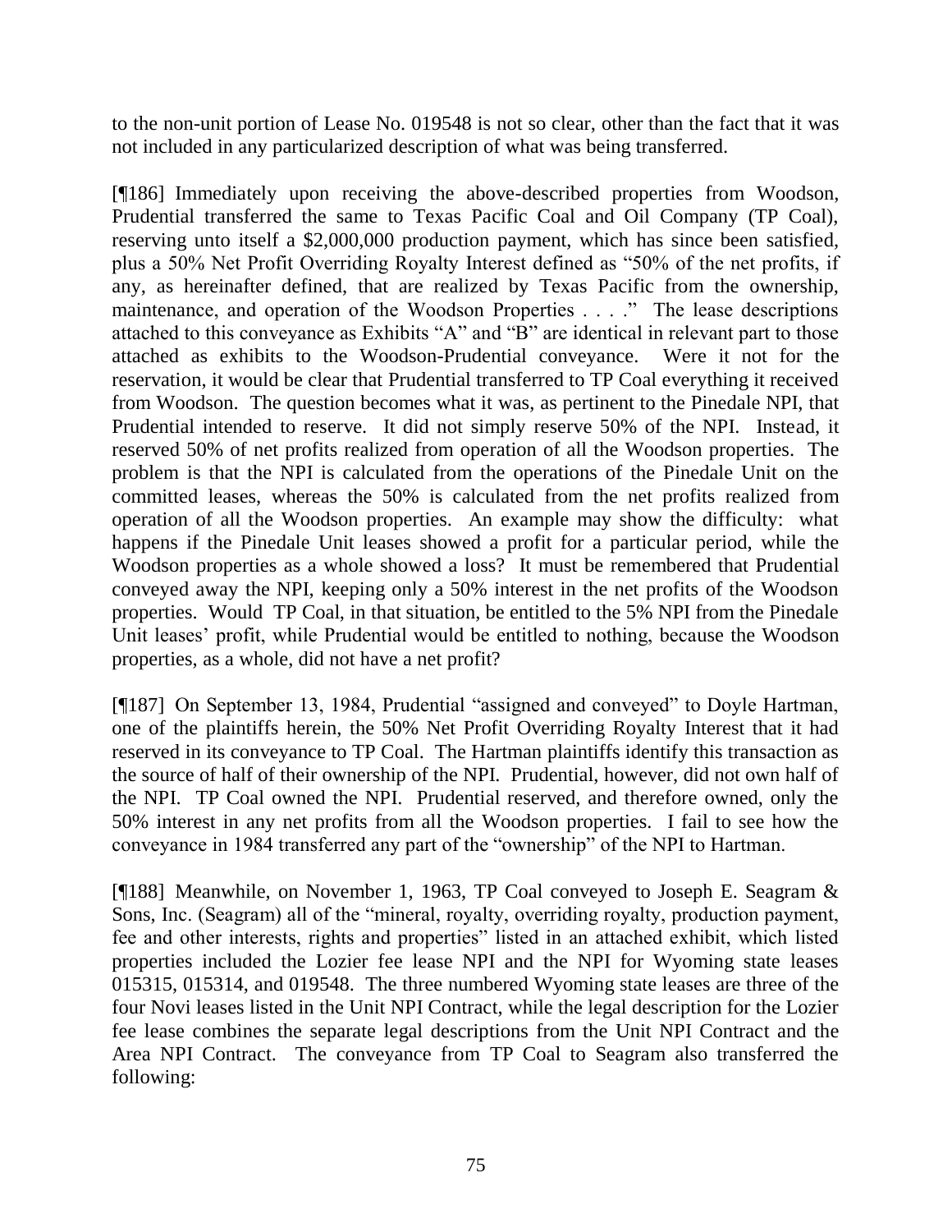to the non-unit portion of Lease No. 019548 is not so clear, other than the fact that it was not included in any particularized description of what was being transferred.

[¶186] Immediately upon receiving the above-described properties from Woodson, Prudential transferred the same to Texas Pacific Coal and Oil Company (TP Coal), reserving unto itself a $2,000,000 production payment, which has since been satisfied, plus a 50% Net Profit Overriding Royalty Interest defined as "50% of the net profits, if any, as hereinafter defined, that are realized by Texas Pacific from the ownership, maintenance, and operation of the Woodson Properties . . . ." The lease descriptions attached to this conveyance as Exhibits "A" and "B" are identical in relevant part to those attached as exhibits to the Woodson-Prudential conveyance. Were it not for the reservation, it would be clear that Prudential transferred to TP Coal everything it received from Woodson. The question becomes what it was, as pertinent to the Pinedale NPI, that Prudential intended to reserve. It did not simply reserve 50% of the NPI. Instead, it reserved 50% of net profits realized from operation of all the Woodson properties. The problem is that the NPI is calculated from the operations of the Pinedale Unit on the committed leases, whereas the 50% is calculated from the net profits realized from operation of all the Woodson properties. An example may show the difficulty: what happens if the Pinedale Unit leases showed a profit for a particular period, while the Woodson properties as a whole showed a loss? It must be remembered that Prudential conveyed away the NPI, keeping only a 50% interest in the net profits of the Woodson properties. Would TP Coal, in that situation, be entitled to the 5% NPI from the Pinedale Unit leases' profit, while Prudential would be entitled to nothing, because the Woodson properties, as a whole, did not have a net profit?

[¶187] On September 13, 1984, Prudential "assigned and conveyed" to Doyle Hartman, one of the plaintiffs herein, the 50% Net Profit Overriding Royalty Interest that it had reserved in its conveyance to TP Coal. The Hartman plaintiffs identify this transaction as the source of half of their ownership of the NPI. Prudential, however, did not own half of the NPI. TP Coal owned the NPI. Prudential reserved, and therefore owned, only the 50% interest in any net profits from all the Woodson properties. I fail to see how the conveyance in 1984 transferred any part of the "ownership" of the NPI to Hartman.

[¶188] Meanwhile, on November 1, 1963, TP Coal conveyed to Joseph E. Seagram & Sons, Inc. (Seagram) all of the "mineral, royalty, overriding royalty, production payment, fee and other interests, rights and properties" listed in an attached exhibit, which listed properties included the Lozier fee lease NPI and the NPI for Wyoming state leases 015315, 015314, and 019548. The three numbered Wyoming state leases are three of the four Novi leases listed in the Unit NPI Contract, while the legal description for the Lozier fee lease combines the separate legal descriptions from the Unit NPI Contract and the Area NPI Contract. The conveyance from TP Coal to Seagram also transferred the following: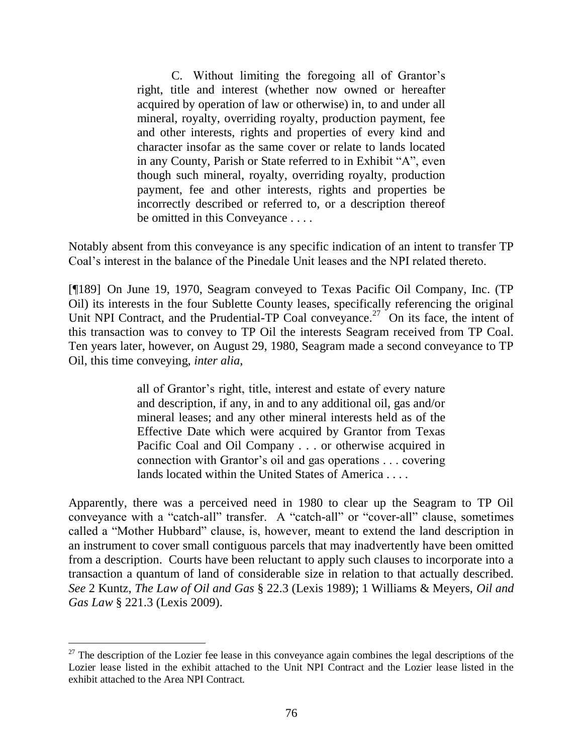> C. Without limiting the foregoing all of Grantor's right, title and interest (whether now owned or hereafter acquired by operation of law or otherwise) in, to and under all mineral, royalty, overriding royalty, production payment, fee and other interests, rights and properties of every kind and character insofar as the same cover or relate to lands located in any County, Parish or State referred to in Exhibit "A", even though such mineral, royalty, overriding royalty, production payment, fee and other interests, rights and properties be incorrectly described or referred to, or a description thereof be omitted in this Conveyance . . . .

Notably absent from this conveyance is any specific indication of an intent to transfer TP Coal's interest in the balance of the Pinedale Unit leases and the NPI related thereto.

[¶189] On June 19, 1970, Seagram conveyed to Texas Pacific Oil Company, Inc. (TP Oil) its interests in the four Sublette County leases, specifically referencing the original Unit NPI Contract, and the Prudential-TP Coal conveyance.[27] On its face, the intent of this transaction was to convey to TP Oil the interests Seagram received from TP Coal. Ten years later, however, on August 29, 1980, Seagram made a second conveyance to TP Oil, this time conveying, *inter alia*,

> all of Grantor's right, title, interest and estate of every nature and description, if any, in and to any additional oil, gas and/or mineral leases; and any other mineral interests held as of the Effective Date which were acquired by Grantor from Texas Pacific Coal and Oil Company . . . or otherwise acquired in connection with Grantor's oil and gas operations . . . covering lands located within the United States of America . . . .

Apparently, there was a perceived need in 1980 to clear up the Seagram to TP Oil conveyance with a "catch-all" transfer. A "catch-all" or "cover-all" clause, sometimes called a "Mother Hubbard" clause, is, however, meant to extend the land description in an instrument to cover small contiguous parcels that may inadvertently have been omitted from a description. Courts have been reluctant to apply such clauses to incorporate into a transaction a quantum of land of considerable size in relation to that actually described. *See* 2 Kuntz, *The Law of Oil and Gas* § 22.3 (Lexis 1989); 1 Williams & Meyers, *Oil and Gas Law* § 221.3 (Lexis 2009).

---

[27] The description of the Lozier fee lease in this conveyance again combines the legal descriptions of the Lozier lease listed in the exhibit attached to the Unit NPI Contract and the Lozier lease listed in the exhibit attached to the Area NPI Contract.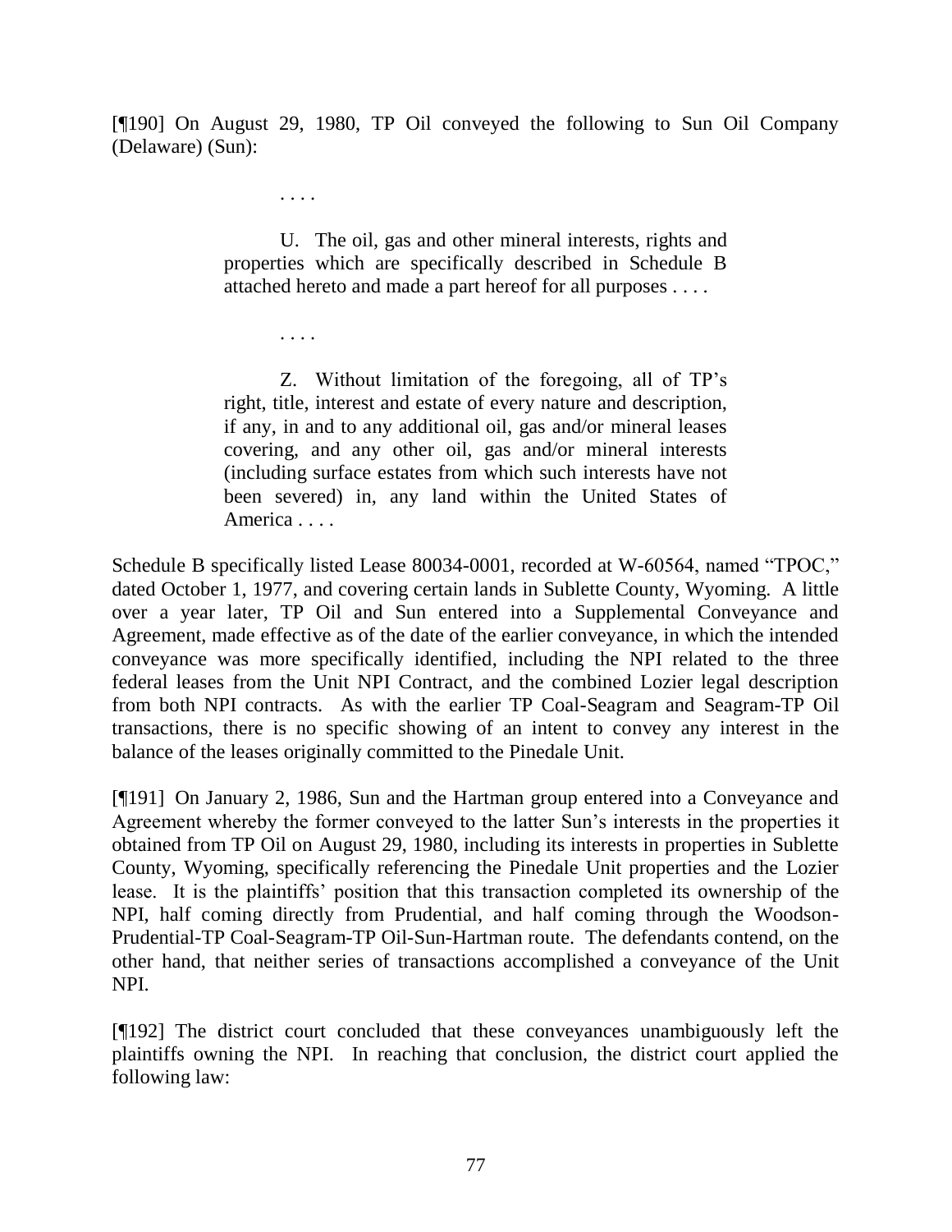[¶190] On August 29, 1980, TP Oil conveyed the following to Sun Oil Company (Delaware) (Sun):

> . . . .
>
> U. The oil, gas and other mineral interests, rights and properties which are specifically described in Schedule B attached hereto and made a part hereof for all purposes . . . .
>
> . . . .
>
> Z. Without limitation of the foregoing, all of TP's right, title, interest and estate of every nature and description, if any, in and to any additional oil, gas and/or mineral leases covering, and any other oil, gas and/or mineral interests (including surface estates from which such interests have not been severed) in, any land within the United States of America . . . .

Schedule B specifically listed Lease 80034-0001, recorded at W-60564, named "TPOC," dated October 1, 1977, and covering certain lands in Sublette County, Wyoming. A little over a year later, TP Oil and Sun entered into a Supplemental Conveyance and Agreement, made effective as of the date of the earlier conveyance, in which the intended conveyance was more specifically identified, including the NPI related to the three federal leases from the Unit NPI Contract, and the combined Lozier legal description from both NPI contracts. As with the earlier TP Coal-Seagram and Seagram-TP Oil transactions, there is no specific showing of an intent to convey any interest in the balance of the leases originally committed to the Pinedale Unit.

[¶191] On January 2, 1986, Sun and the Hartman group entered into a Conveyance and Agreement whereby the former conveyed to the latter Sun's interests in the properties it obtained from TP Oil on August 29, 1980, including its interests in properties in Sublette County, Wyoming, specifically referencing the Pinedale Unit properties and the Lozier lease. It is the plaintiffs' position that this transaction completed its ownership of the NPI, half coming directly from Prudential, and half coming through the Woodson-Prudential-TP Coal-Seagram-TP Oil-Sun-Hartman route. The defendants contend, on the other hand, that neither series of transactions accomplished a conveyance of the Unit NPI.

[¶192] The district court concluded that these conveyances unambiguously left the plaintiffs owning the NPI. In reaching that conclusion, the district court applied the following law: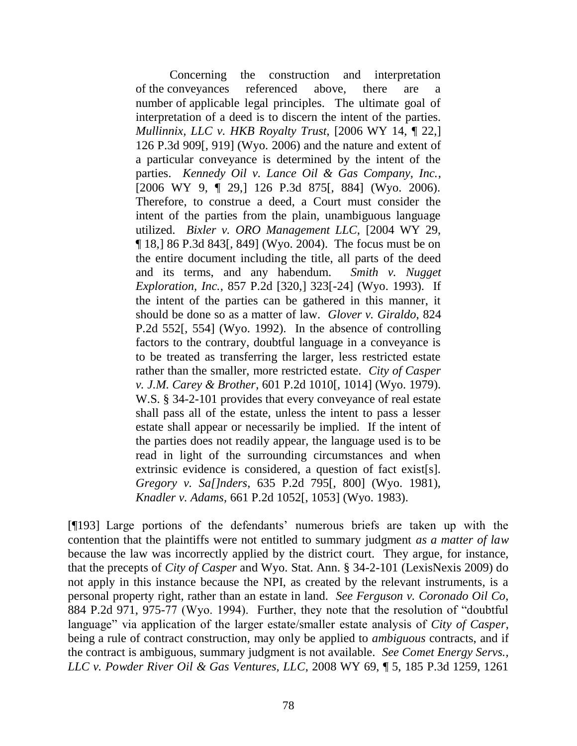> Concerning the construction and interpretation of the conveyances referenced above, there are a number of applicable legal principles. The ultimate goal of interpretation of a deed is to discern the intent of the parties. *Mullinnix, LLC v. HKB Royalty Trust*, [2006 WY 14, ¶ 22,] 126 P.3d 909[, 919] (Wyo. 2006) and the nature and extent of a particular conveyance is determined by the intent of the parties. *Kennedy Oil v. Lance Oil & Gas Company, Inc.*, [2006 WY 9, ¶ 29,] 126 P.3d 875[, 884] (Wyo. 2006). Therefore, to construe a deed, a Court must consider the intent of the parties from the plain, unambiguous language utilized. *Bixler v. ORO Management LLC*, [2004 WY 29, ¶ 18,] 86 P.3d 843[, 849] (Wyo. 2004). The focus must be on the entire document including the title, all parts of the deed and its terms, and any habendum. *Smith v. Nugget Exploration, Inc.*, 857 P.2d [320,] 323[-24] (Wyo. 1993). If the intent of the parties can be gathered in this manner, it should be done so as a matter of law. *Glover v. Giraldo*, 824 P.2d 552[, 554] (Wyo. 1992). In the absence of controlling factors to the contrary, doubtful language in a conveyance is to be treated as transferring the larger, less restricted estate rather than the smaller, more restricted estate. *City of Casper v. J.M. Carey & Brother*, 601 P.2d 1010[, 1014] (Wyo. 1979). W.S. § 34-2-101 provides that every conveyance of real estate shall pass all of the estate, unless the intent to pass a lesser estate shall appear or necessarily be implied. If the intent of the parties does not readily appear, the language used is to be read in light of the surrounding circumstances and when extrinsic evidence is considered, a question of fact exist[s]. *Gregory v. Sa[]nders*, 635 P.2d 795[, 800] (Wyo. 1981), *Knadler v. Adams*, 661 P.2d 1052[, 1053] (Wyo. 1983).

[¶193] Large portions of the defendants' numerous briefs are taken up with the contention that the plaintiffs were not entitled to summary judgment *as a matter of law* because the law was incorrectly applied by the district court. They argue, for instance, that the precepts of *City of Casper* and Wyo. Stat. Ann. § 34-2-101 (LexisNexis 2009) do not apply in this instance because the NPI, as created by the relevant instruments, is a personal property right, rather than an estate in land. *See Ferguson v. Coronado Oil Co*, 884 P.2d 971, 975-77 (Wyo. 1994). Further, they note that the resolution of "doubtful language" via application of the larger estate/smaller estate analysis of *City of Casper*, being a rule of contract construction, may only be applied to *ambiguous* contracts, and if the contract is ambiguous, summary judgment is not available. *See Comet Energy Servs., LLC v. Powder River Oil & Gas Ventures, LLC*, 2008 WY 69, ¶ 5, 185 P.3d 1259, 1261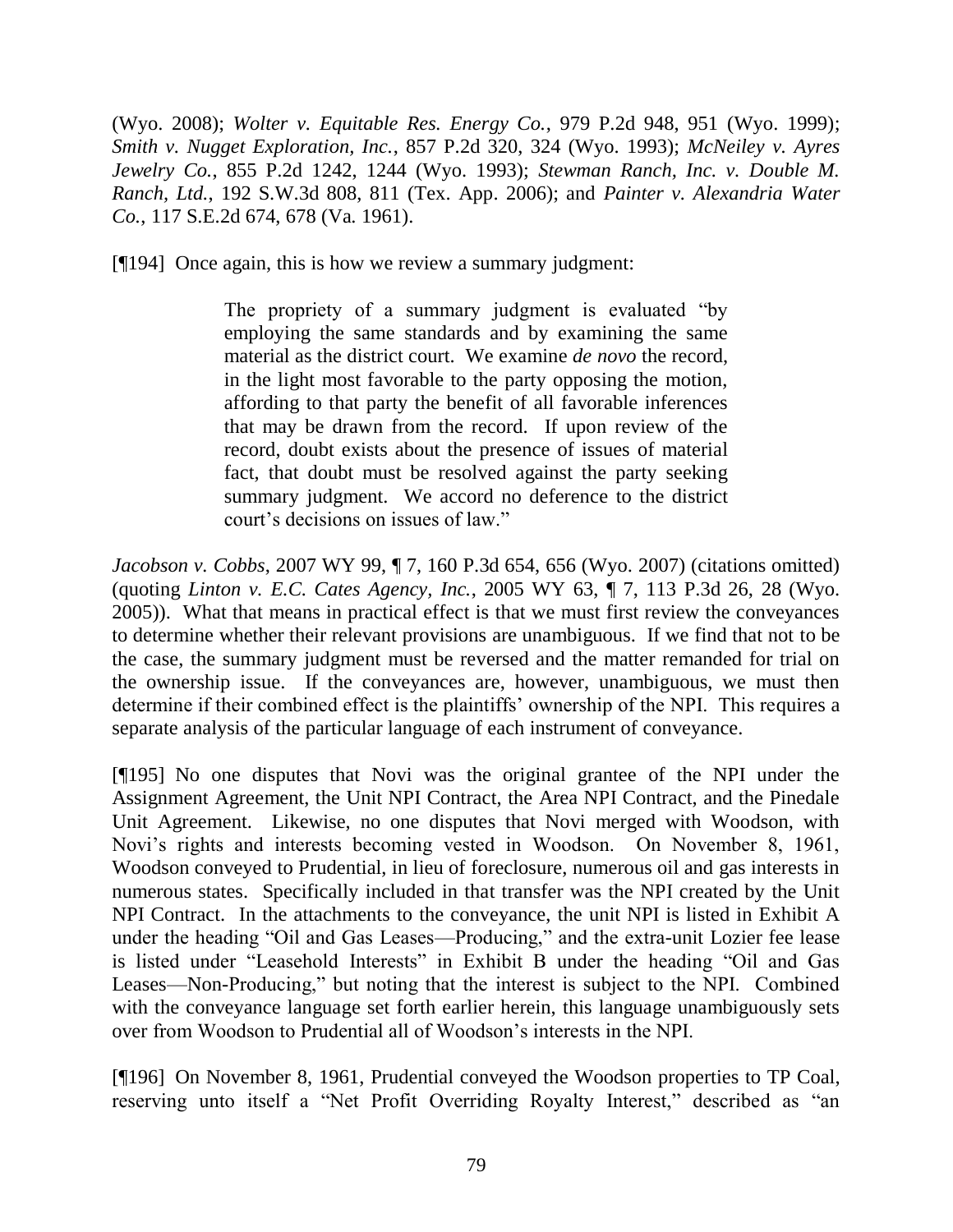(Wyo. 2008); *Wolter v. Equitable Res. Energy Co.*, 979 P.2d 948, 951 (Wyo. 1999); *Smith v. Nugget Exploration, Inc.*, 857 P.2d 320, 324 (Wyo. 1993); *McNeiley v. Ayres Jewelry Co.*, 855 P.2d 1242, 1244 (Wyo. 1993); *Stewman Ranch, Inc. v. Double M. Ranch, Ltd.*, 192 S.W.3d 808, 811 (Tex. App. 2006); and *Painter v. Alexandria Water Co.*, 117 S.E.2d 674, 678 (Va. 1961).

[¶194] Once again, this is how we review a summary judgment:

> The propriety of a summary judgment is evaluated "by employing the same standards and by examining the same material as the district court. We examine *de novo* the record, in the light most favorable to the party opposing the motion, affording to that party the benefit of all favorable inferences that may be drawn from the record. If upon review of the record, doubt exists about the presence of issues of material fact, that doubt must be resolved against the party seeking summary judgment. We accord no deference to the district court's decisions on issues of law."

*Jacobson v. Cobbs*, 2007 WY 99, ¶ 7, 160 P.3d 654, 656 (Wyo. 2007) (citations omitted) (quoting *Linton v. E.C. Cates Agency, Inc.*, 2005 WY 63, ¶ 7, 113 P.3d 26, 28 (Wyo. 2005)). What that means in practical effect is that we must first review the conveyances to determine whether their relevant provisions are unambiguous. If we find that not to be the case, the summary judgment must be reversed and the matter remanded for trial on the ownership issue. If the conveyances are, however, unambiguous, we must then determine if their combined effect is the plaintiffs' ownership of the NPI. This requires a separate analysis of the particular language of each instrument of conveyance.

[¶195] No one disputes that Novi was the original grantee of the NPI under the Assignment Agreement, the Unit NPI Contract, the Area NPI Contract, and the Pinedale Unit Agreement. Likewise, no one disputes that Novi merged with Woodson, with Novi's rights and interests becoming vested in Woodson. On November 8, 1961, Woodson conveyed to Prudential, in lieu of foreclosure, numerous oil and gas interests in numerous states. Specifically included in that transfer was the NPI created by the Unit NPI Contract. In the attachments to the conveyance, the unit NPI is listed in Exhibit A under the heading "Oil and Gas Leases—Producing," and the extra-unit Lozier fee lease is listed under "Leasehold Interests" in Exhibit B under the heading "Oil and Gas Leases—Non-Producing," but noting that the interest is subject to the NPI. Combined with the conveyance language set forth earlier herein, this language unambiguously sets over from Woodson to Prudential all of Woodson's interests in the NPI.

[¶196] On November 8, 1961, Prudential conveyed the Woodson properties to TP Coal, reserving unto itself a "Net Profit Overriding Royalty Interest," described as "an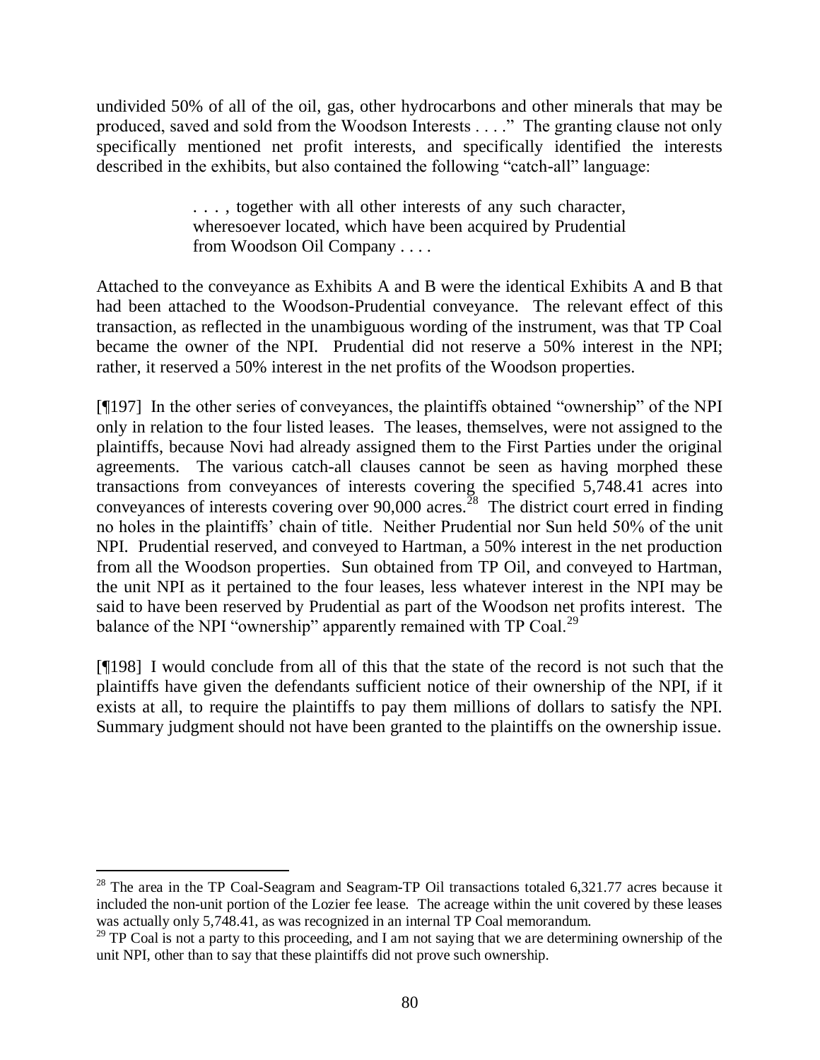undivided 50% of all of the oil, gas, other hydrocarbons and other minerals that may be produced, saved and sold from the Woodson Interests . . . ." The granting clause not only specifically mentioned net profit interests, and specifically identified the interests described in the exhibits, but also contained the following "catch-all" language:

> . . . , together with all other interests of any such character, wheresoever located, which have been acquired by Prudential from Woodson Oil Company . . . .

Attached to the conveyance as Exhibits A and B were the identical Exhibits A and B that had been attached to the Woodson-Prudential conveyance. The relevant effect of this transaction, as reflected in the unambiguous wording of the instrument, was that TP Coal became the owner of the NPI. Prudential did not reserve a 50% interest in the NPI; rather, it reserved a 50% interest in the net profits of the Woodson properties.

[¶197] In the other series of conveyances, the plaintiffs obtained "ownership" of the NPI only in relation to the four listed leases. The leases, themselves, were not assigned to the plaintiffs, because Novi had already assigned them to the First Parties under the original agreements. The various catch-all clauses cannot be seen as having morphed these transactions from conveyances of interests covering the specified 5,748.41 acres into conveyances of interests covering over 90,000 acres.[28] The district court erred in finding no holes in the plaintiffs' chain of title. Neither Prudential nor Sun held 50% of the unit NPI. Prudential reserved, and conveyed to Hartman, a 50% interest in the net production from all the Woodson properties. Sun obtained from TP Oil, and conveyed to Hartman, the unit NPI as it pertained to the four leases, less whatever interest in the NPI may be said to have been reserved by Prudential as part of the Woodson net profits interest. The balance of the NPI "ownership" apparently remained with TP Coal.[29]

[¶198] I would conclude from all of this that the state of the record is not such that the plaintiffs have given the defendants sufficient notice of their ownership of the NPI, if it exists at all, to require the plaintiffs to pay them millions of dollars to satisfy the NPI. Summary judgment should not have been granted to the plaintiffs on the ownership issue.

---

[28] The area in the TP Coal-Seagram and Seagram-TP Oil transactions totaled 6,321.77 acres because it included the non-unit portion of the Lozier fee lease. The acreage within the unit covered by these leases was actually only 5,748.41, as was recognized in an internal TP Coal memorandum.

[29] TP Coal is not a party to this proceeding, and I am not saying that we are determining ownership of the unit NPI, other than to say that these plaintiffs did not prove such ownership.